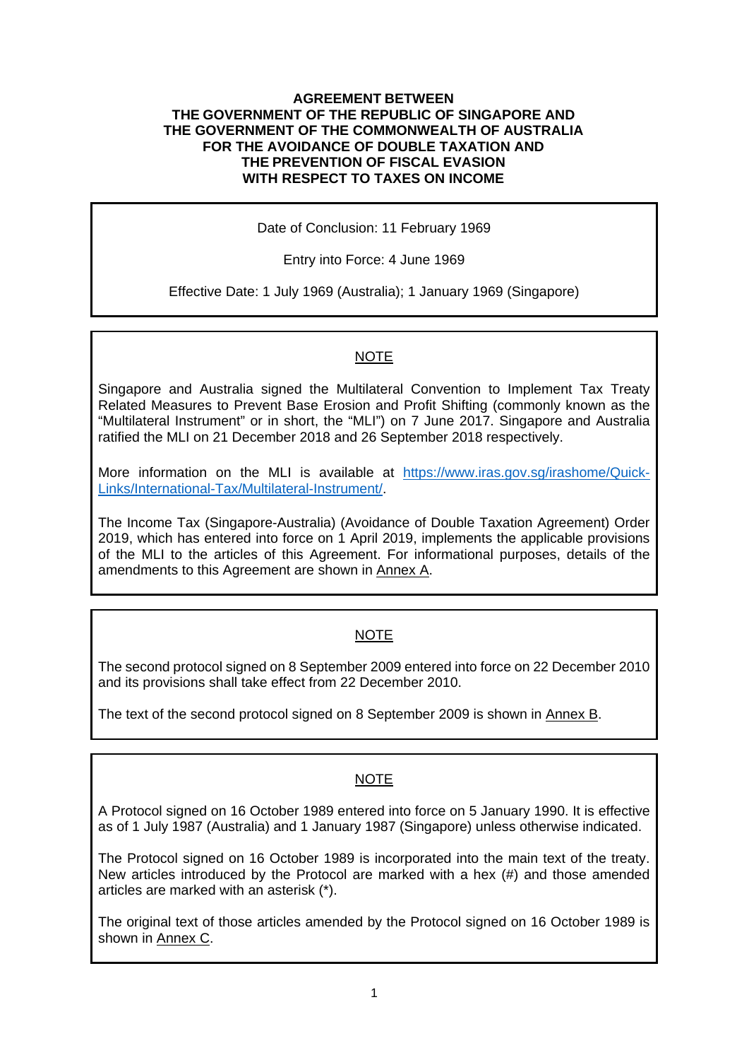# AGREEMENT BETWEEN THE GOVERNMENT OF THE REPUBLIC OF SINGAPORE AND THE GOVERNMENT OF THE COMMONWEALTH OF AUSTRALIA FOR THE AVOIDANCE OF DOUBLE TAXATION AND THE PREVENTION OF FISCAL EVASION WITH RESPECT TO TAXES ON INCOME

Date of Conclusion: 11 February 1969

Entry into Force: 4 June 1969

Effective Date: 1 July 1969 (Australia); 1 January 1969 (Singapore)

---

**NOTE**

Singapore and Australia signed the Multilateral Convention to Implement Tax Treaty Related Measures to Prevent Base Erosion and Profit Shifting (commonly known as the "Multilateral Instrument" or in short, the "MLI") on 7 June 2017. Singapore and Australia ratified the MLI on 21 December 2018 and 26 September 2018 respectively.

More information on the MLI is available at https://www.iras.gov.sg/irashome/Quick-Links/International-Tax/Multilateral-Instrument/.

The Income Tax (Singapore-Australia) (Avoidance of Double Taxation Agreement) Order 2019, which has entered into force on 1 April 2019, implements the applicable provisions of the MLI to the articles of this Agreement. For informational purposes, details of the amendments to this Agreement are shown in Annex A.

---

**NOTE**

The second protocol signed on 8 September 2009 entered into force on 22 December 2010 and its provisions shall take effect from 22 December 2010.

The text of the second protocol signed on 8 September 2009 is shown in Annex B.

---

**NOTE**

A Protocol signed on 16 October 1989 entered into force on 5 January 1990. It is effective as of 1 July 1987 (Australia) and 1 January 1987 (Singapore) unless otherwise indicated.

The Protocol signed on 16 October 1989 is incorporated into the main text of the treaty. New articles introduced by the Protocol are marked with a hex (#) and those amended articles are marked with an asterisk (*).

The original text of those articles amended by the Protocol signed on 16 October 1989 is shown in Annex C.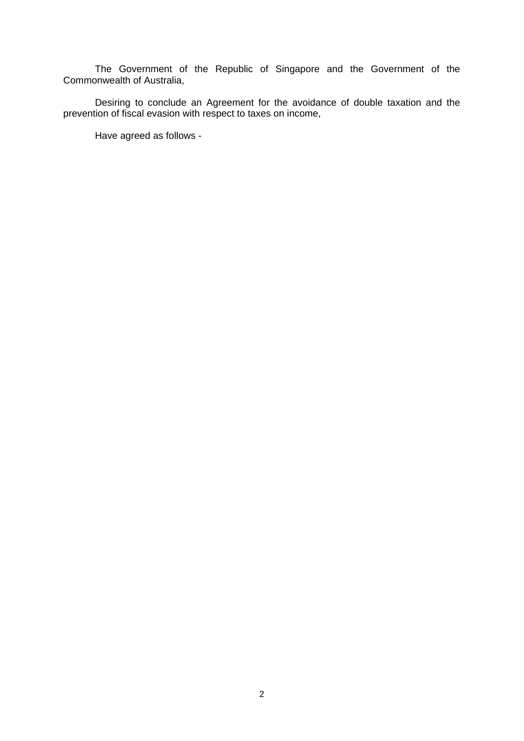The Government of the Republic of Singapore and the Government of the Commonwealth of Australia,

Desiring to conclude an Agreement for the avoidance of double taxation and the prevention of fiscal evasion with respect to taxes on income,

Have agreed as follows -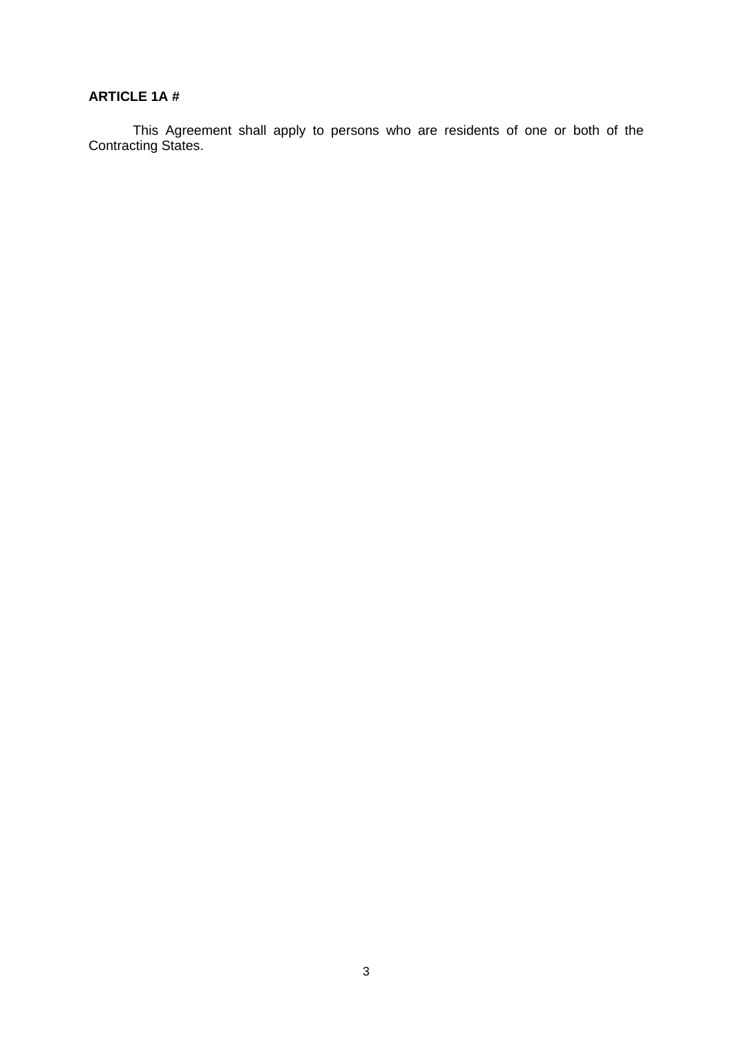**ARTICLE 1A #**

This Agreement shall apply to persons who are residents of one or both of the Contracting States.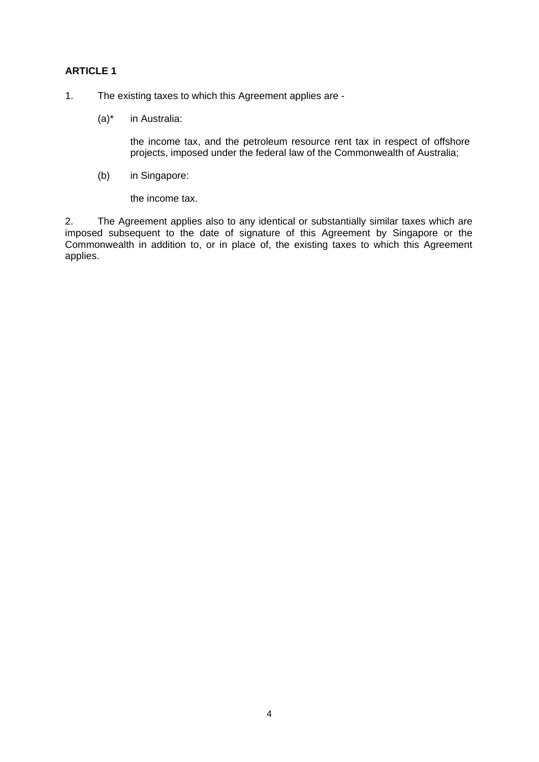**ARTICLE 1**

1. The existing taxes to which this Agreement applies are -

   (a)* in Australia:

   the income tax, and the petroleum resource rent tax in respect of offshore projects, imposed under the federal law of the Commonwealth of Australia;

   (b) in Singapore:

   the income tax.

2. The Agreement applies also to any identical or substantially similar taxes which are imposed subsequent to the date of signature of this Agreement by Singapore or the Commonwealth in addition to, or in place of, the existing taxes to which this Agreement applies.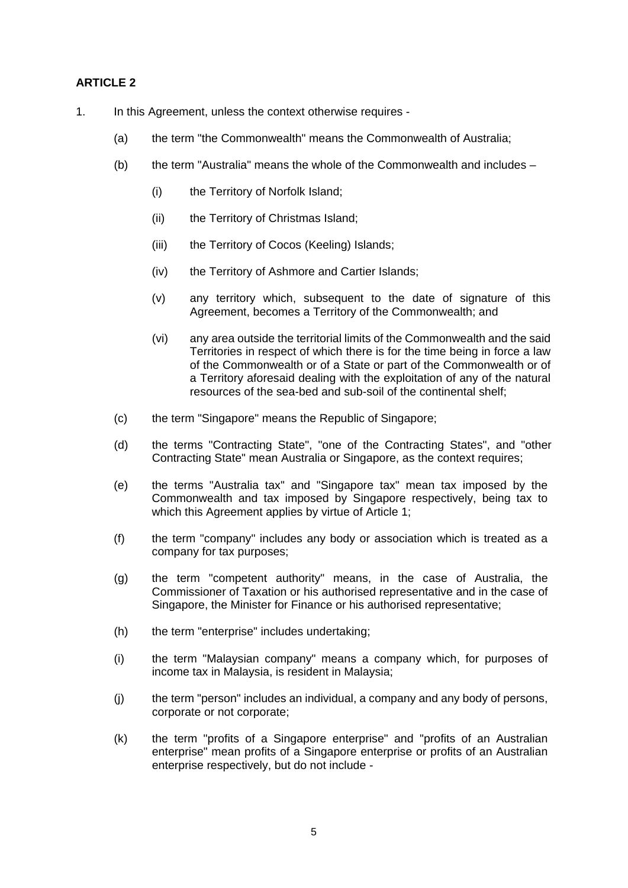**ARTICLE 2**

1. In this Agreement, unless the context otherwise requires -

   (a) the term "the Commonwealth" means the Commonwealth of Australia;

   (b) the term "Australia" means the whole of the Commonwealth and includes –

      (i) the Territory of Norfolk Island;

      (ii) the Territory of Christmas Island;

      (iii) the Territory of Cocos (Keeling) Islands;

      (iv) the Territory of Ashmore and Cartier Islands;

      (v) any territory which, subsequent to the date of signature of this Agreement, becomes a Territory of the Commonwealth; and

      (vi) any area outside the territorial limits of the Commonwealth and the said Territories in respect of which there is for the time being in force a law of the Commonwealth or of a State or part of the Commonwealth or of a Territory aforesaid dealing with the exploitation of any of the natural resources of the sea-bed and sub-soil of the continental shelf;

   (c) the term "Singapore" means the Republic of Singapore;

   (d) the terms "Contracting State", "one of the Contracting States", and "other Contracting State" mean Australia or Singapore, as the context requires;

   (e) the terms "Australia tax" and "Singapore tax" mean tax imposed by the Commonwealth and tax imposed by Singapore respectively, being tax to which this Agreement applies by virtue of Article 1;

   (f) the term "company" includes any body or association which is treated as a company for tax purposes;

   (g) the term "competent authority" means, in the case of Australia, the Commissioner of Taxation or his authorised representative and in the case of Singapore, the Minister for Finance or his authorised representative;

   (h) the term "enterprise" includes undertaking;

   (i) the term "Malaysian company" means a company which, for purposes of income tax in Malaysia, is resident in Malaysia;

   (j) the term "person" includes an individual, a company and any body of persons, corporate or not corporate;

   (k) the term "profits of a Singapore enterprise" and "profits of an Australian enterprise" mean profits of a Singapore enterprise or profits of an Australian enterprise respectively, but do not include -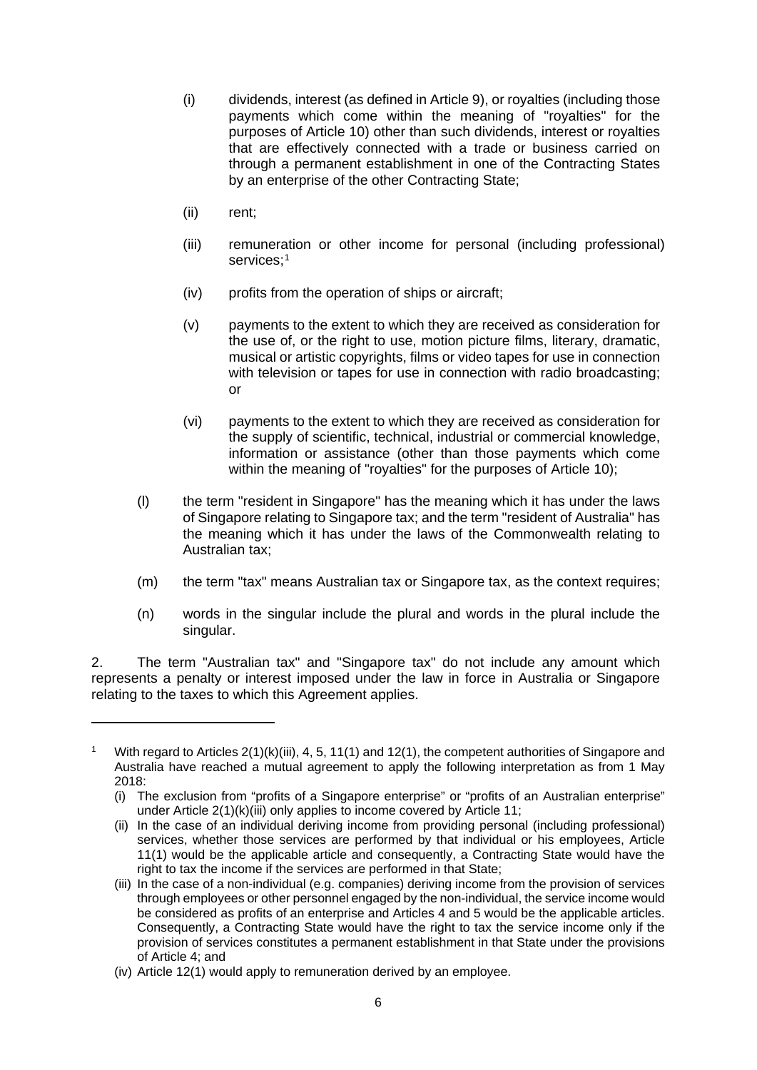(i) dividends, interest (as defined in Article 9), or royalties (including those payments which come within the meaning of "royalties" for the purposes of Article 10) other than such dividends, interest or royalties that are effectively connected with a trade or business carried on through a permanent establishment in one of the Contracting States by an enterprise of the other Contracting State;

(ii) rent;

(iii) remuneration or other income for personal (including professional) services;[1]

(iv) profits from the operation of ships or aircraft;

(v) payments to the extent to which they are received as consideration for the use of, or the right to use, motion picture films, literary, dramatic, musical or artistic copyrights, films or video tapes for use in connection with television or tapes for use in connection with radio broadcasting; or

(vi) payments to the extent to which they are received as consideration for the supply of scientific, technical, industrial or commercial knowledge, information or assistance (other than those payments which come within the meaning of "royalties" for the purposes of Article 10);

(l) the term "resident in Singapore" has the meaning which it has under the laws of Singapore relating to Singapore tax; and the term "resident of Australia" has the meaning which it has under the laws of the Commonwealth relating to Australian tax;

(m) the term "tax" means Australian tax or Singapore tax, as the context requires;

(n) words in the singular include the plural and words in the plural include the singular.

2. The term "Australian tax" and "Singapore tax" do not include any amount which represents a penalty or interest imposed under the law in force in Australia or Singapore relating to the taxes to which this Agreement applies.

---

[1] With regard to Articles 2(1)(k)(iii), 4, 5, 11(1) and 12(1), the competent authorities of Singapore and Australia have reached a mutual agreement to apply the following interpretation as from 1 May 2018:

(i) The exclusion from "profits of a Singapore enterprise" or "profits of an Australian enterprise" under Article 2(1)(k)(iii) only applies to income covered by Article 11;

(ii) In the case of an individual deriving income from providing personal (including professional) services, whether those services are performed by that individual or his employees, Article 11(1) would be the applicable article and consequently, a Contracting State would have the right to tax the income if the services are performed in that State;

(iii) In the case of a non-individual (e.g. companies) deriving income from the provision of services through employees or other personnel engaged by the non-individual, the service income would be considered as profits of an enterprise and Articles 4 and 5 would be the applicable articles. Consequently, a Contracting State would have the right to tax the service income only if the provision of services constitutes a permanent establishment in that State under the provisions of Article 4; and

(iv) Article 12(1) would apply to remuneration derived by an employee.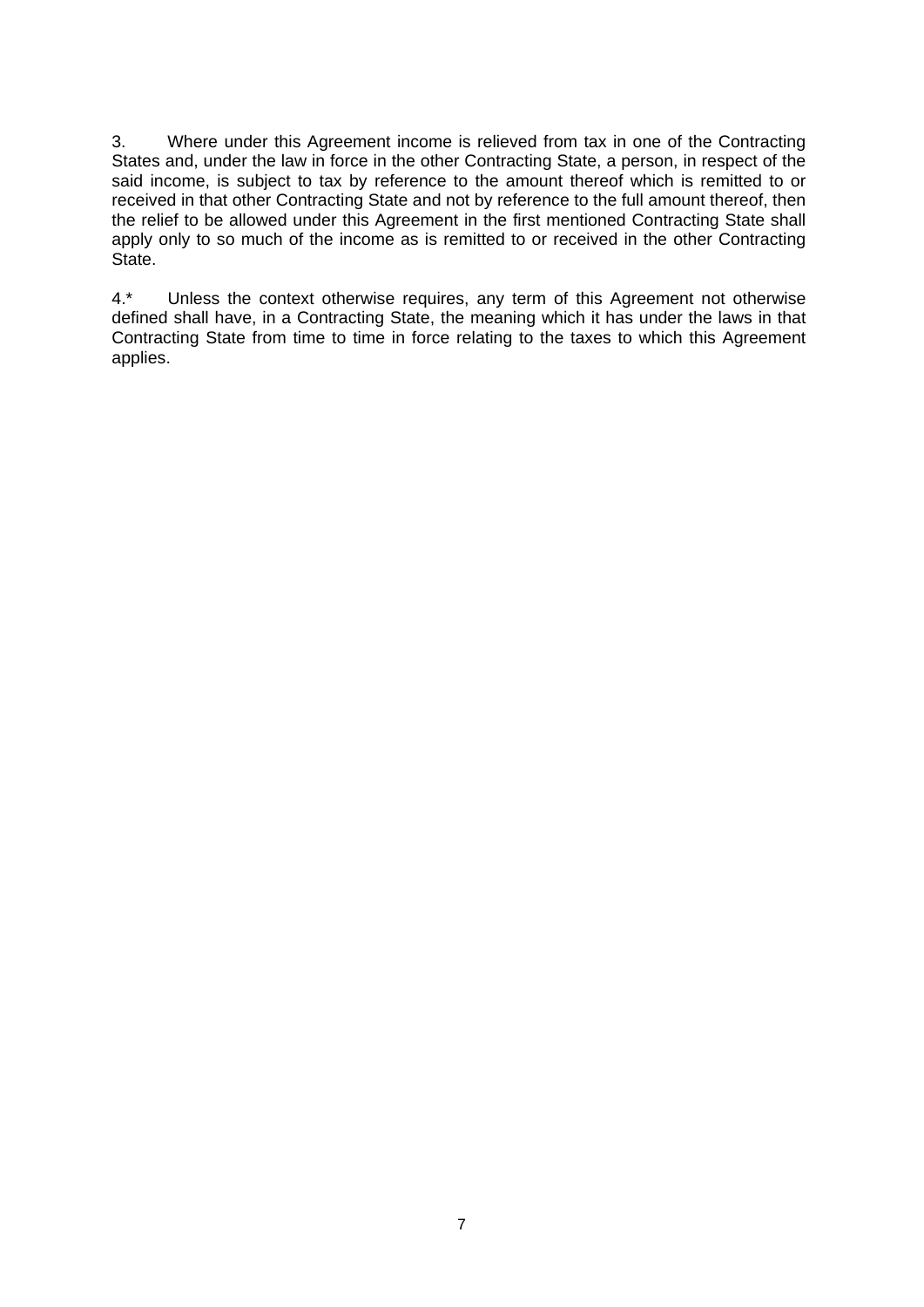3. Where under this Agreement income is relieved from tax in one of the Contracting States and, under the law in force in the other Contracting State, a person, in respect of the said income, is subject to tax by reference to the amount thereof which is remitted to or received in that other Contracting State and not by reference to the full amount thereof, then the relief to be allowed under this Agreement in the first mentioned Contracting State shall apply only to so much of the income as is remitted to or received in the other Contracting State.

4.* Unless the context otherwise requires, any term of this Agreement not otherwise defined shall have, in a Contracting State, the meaning which it has under the laws in that Contracting State from time to time in force relating to the taxes to which this Agreement applies.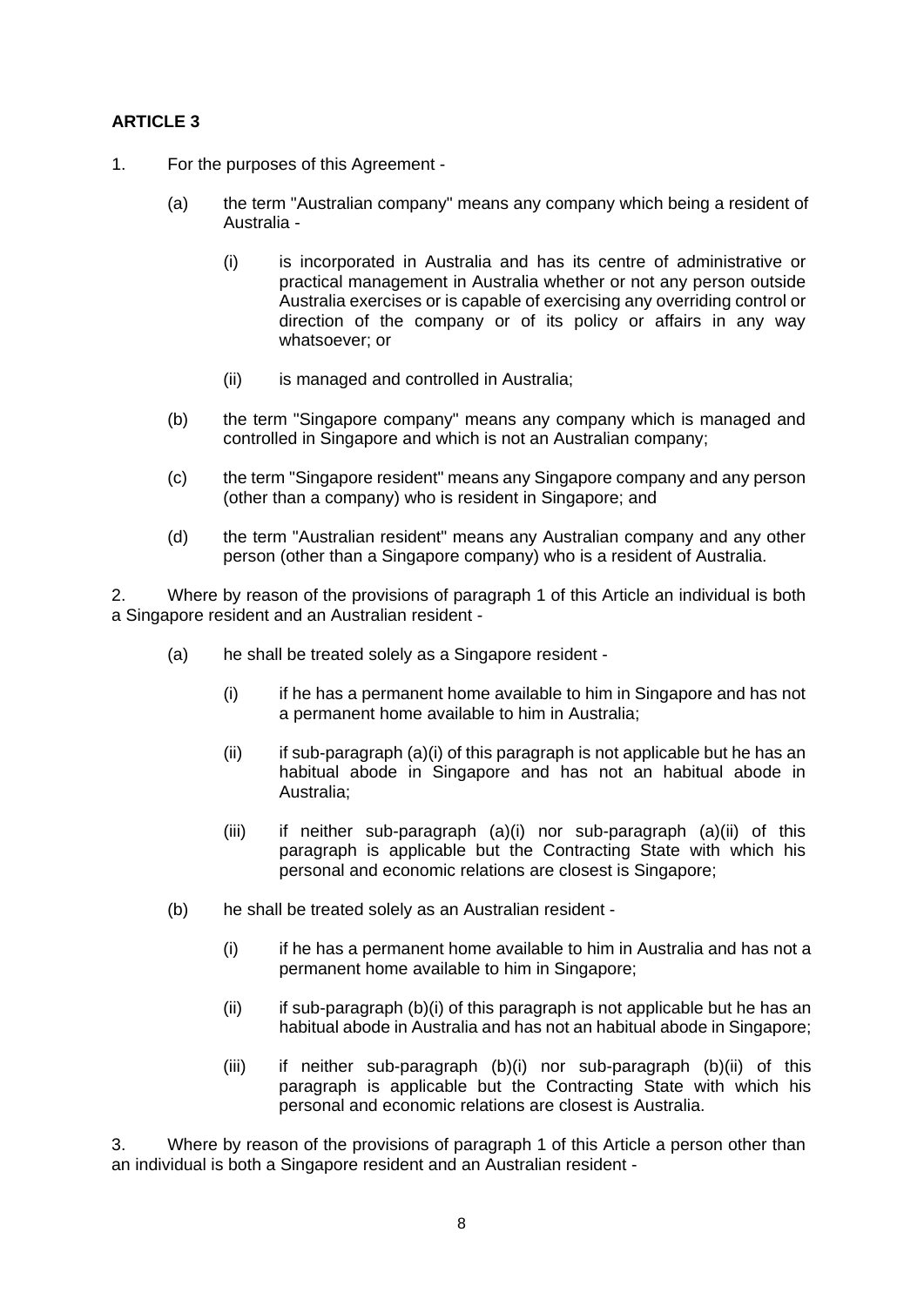**ARTICLE 3**

1. For the purposes of this Agreement -

   (a) the term "Australian company" means any company which being a resident of Australia -

      (i) is incorporated in Australia and has its centre of administrative or practical management in Australia whether or not any person outside Australia exercises or is capable of exercising any overriding control or direction of the company or of its policy or affairs in any way whatsoever; or

      (ii) is managed and controlled in Australia;

   (b) the term "Singapore company" means any company which is managed and controlled in Singapore and which is not an Australian company;

   (c) the term "Singapore resident" means any Singapore company and any person (other than a company) who is resident in Singapore; and

   (d) the term "Australian resident" means any Australian company and any other person (other than a Singapore company) who is a resident of Australia.

2. Where by reason of the provisions of paragraph 1 of this Article an individual is both a Singapore resident and an Australian resident -

   (a) he shall be treated solely as a Singapore resident -

      (i) if he has a permanent home available to him in Singapore and has not a permanent home available to him in Australia;

      (ii) if sub-paragraph (a)(i) of this paragraph is not applicable but he has an habitual abode in Singapore and has not an habitual abode in Australia;

      (iii) if neither sub-paragraph (a)(i) nor sub-paragraph (a)(ii) of this paragraph is applicable but the Contracting State with which his personal and economic relations are closest is Singapore;

   (b) he shall be treated solely as an Australian resident -

      (i) if he has a permanent home available to him in Australia and has not a permanent home available to him in Singapore;

      (ii) if sub-paragraph (b)(i) of this paragraph is not applicable but he has an habitual abode in Australia and has not an habitual abode in Singapore;

      (iii) if neither sub-paragraph (b)(i) nor sub-paragraph (b)(ii) of this paragraph is applicable but the Contracting State with which his personal and economic relations are closest is Australia.

3. Where by reason of the provisions of paragraph 1 of this Article a person other than an individual is both a Singapore resident and an Australian resident -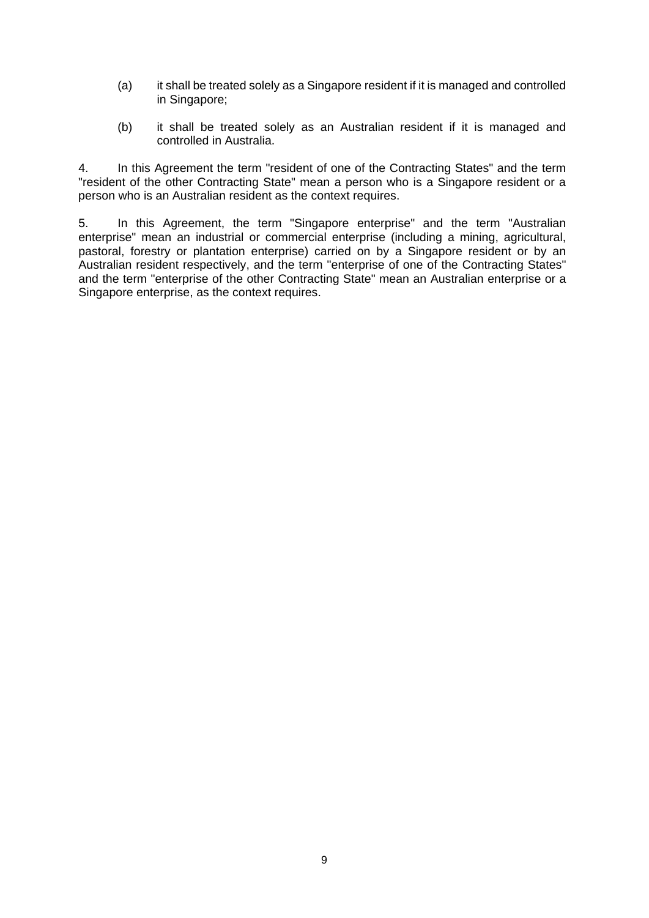(a) it shall be treated solely as a Singapore resident if it is managed and controlled in Singapore;

(b) it shall be treated solely as an Australian resident if it is managed and controlled in Australia.

4. In this Agreement the term "resident of one of the Contracting States" and the term "resident of the other Contracting State" mean a person who is a Singapore resident or a person who is an Australian resident as the context requires.

5. In this Agreement, the term "Singapore enterprise" and the term "Australian enterprise" mean an industrial or commercial enterprise (including a mining, agricultural, pastoral, forestry or plantation enterprise) carried on by a Singapore resident or by an Australian resident respectively, and the term "enterprise of one of the Contracting States" and the term "enterprise of the other Contracting State" mean an Australian enterprise or a Singapore enterprise, as the context requires.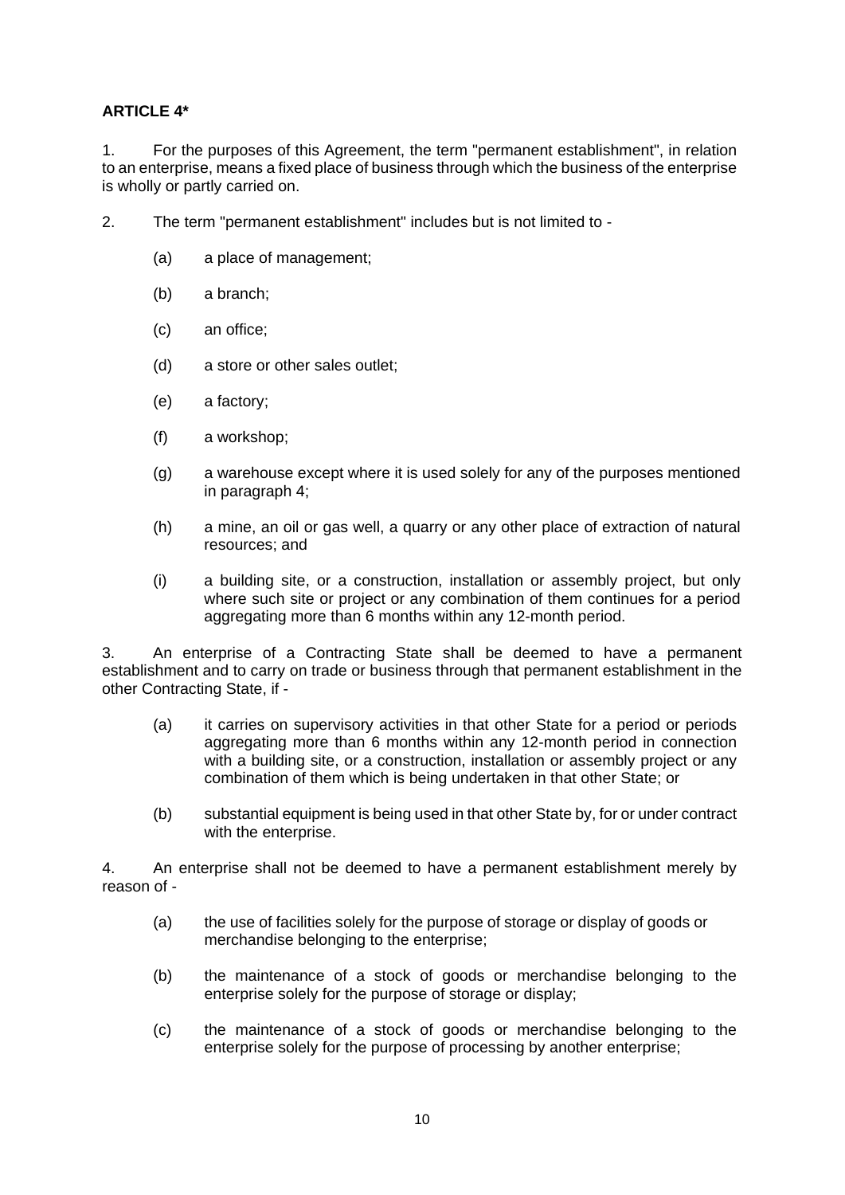**ARTICLE 4***

1. For the purposes of this Agreement, the term "permanent establishment", in relation to an enterprise, means a fixed place of business through which the business of the enterprise is wholly or partly carried on.

2. The term "permanent establishment" includes but is not limited to -

   (a) a place of management;

   (b) a branch;

   (c) an office;

   (d) a store or other sales outlet;

   (e) a factory;

   (f) a workshop;

   (g) a warehouse except where it is used solely for any of the purposes mentioned in paragraph 4;

   (h) a mine, an oil or gas well, a quarry or any other place of extraction of natural resources; and

   (i) a building site, or a construction, installation or assembly project, but only where such site or project or any combination of them continues for a period aggregating more than 6 months within any 12-month period.

3. An enterprise of a Contracting State shall be deemed to have a permanent establishment and to carry on trade or business through that permanent establishment in the other Contracting State, if -

   (a) it carries on supervisory activities in that other State for a period or periods aggregating more than 6 months within any 12-month period in connection with a building site, or a construction, installation or assembly project or any combination of them which is being undertaken in that other State; or

   (b) substantial equipment is being used in that other State by, for or under contract with the enterprise.

4. An enterprise shall not be deemed to have a permanent establishment merely by reason of -

   (a) the use of facilities solely for the purpose of storage or display of goods or merchandise belonging to the enterprise;

   (b) the maintenance of a stock of goods or merchandise belonging to the enterprise solely for the purpose of storage or display;

   (c) the maintenance of a stock of goods or merchandise belonging to the enterprise solely for the purpose of processing by another enterprise;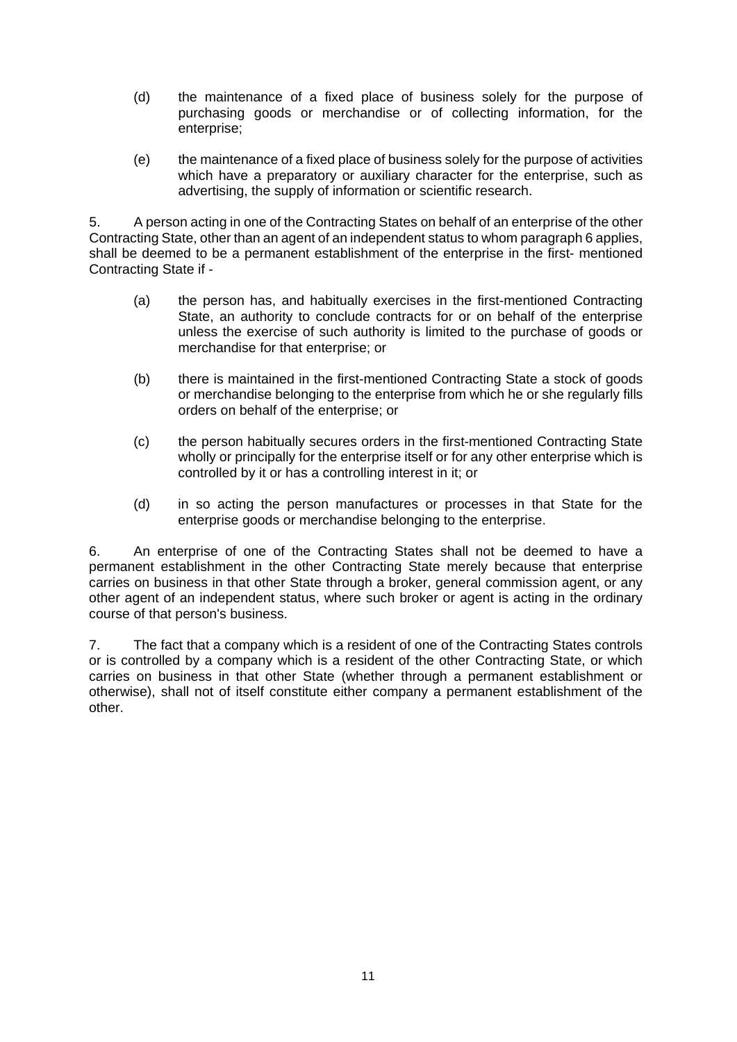(d) the maintenance of a fixed place of business solely for the purpose of purchasing goods or merchandise or of collecting information, for the enterprise;

(e) the maintenance of a fixed place of business solely for the purpose of activities which have a preparatory or auxiliary character for the enterprise, such as advertising, the supply of information or scientific research.

5. A person acting in one of the Contracting States on behalf of an enterprise of the other Contracting State, other than an agent of an independent status to whom paragraph 6 applies, shall be deemed to be a permanent establishment of the enterprise in the first- mentioned Contracting State if -

(a) the person has, and habitually exercises in the first-mentioned Contracting State, an authority to conclude contracts for or on behalf of the enterprise unless the exercise of such authority is limited to the purchase of goods or merchandise for that enterprise; or

(b) there is maintained in the first-mentioned Contracting State a stock of goods or merchandise belonging to the enterprise from which he or she regularly fills orders on behalf of the enterprise; or

(c) the person habitually secures orders in the first-mentioned Contracting State wholly or principally for the enterprise itself or for any other enterprise which is controlled by it or has a controlling interest in it; or

(d) in so acting the person manufactures or processes in that State for the enterprise goods or merchandise belonging to the enterprise.

6. An enterprise of one of the Contracting States shall not be deemed to have a permanent establishment in the other Contracting State merely because that enterprise carries on business in that other State through a broker, general commission agent, or any other agent of an independent status, where such broker or agent is acting in the ordinary course of that person's business.

7. The fact that a company which is a resident of one of the Contracting States controls or is controlled by a company which is a resident of the other Contracting State, or which carries on business in that other State (whether through a permanent establishment or otherwise), shall not of itself constitute either company a permanent establishment of the other.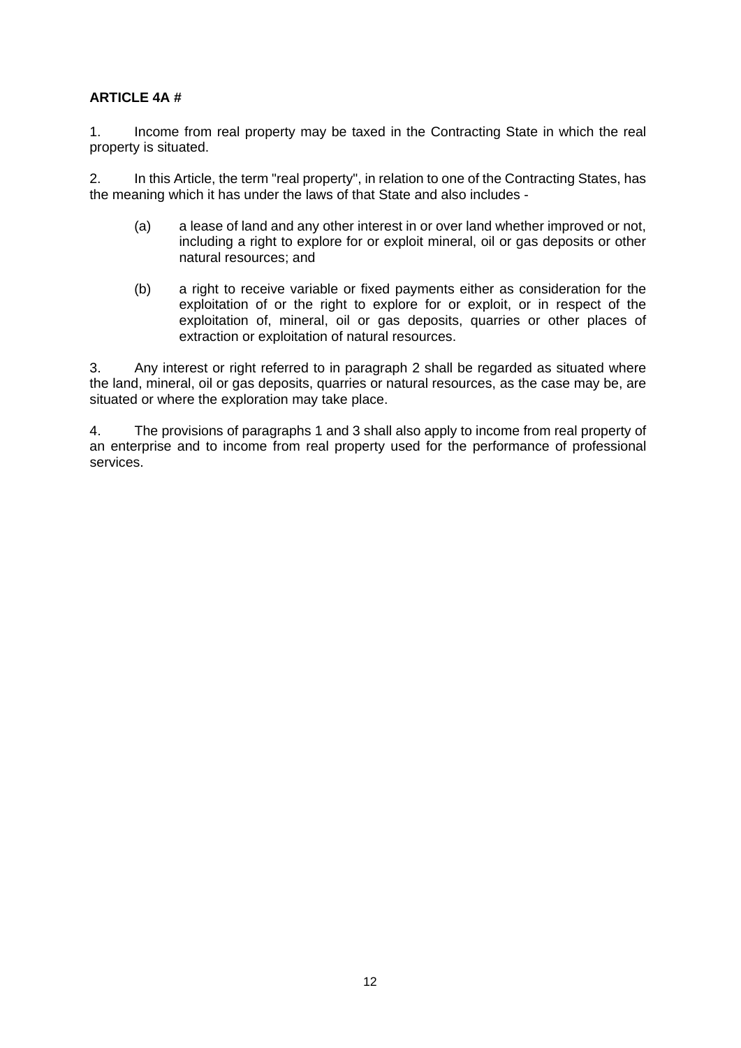**ARTICLE 4A #**

1. Income from real property may be taxed in the Contracting State in which the real property is situated.

2. In this Article, the term "real property", in relation to one of the Contracting States, has the meaning which it has under the laws of that State and also includes -

   (a) a lease of land and any other interest in or over land whether improved or not, including a right to explore for or exploit mineral, oil or gas deposits or other natural resources; and

   (b) a right to receive variable or fixed payments either as consideration for the exploitation of or the right to explore for or exploit, or in respect of the exploitation of, mineral, oil or gas deposits, quarries or other places of extraction or exploitation of natural resources.

3. Any interest or right referred to in paragraph 2 shall be regarded as situated where the land, mineral, oil or gas deposits, quarries or natural resources, as the case may be, are situated or where the exploration may take place.

4. The provisions of paragraphs 1 and 3 shall also apply to income from real property of an enterprise and to income from real property used for the performance of professional services.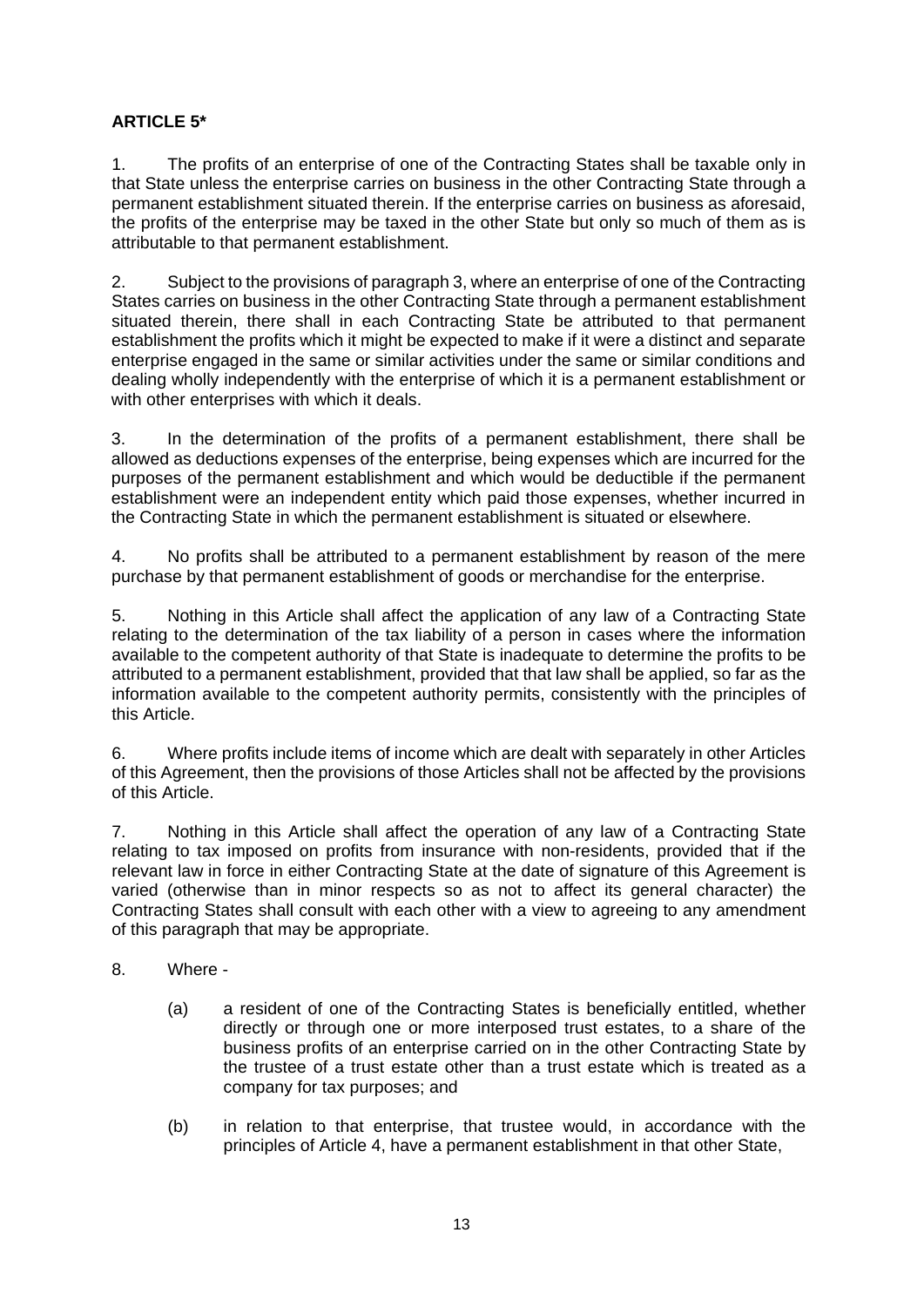**ARTICLE 5***

1. The profits of an enterprise of one of the Contracting States shall be taxable only in that State unless the enterprise carries on business in the other Contracting State through a permanent establishment situated therein. If the enterprise carries on business as aforesaid, the profits of the enterprise may be taxed in the other State but only so much of them as is attributable to that permanent establishment.

2. Subject to the provisions of paragraph 3, where an enterprise of one of the Contracting States carries on business in the other Contracting State through a permanent establishment situated therein, there shall in each Contracting State be attributed to that permanent establishment the profits which it might be expected to make if it were a distinct and separate enterprise engaged in the same or similar activities under the same or similar conditions and dealing wholly independently with the enterprise of which it is a permanent establishment or with other enterprises with which it deals.

3. In the determination of the profits of a permanent establishment, there shall be allowed as deductions expenses of the enterprise, being expenses which are incurred for the purposes of the permanent establishment and which would be deductible if the permanent establishment were an independent entity which paid those expenses, whether incurred in the Contracting State in which the permanent establishment is situated or elsewhere.

4. No profits shall be attributed to a permanent establishment by reason of the mere purchase by that permanent establishment of goods or merchandise for the enterprise.

5. Nothing in this Article shall affect the application of any law of a Contracting State relating to the determination of the tax liability of a person in cases where the information available to the competent authority of that State is inadequate to determine the profits to be attributed to a permanent establishment, provided that that law shall be applied, so far as the information available to the competent authority permits, consistently with the principles of this Article.

6. Where profits include items of income which are dealt with separately in other Articles of this Agreement, then the provisions of those Articles shall not be affected by the provisions of this Article.

7. Nothing in this Article shall affect the operation of any law of a Contracting State relating to tax imposed on profits from insurance with non-residents, provided that if the relevant law in force in either Contracting State at the date of signature of this Agreement is varied (otherwise than in minor respects so as not to affect its general character) the Contracting States shall consult with each other with a view to agreeing to any amendment of this paragraph that may be appropriate.

8. Where -

   (a) a resident of one of the Contracting States is beneficially entitled, whether directly or through one or more interposed trust estates, to a share of the business profits of an enterprise carried on in the other Contracting State by the trustee of a trust estate other than a trust estate which is treated as a company for tax purposes; and

   (b) in relation to that enterprise, that trustee would, in accordance with the principles of Article 4, have a permanent establishment in that other State,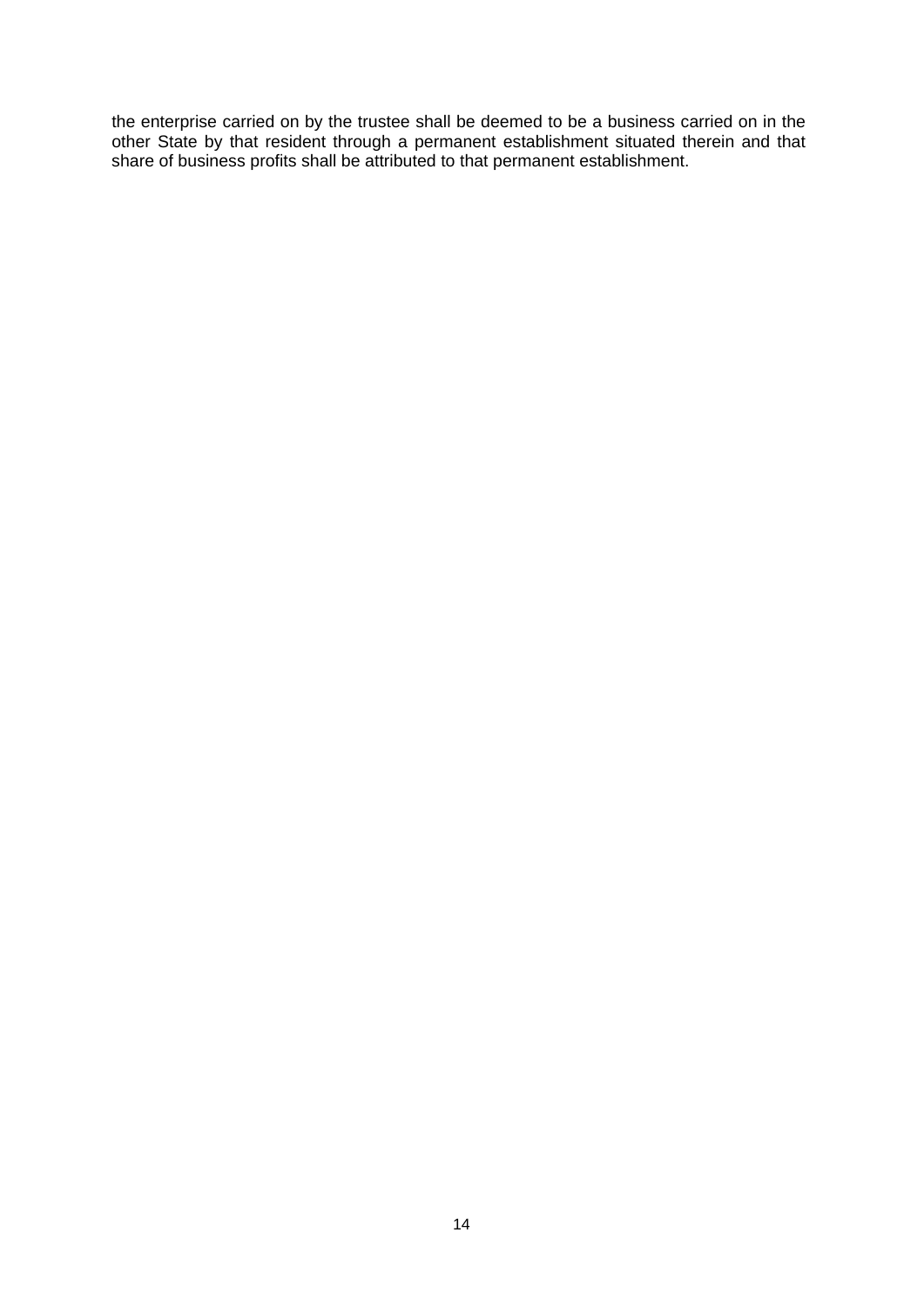the enterprise carried on by the trustee shall be deemed to be a business carried on in the other State by that resident through a permanent establishment situated therein and that share of business profits shall be attributed to that permanent establishment.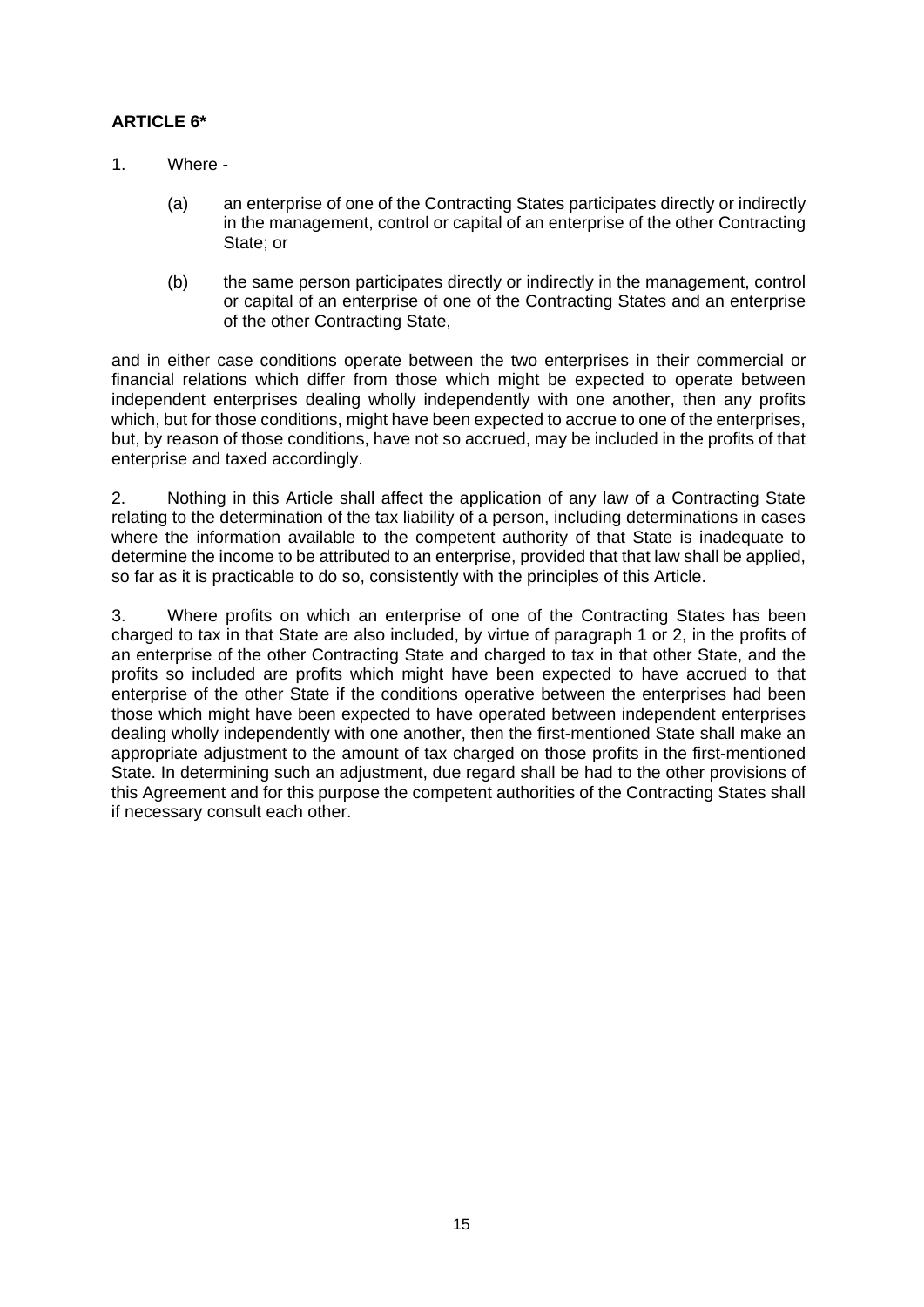**ARTICLE 6***

1. Where -

   (a) an enterprise of one of the Contracting States participates directly or indirectly in the management, control or capital of an enterprise of the other Contracting State; or

   (b) the same person participates directly or indirectly in the management, control or capital of an enterprise of one of the Contracting States and an enterprise of the other Contracting State,

and in either case conditions operate between the two enterprises in their commercial or financial relations which differ from those which might be expected to operate between independent enterprises dealing wholly independently with one another, then any profits which, but for those conditions, might have been expected to accrue to one of the enterprises, but, by reason of those conditions, have not so accrued, may be included in the profits of that enterprise and taxed accordingly.

2. Nothing in this Article shall affect the application of any law of a Contracting State relating to the determination of the tax liability of a person, including determinations in cases where the information available to the competent authority of that State is inadequate to determine the income to be attributed to an enterprise, provided that that law shall be applied, so far as it is practicable to do so, consistently with the principles of this Article.

3. Where profits on which an enterprise of one of the Contracting States has been charged to tax in that State are also included, by virtue of paragraph 1 or 2, in the profits of an enterprise of the other Contracting State and charged to tax in that other State, and the profits so included are profits which might have been expected to have accrued to that enterprise of the other State if the conditions operative between the enterprises had been those which might have been expected to have operated between independent enterprises dealing wholly independently with one another, then the first-mentioned State shall make an appropriate adjustment to the amount of tax charged on those profits in the first-mentioned State. In determining such an adjustment, due regard shall be had to the other provisions of this Agreement and for this purpose the competent authorities of the Contracting States shall if necessary consult each other.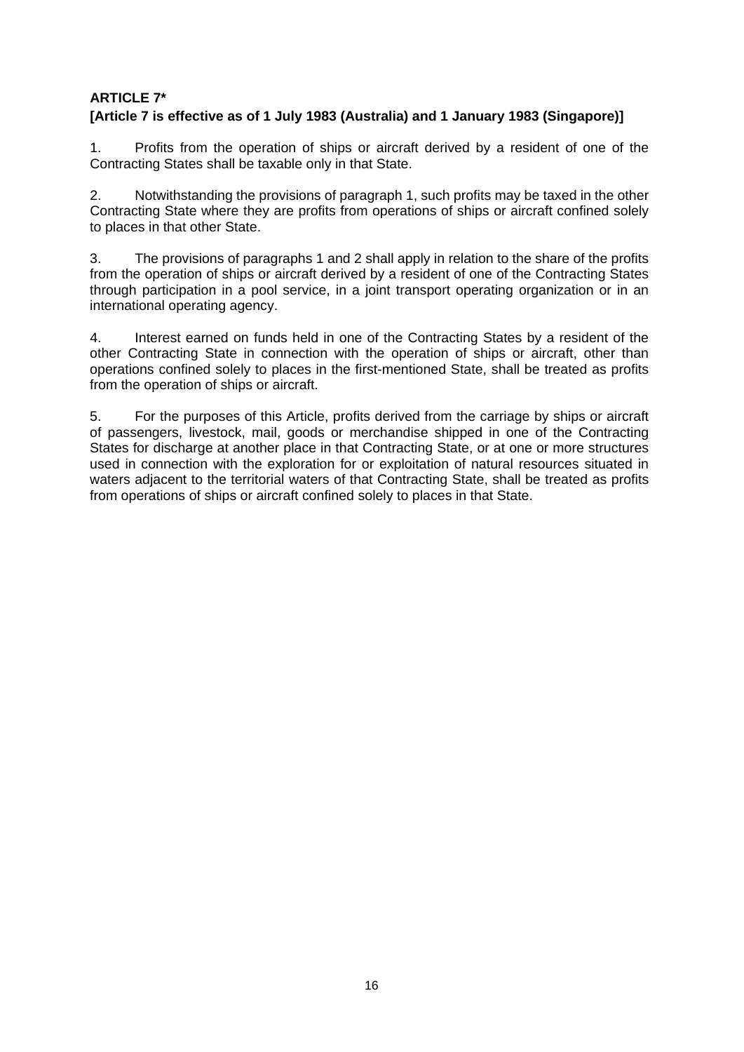**ARTICLE 7***
**[Article 7 is effective as of 1 July 1983 (Australia) and 1 January 1983 (Singapore)]**

1. Profits from the operation of ships or aircraft derived by a resident of one of the Contracting States shall be taxable only in that State.

2. Notwithstanding the provisions of paragraph 1, such profits may be taxed in the other Contracting State where they are profits from operations of ships or aircraft confined solely to places in that other State.

3. The provisions of paragraphs 1 and 2 shall apply in relation to the share of the profits from the operation of ships or aircraft derived by a resident of one of the Contracting States through participation in a pool service, in a joint transport operating organization or in an international operating agency.

4. Interest earned on funds held in one of the Contracting States by a resident of the other Contracting State in connection with the operation of ships or aircraft, other than operations confined solely to places in the first-mentioned State, shall be treated as profits from the operation of ships or aircraft.

5. For the purposes of this Article, profits derived from the carriage by ships or aircraft of passengers, livestock, mail, goods or merchandise shipped in one of the Contracting States for discharge at another place in that Contracting State, or at one or more structures used in connection with the exploration for or exploitation of natural resources situated in waters adjacent to the territorial waters of that Contracting State, shall be treated as profits from operations of ships or aircraft confined solely to places in that State.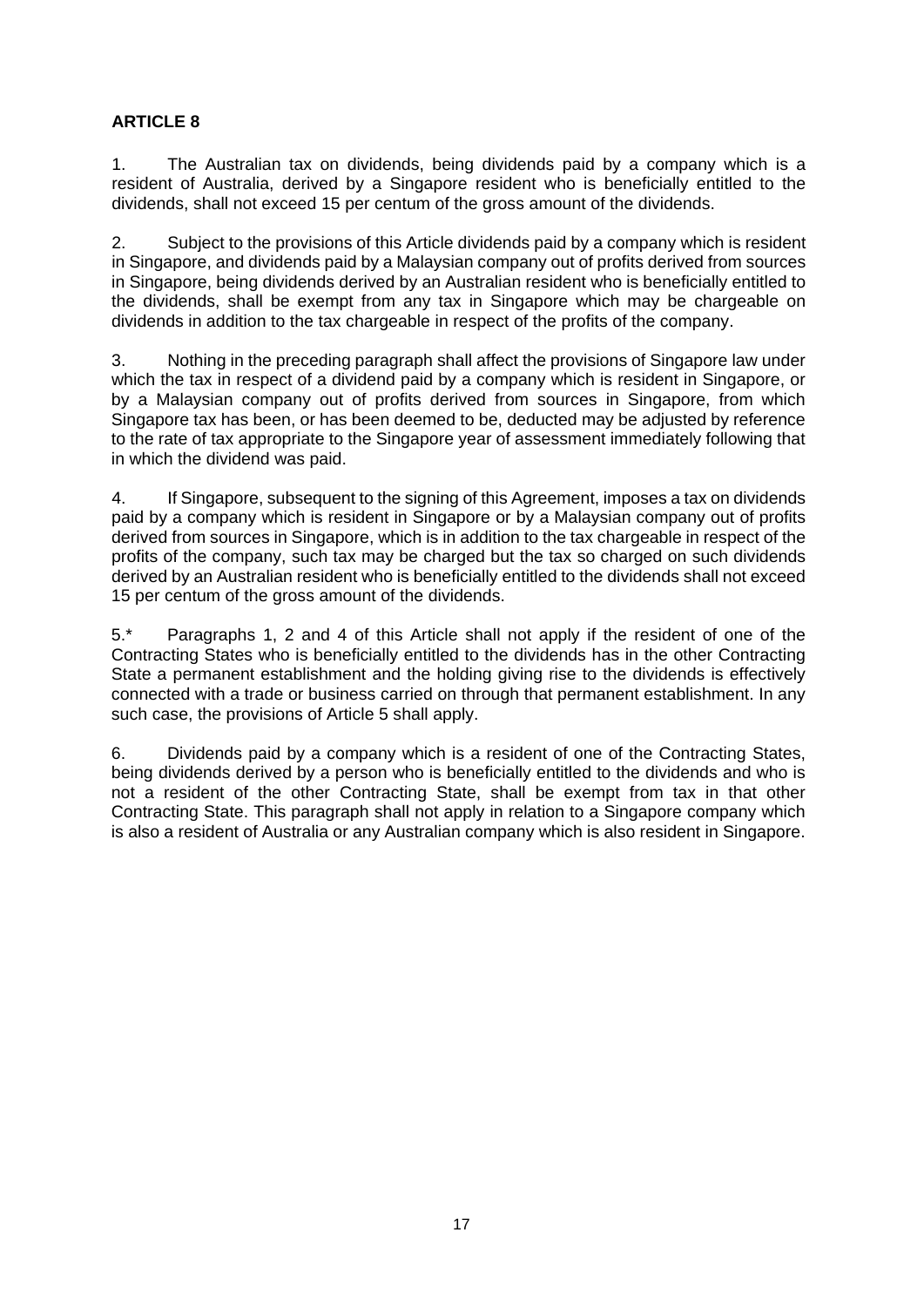**ARTICLE 8**

1. The Australian tax on dividends, being dividends paid by a company which is a resident of Australia, derived by a Singapore resident who is beneficially entitled to the dividends, shall not exceed 15 per centum of the gross amount of the dividends.

2. Subject to the provisions of this Article dividends paid by a company which is resident in Singapore, and dividends paid by a Malaysian company out of profits derived from sources in Singapore, being dividends derived by an Australian resident who is beneficially entitled to the dividends, shall be exempt from any tax in Singapore which may be chargeable on dividends in addition to the tax chargeable in respect of the profits of the company.

3. Nothing in the preceding paragraph shall affect the provisions of Singapore law under which the tax in respect of a dividend paid by a company which is resident in Singapore, or by a Malaysian company out of profits derived from sources in Singapore, from which Singapore tax has been, or has been deemed to be, deducted may be adjusted by reference to the rate of tax appropriate to the Singapore year of assessment immediately following that in which the dividend was paid.

4. If Singapore, subsequent to the signing of this Agreement, imposes a tax on dividends paid by a company which is resident in Singapore or by a Malaysian company out of profits derived from sources in Singapore, which is in addition to the tax chargeable in respect of the profits of the company, such tax may be charged but the tax so charged on such dividends derived by an Australian resident who is beneficially entitled to the dividends shall not exceed 15 per centum of the gross amount of the dividends.

5.* Paragraphs 1, 2 and 4 of this Article shall not apply if the resident of one of the Contracting States who is beneficially entitled to the dividends has in the other Contracting State a permanent establishment and the holding giving rise to the dividends is effectively connected with a trade or business carried on through that permanent establishment. In any such case, the provisions of Article 5 shall apply.

6. Dividends paid by a company which is a resident of one of the Contracting States, being dividends derived by a person who is beneficially entitled to the dividends and who is not a resident of the other Contracting State, shall be exempt from tax in that other Contracting State. This paragraph shall not apply in relation to a Singapore company which is also a resident of Australia or any Australian company which is also resident in Singapore.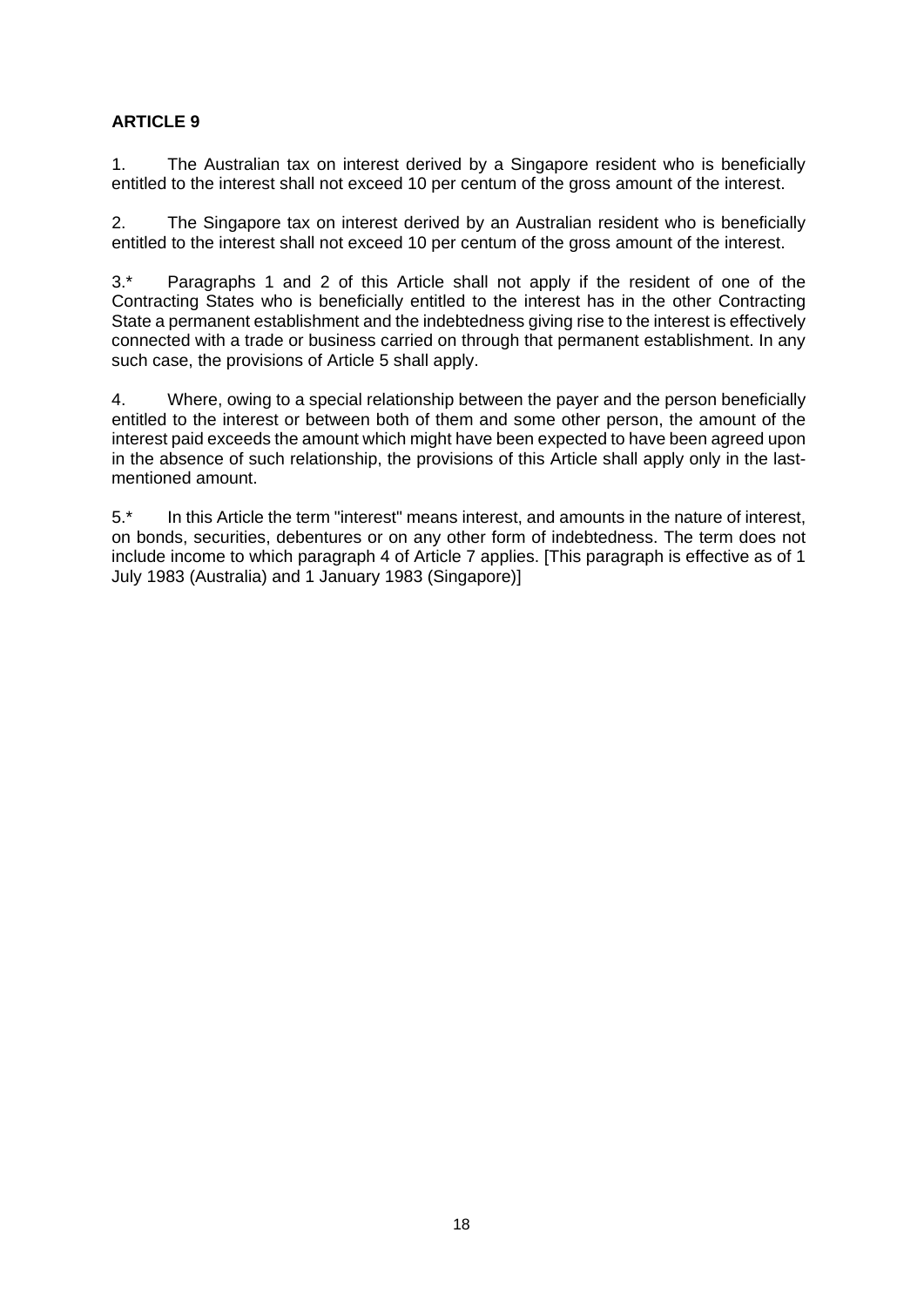**ARTICLE 9**

1. The Australian tax on interest derived by a Singapore resident who is beneficially entitled to the interest shall not exceed 10 per centum of the gross amount of the interest.

2. The Singapore tax on interest derived by an Australian resident who is beneficially entitled to the interest shall not exceed 10 per centum of the gross amount of the interest.

3.* Paragraphs 1 and 2 of this Article shall not apply if the resident of one of the Contracting States who is beneficially entitled to the interest has in the other Contracting State a permanent establishment and the indebtedness giving rise to the interest is effectively connected with a trade or business carried on through that permanent establishment. In any such case, the provisions of Article 5 shall apply.

4. Where, owing to a special relationship between the payer and the person beneficially entitled to the interest or between both of them and some other person, the amount of the interest paid exceeds the amount which might have been expected to have been agreed upon in the absence of such relationship, the provisions of this Article shall apply only in the last-mentioned amount.

5.* In this Article the term "interest" means interest, and amounts in the nature of interest, on bonds, securities, debentures or on any other form of indebtedness. The term does not include income to which paragraph 4 of Article 7 applies. [This paragraph is effective as of 1 July 1983 (Australia) and 1 January 1983 (Singapore)]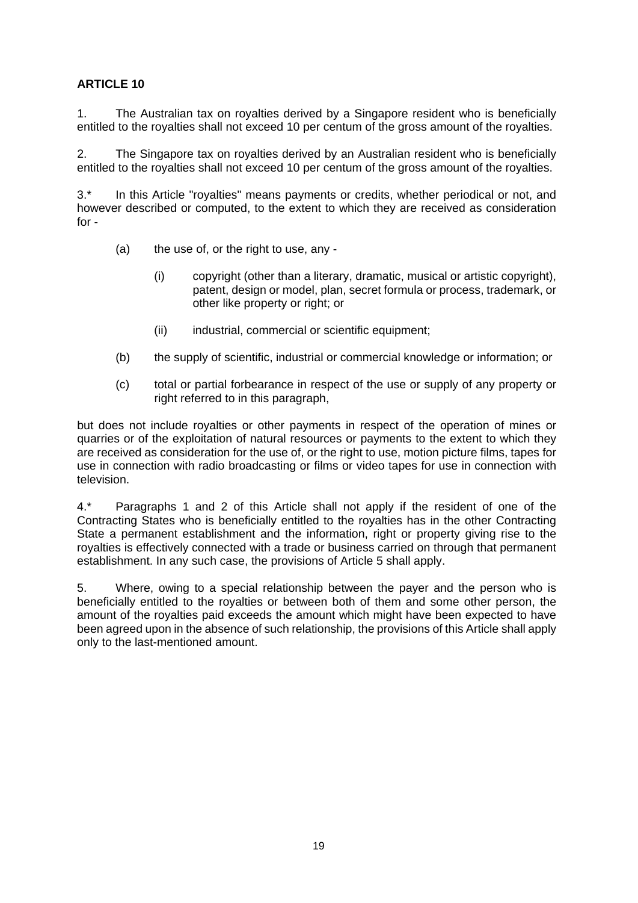**ARTICLE 10**

1. The Australian tax on royalties derived by a Singapore resident who is beneficially entitled to the royalties shall not exceed 10 per centum of the gross amount of the royalties.

2. The Singapore tax on royalties derived by an Australian resident who is beneficially entitled to the royalties shall not exceed 10 per centum of the gross amount of the royalties.

3.* In this Article "royalties" means payments or credits, whether periodical or not, and however described or computed, to the extent to which they are received as consideration for -

- (a) the use of, or the right to use, any -
  - (i) copyright (other than a literary, dramatic, musical or artistic copyright), patent, design or model, plan, secret formula or process, trademark, or other like property or right; or
  - (ii) industrial, commercial or scientific equipment;
- (b) the supply of scientific, industrial or commercial knowledge or information; or
- (c) total or partial forbearance in respect of the use or supply of any property or right referred to in this paragraph,

but does not include royalties or other payments in respect of the operation of mines or quarries or of the exploitation of natural resources or payments to the extent to which they are received as consideration for the use of, or the right to use, motion picture films, tapes for use in connection with radio broadcasting or films or video tapes for use in connection with television.

4.* Paragraphs 1 and 2 of this Article shall not apply if the resident of one of the Contracting States who is beneficially entitled to the royalties has in the other Contracting State a permanent establishment and the information, right or property giving rise to the royalties is effectively connected with a trade or business carried on through that permanent establishment. In any such case, the provisions of Article 5 shall apply.

5. Where, owing to a special relationship between the payer and the person who is beneficially entitled to the royalties or between both of them and some other person, the amount of the royalties paid exceeds the amount which might have been expected to have been agreed upon in the absence of such relationship, the provisions of this Article shall apply only to the last-mentioned amount.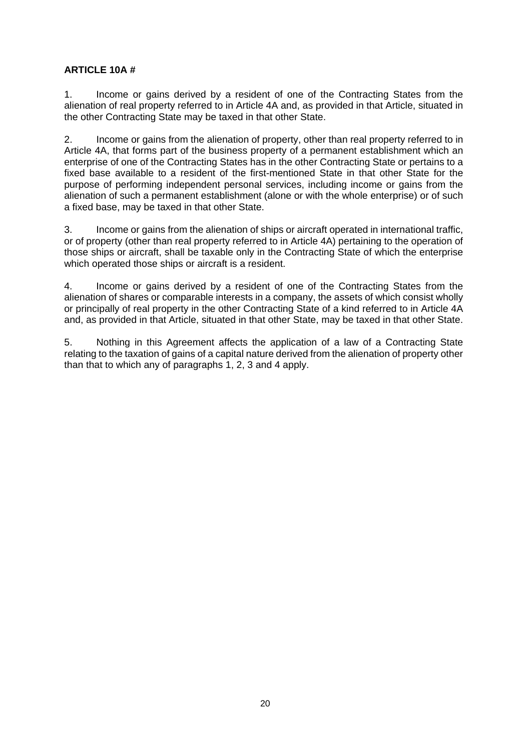**ARTICLE 10A #**

1. Income or gains derived by a resident of one of the Contracting States from the alienation of real property referred to in Article 4A and, as provided in that Article, situated in the other Contracting State may be taxed in that other State.

2. Income or gains from the alienation of property, other than real property referred to in Article 4A, that forms part of the business property of a permanent establishment which an enterprise of one of the Contracting States has in the other Contracting State or pertains to a fixed base available to a resident of the first-mentioned State in that other State for the purpose of performing independent personal services, including income or gains from the alienation of such a permanent establishment (alone or with the whole enterprise) or of such a fixed base, may be taxed in that other State.

3. Income or gains from the alienation of ships or aircraft operated in international traffic, or of property (other than real property referred to in Article 4A) pertaining to the operation of those ships or aircraft, shall be taxable only in the Contracting State of which the enterprise which operated those ships or aircraft is a resident.

4. Income or gains derived by a resident of one of the Contracting States from the alienation of shares or comparable interests in a company, the assets of which consist wholly or principally of real property in the other Contracting State of a kind referred to in Article 4A and, as provided in that Article, situated in that other State, may be taxed in that other State.

5. Nothing in this Agreement affects the application of a law of a Contracting State relating to the taxation of gains of a capital nature derived from the alienation of property other than that to which any of paragraphs 1, 2, 3 and 4 apply.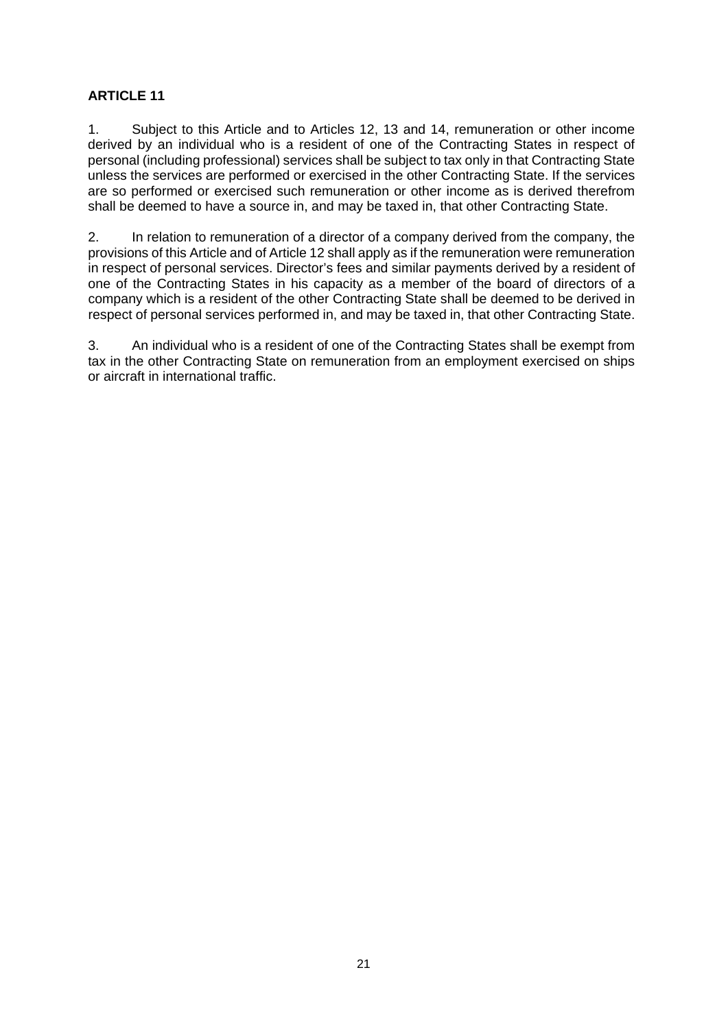**ARTICLE 11**

1. Subject to this Article and to Articles 12, 13 and 14, remuneration or other income derived by an individual who is a resident of one of the Contracting States in respect of personal (including professional) services shall be subject to tax only in that Contracting State unless the services are performed or exercised in the other Contracting State. If the services are so performed or exercised such remuneration or other income as is derived therefrom shall be deemed to have a source in, and may be taxed in, that other Contracting State.

2. In relation to remuneration of a director of a company derived from the company, the provisions of this Article and of Article 12 shall apply as if the remuneration were remuneration in respect of personal services. Director's fees and similar payments derived by a resident of one of the Contracting States in his capacity as a member of the board of directors of a company which is a resident of the other Contracting State shall be deemed to be derived in respect of personal services performed in, and may be taxed in, that other Contracting State.

3. An individual who is a resident of one of the Contracting States shall be exempt from tax in the other Contracting State on remuneration from an employment exercised on ships or aircraft in international traffic.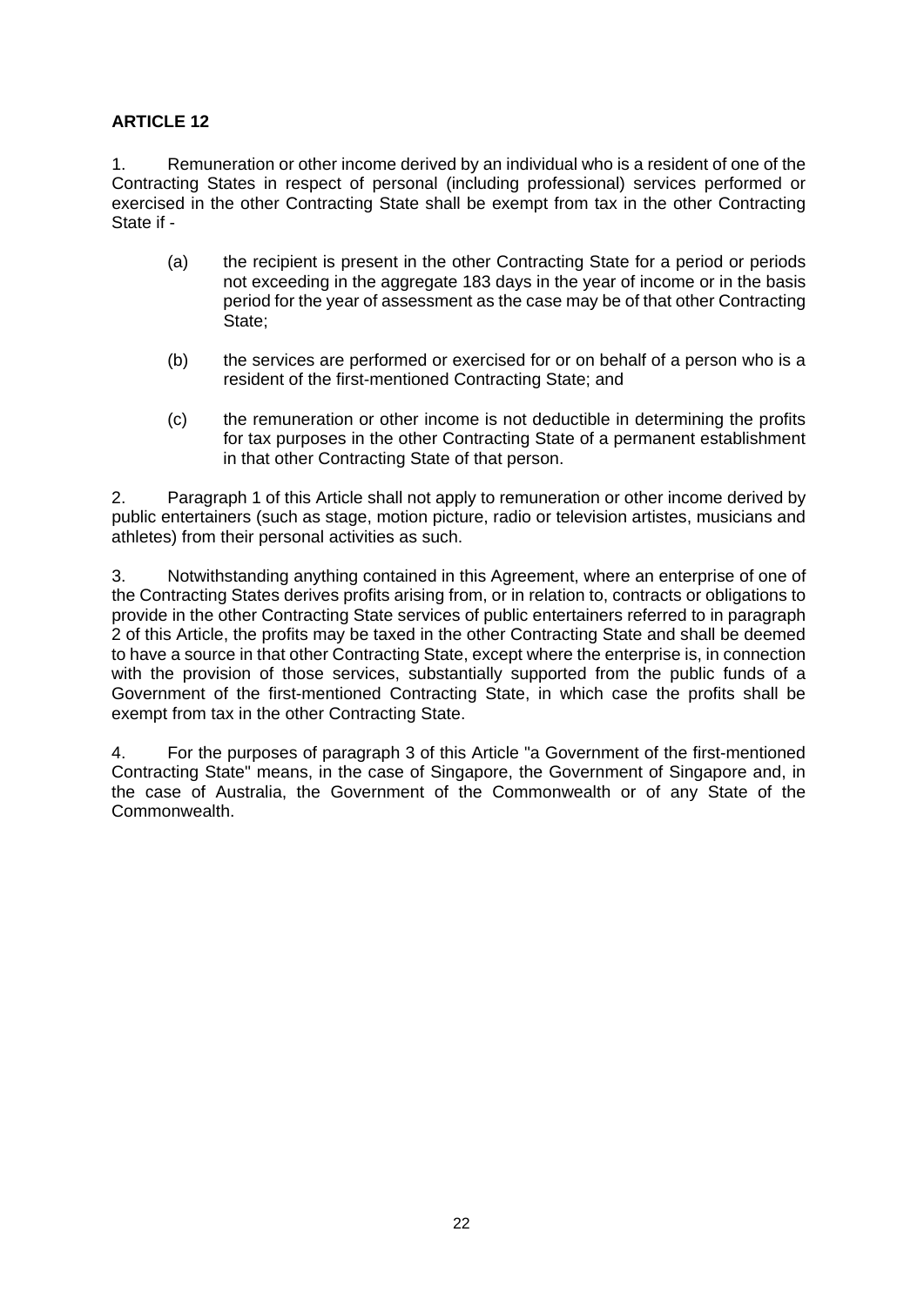**ARTICLE 12**

1. Remuneration or other income derived by an individual who is a resident of one of the Contracting States in respect of personal (including professional) services performed or exercised in the other Contracting State shall be exempt from tax in the other Contracting State if -

   (a) the recipient is present in the other Contracting State for a period or periods not exceeding in the aggregate 183 days in the year of income or in the basis period for the year of assessment as the case may be of that other Contracting State;

   (b) the services are performed or exercised for or on behalf of a person who is a resident of the first-mentioned Contracting State; and

   (c) the remuneration or other income is not deductible in determining the profits for tax purposes in the other Contracting State of a permanent establishment in that other Contracting State of that person.

2. Paragraph 1 of this Article shall not apply to remuneration or other income derived by public entertainers (such as stage, motion picture, radio or television artistes, musicians and athletes) from their personal activities as such.

3. Notwithstanding anything contained in this Agreement, where an enterprise of one of the Contracting States derives profits arising from, or in relation to, contracts or obligations to provide in the other Contracting State services of public entertainers referred to in paragraph 2 of this Article, the profits may be taxed in the other Contracting State and shall be deemed to have a source in that other Contracting State, except where the enterprise is, in connection with the provision of those services, substantially supported from the public funds of a Government of the first-mentioned Contracting State, in which case the profits shall be exempt from tax in the other Contracting State.

4. For the purposes of paragraph 3 of this Article "a Government of the first-mentioned Contracting State" means, in the case of Singapore, the Government of Singapore and, in the case of Australia, the Government of the Commonwealth or of any State of the Commonwealth.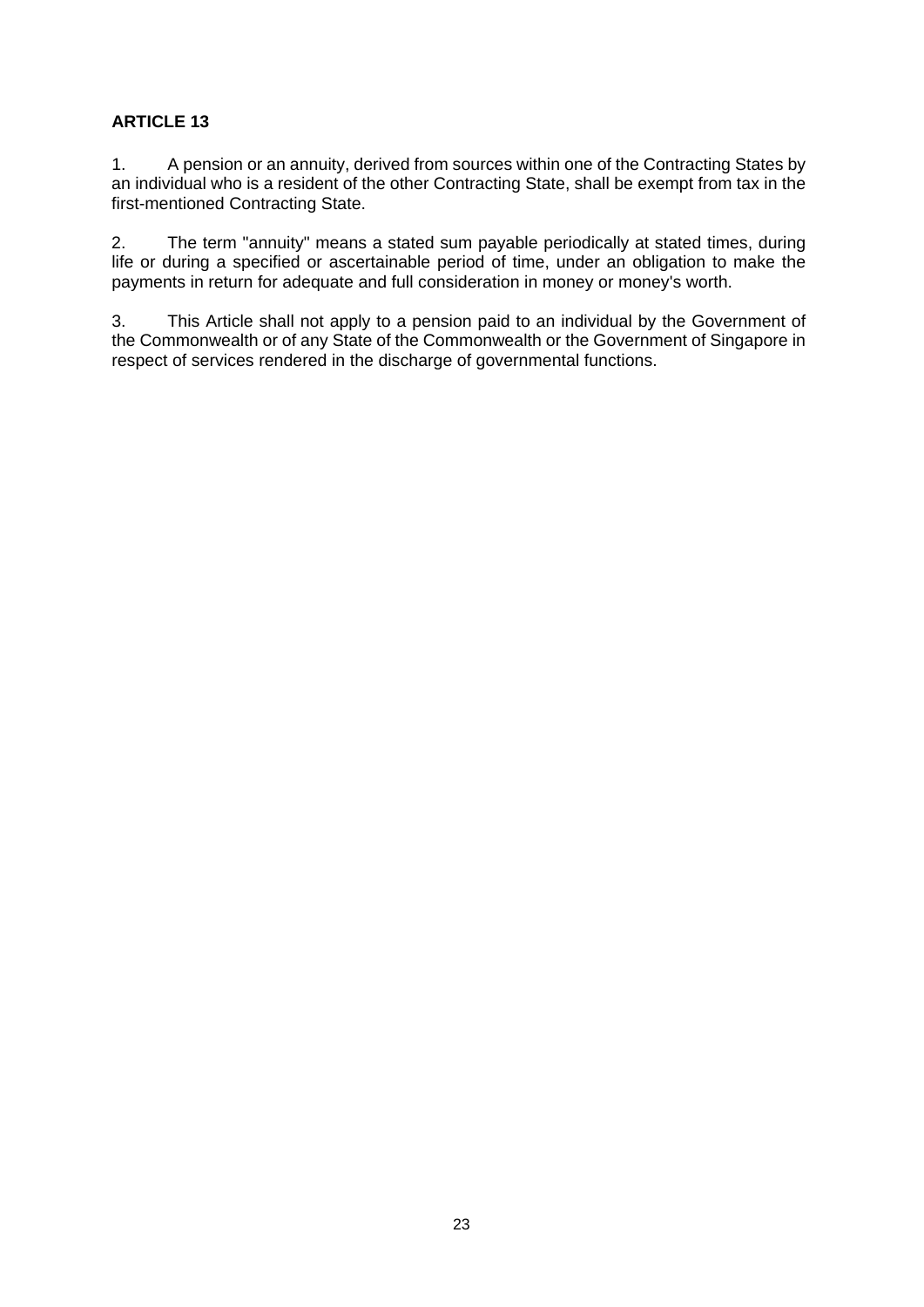**ARTICLE 13**

1. A pension or an annuity, derived from sources within one of the Contracting States by an individual who is a resident of the other Contracting State, shall be exempt from tax in the first-mentioned Contracting State.

2. The term "annuity" means a stated sum payable periodically at stated times, during life or during a specified or ascertainable period of time, under an obligation to make the payments in return for adequate and full consideration in money or money's worth.

3. This Article shall not apply to a pension paid to an individual by the Government of the Commonwealth or of any State of the Commonwealth or the Government of Singapore in respect of services rendered in the discharge of governmental functions.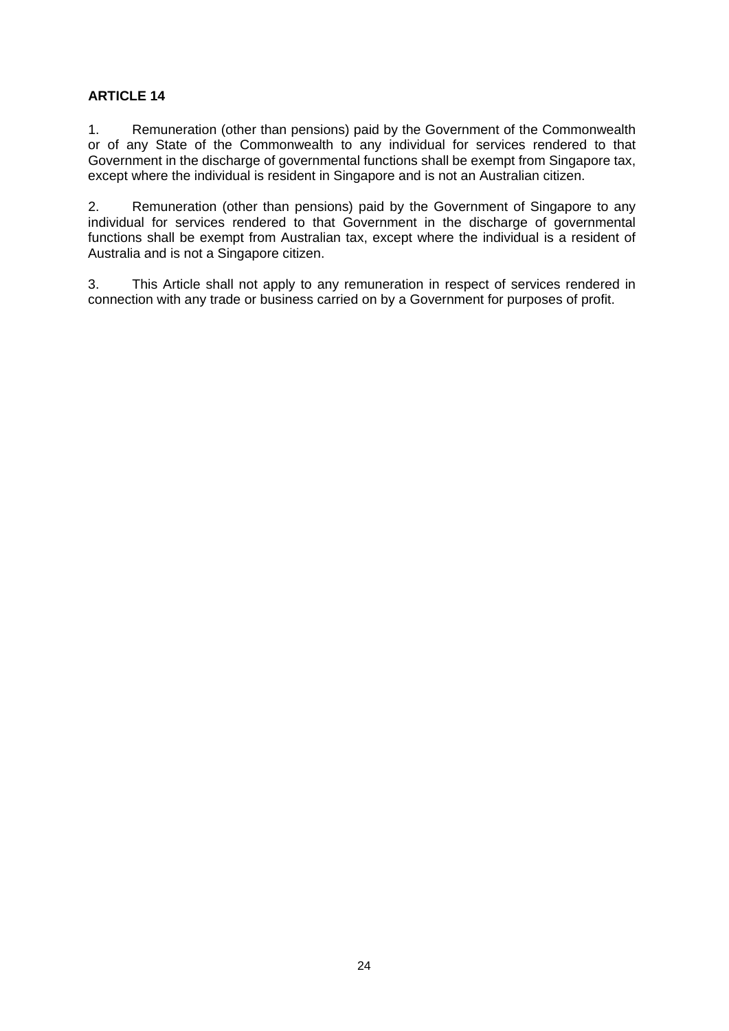**ARTICLE 14**

1. Remuneration (other than pensions) paid by the Government of the Commonwealth or of any State of the Commonwealth to any individual for services rendered to that Government in the discharge of governmental functions shall be exempt from Singapore tax, except where the individual is resident in Singapore and is not an Australian citizen.

2. Remuneration (other than pensions) paid by the Government of Singapore to any individual for services rendered to that Government in the discharge of governmental functions shall be exempt from Australian tax, except where the individual is a resident of Australia and is not a Singapore citizen.

3. This Article shall not apply to any remuneration in respect of services rendered in connection with any trade or business carried on by a Government for purposes of profit.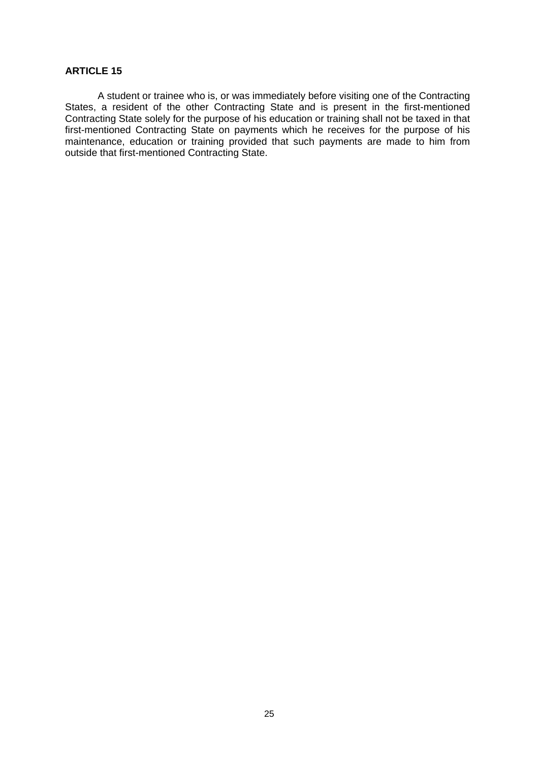**ARTICLE 15**

A student or trainee who is, or was immediately before visiting one of the Contracting States, a resident of the other Contracting State and is present in the first-mentioned Contracting State solely for the purpose of his education or training shall not be taxed in that first-mentioned Contracting State on payments which he receives for the purpose of his maintenance, education or training provided that such payments are made to him from outside that first-mentioned Contracting State.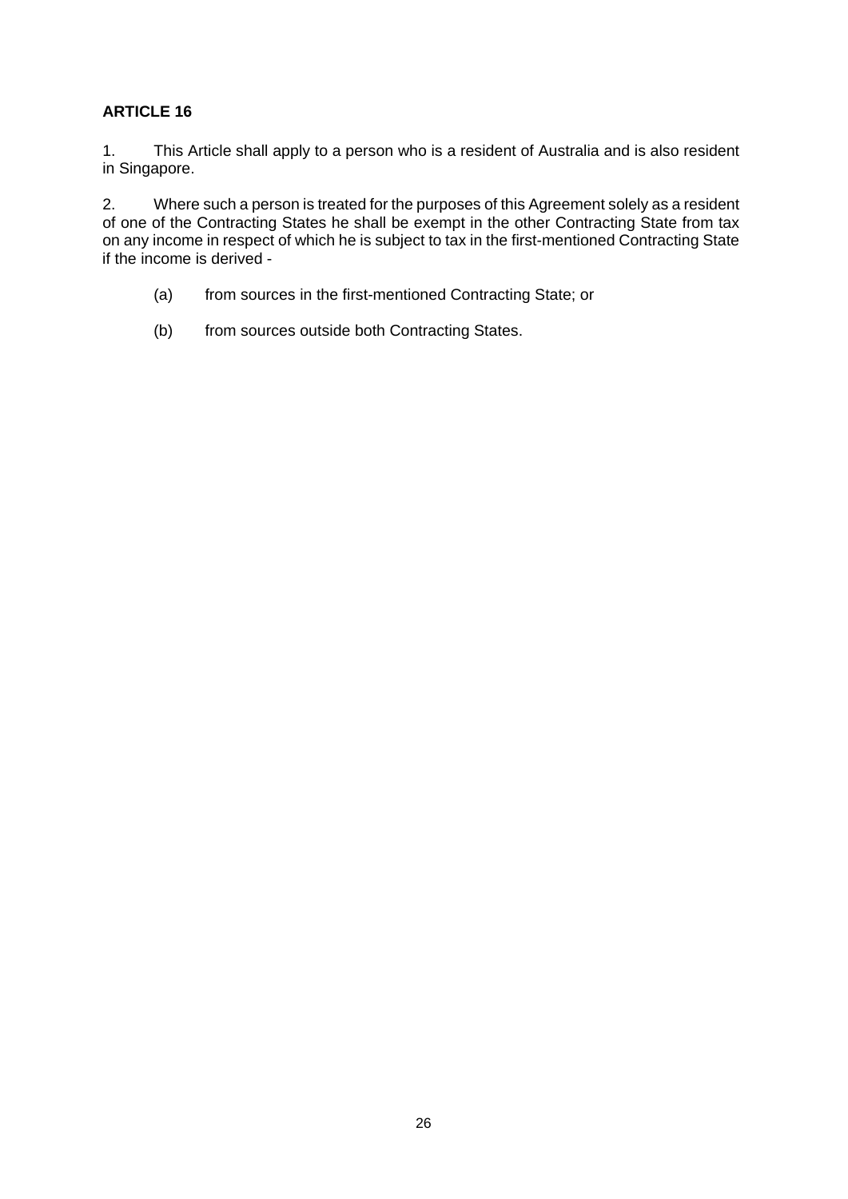**ARTICLE 16**

1. This Article shall apply to a person who is a resident of Australia and is also resident in Singapore.

2. Where such a person is treated for the purposes of this Agreement solely as a resident of one of the Contracting States he shall be exempt in the other Contracting State from tax on any income in respect of which he is subject to tax in the first-mentioned Contracting State if the income is derived -

   (a) from sources in the first-mentioned Contracting State; or

   (b) from sources outside both Contracting States.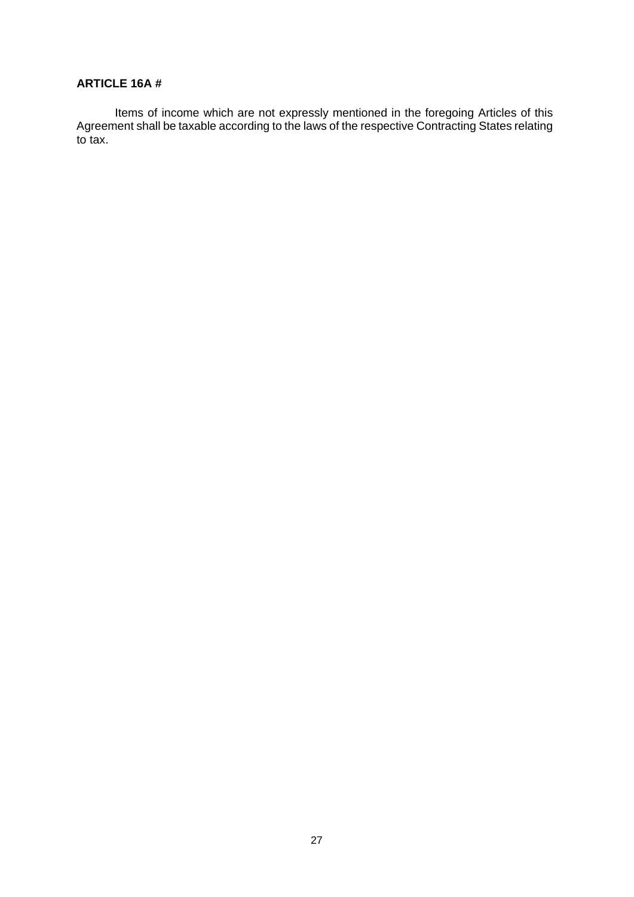**ARTICLE 16A #**

Items of income which are not expressly mentioned in the foregoing Articles of this Agreement shall be taxable according to the laws of the respective Contracting States relating to tax.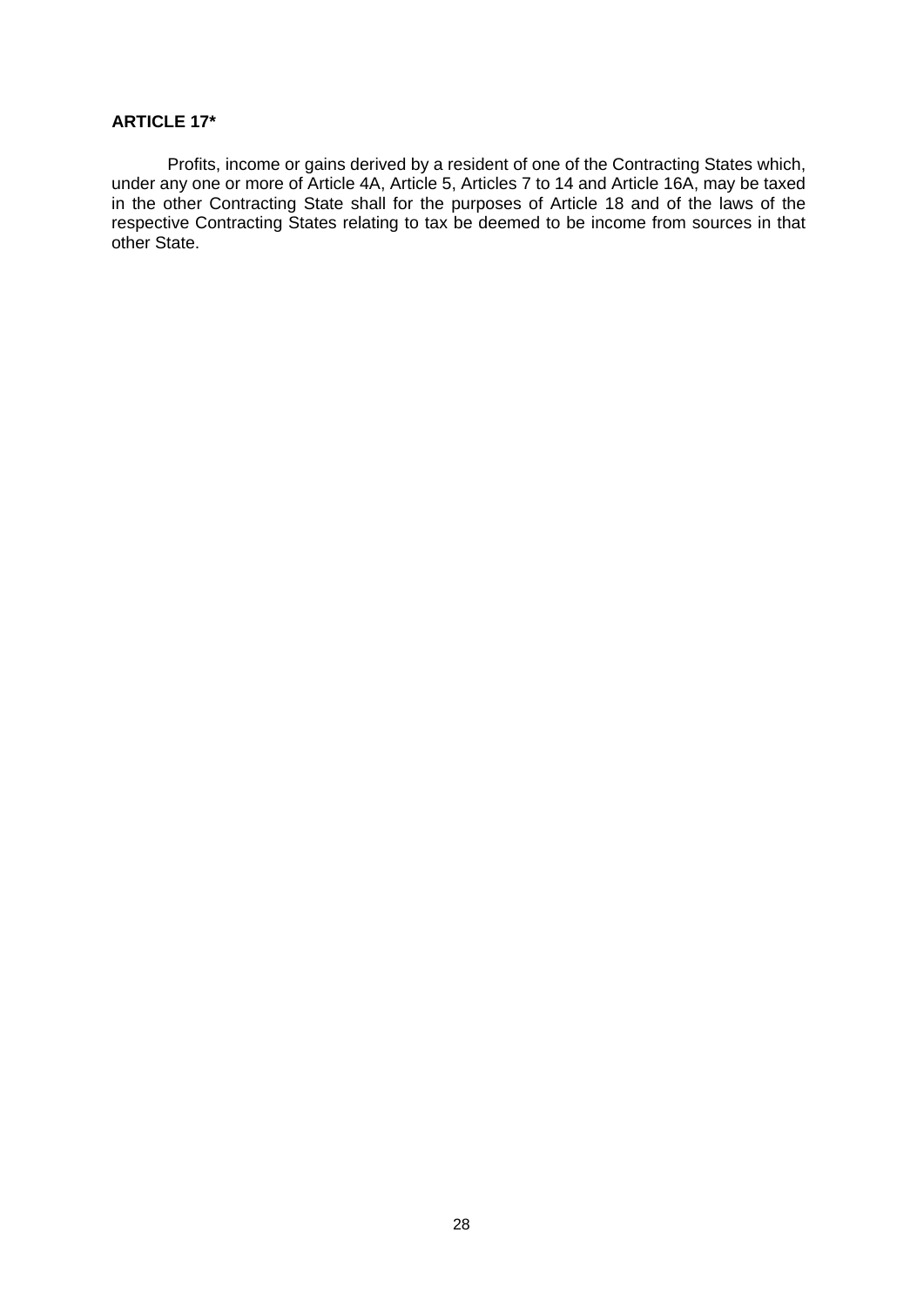**ARTICLE 17***

Profits, income or gains derived by a resident of one of the Contracting States which, under any one or more of Article 4A, Article 5, Articles 7 to 14 and Article 16A, may be taxed in the other Contracting State shall for the purposes of Article 18 and of the laws of the respective Contracting States relating to tax be deemed to be income from sources in that other State.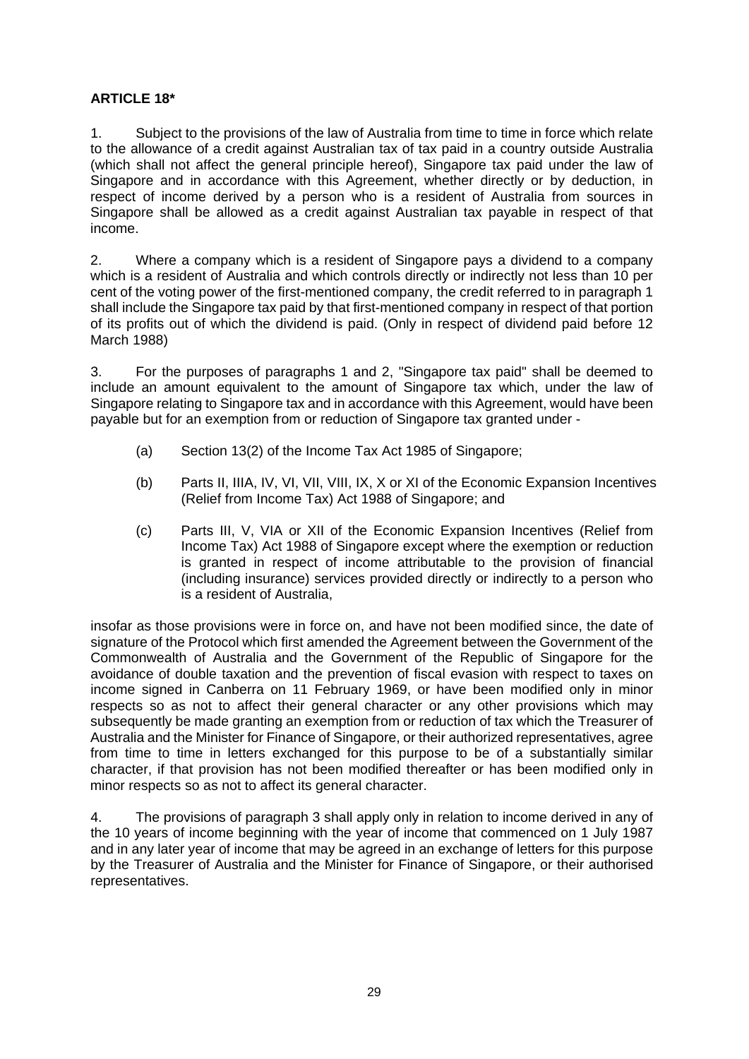**ARTICLE 18***

1. Subject to the provisions of the law of Australia from time to time in force which relate to the allowance of a credit against Australian tax of tax paid in a country outside Australia (which shall not affect the general principle hereof), Singapore tax paid under the law of Singapore and in accordance with this Agreement, whether directly or by deduction, in respect of income derived by a person who is a resident of Australia from sources in Singapore shall be allowed as a credit against Australian tax payable in respect of that income.

2. Where a company which is a resident of Singapore pays a dividend to a company which is a resident of Australia and which controls directly or indirectly not less than 10 per cent of the voting power of the first-mentioned company, the credit referred to in paragraph 1 shall include the Singapore tax paid by that first-mentioned company in respect of that portion of its profits out of which the dividend is paid. (Only in respect of dividend paid before 12 March 1988)

3. For the purposes of paragraphs 1 and 2, "Singapore tax paid" shall be deemed to include an amount equivalent to the amount of Singapore tax which, under the law of Singapore relating to Singapore tax and in accordance with this Agreement, would have been payable but for an exemption from or reduction of Singapore tax granted under -

(a) Section 13(2) of the Income Tax Act 1985 of Singapore;

(b) Parts II, IIIA, IV, VI, VII, VIII, IX, X or XI of the Economic Expansion Incentives (Relief from Income Tax) Act 1988 of Singapore; and

(c) Parts III, V, VIA or XII of the Economic Expansion Incentives (Relief from Income Tax) Act 1988 of Singapore except where the exemption or reduction is granted in respect of income attributable to the provision of financial (including insurance) services provided directly or indirectly to a person who is a resident of Australia,

insofar as those provisions were in force on, and have not been modified since, the date of signature of the Protocol which first amended the Agreement between the Government of the Commonwealth of Australia and the Government of the Republic of Singapore for the avoidance of double taxation and the prevention of fiscal evasion with respect to taxes on income signed in Canberra on 11 February 1969, or have been modified only in minor respects so as not to affect their general character or any other provisions which may subsequently be made granting an exemption from or reduction of tax which the Treasurer of Australia and the Minister for Finance of Singapore, or their authorized representatives, agree from time to time in letters exchanged for this purpose to be of a substantially similar character, if that provision has not been modified thereafter or has been modified only in minor respects so as not to affect its general character.

4. The provisions of paragraph 3 shall apply only in relation to income derived in any of the 10 years of income beginning with the year of income that commenced on 1 July 1987 and in any later year of income that may be agreed in an exchange of letters for this purpose by the Treasurer of Australia and the Minister for Finance of Singapore, or their authorised representatives.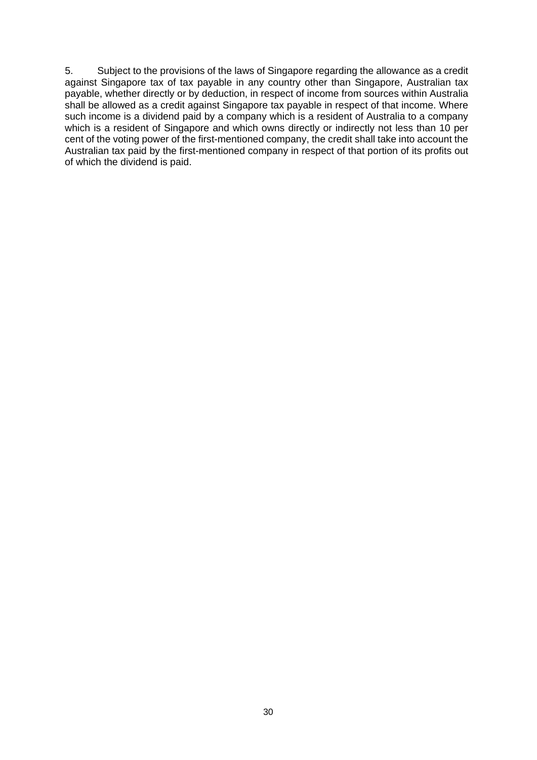5. Subject to the provisions of the laws of Singapore regarding the allowance as a credit against Singapore tax of tax payable in any country other than Singapore, Australian tax payable, whether directly or by deduction, in respect of income from sources within Australia shall be allowed as a credit against Singapore tax payable in respect of that income. Where such income is a dividend paid by a company which is a resident of Australia to a company which is a resident of Singapore and which owns directly or indirectly not less than 10 per cent of the voting power of the first-mentioned company, the credit shall take into account the Australian tax paid by the first-mentioned company in respect of that portion of its profits out of which the dividend is paid.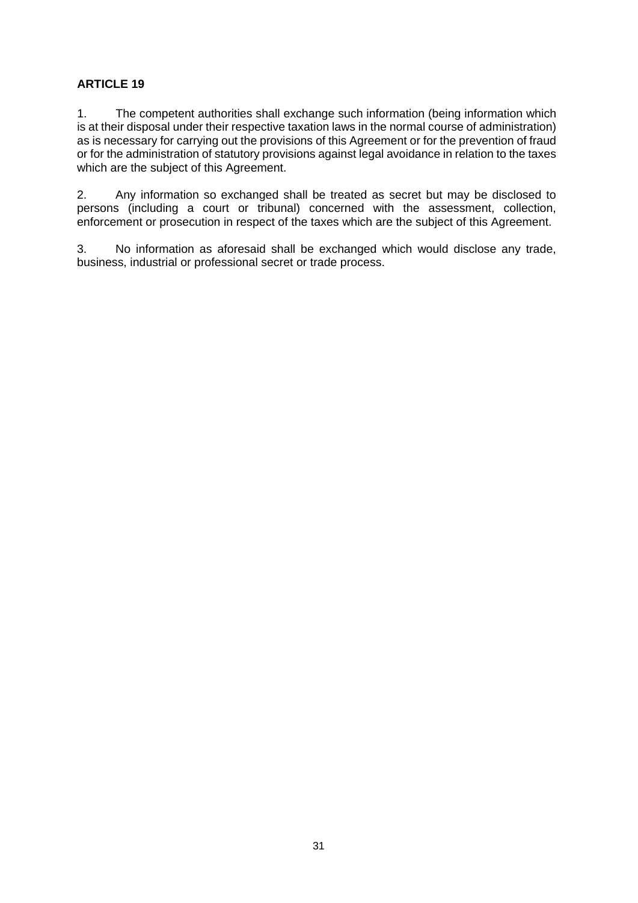**ARTICLE 19**

1. The competent authorities shall exchange such information (being information which is at their disposal under their respective taxation laws in the normal course of administration) as is necessary for carrying out the provisions of this Agreement or for the prevention of fraud or for the administration of statutory provisions against legal avoidance in relation to the taxes which are the subject of this Agreement.

2. Any information so exchanged shall be treated as secret but may be disclosed to persons (including a court or tribunal) concerned with the assessment, collection, enforcement or prosecution in respect of the taxes which are the subject of this Agreement.

3. No information as aforesaid shall be exchanged which would disclose any trade, business, industrial or professional secret or trade process.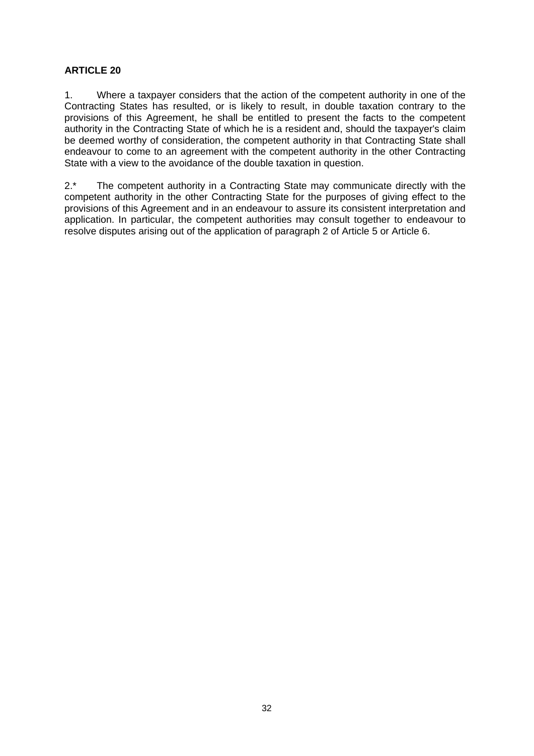**ARTICLE 20**

1. Where a taxpayer considers that the action of the competent authority in one of the Contracting States has resulted, or is likely to result, in double taxation contrary to the provisions of this Agreement, he shall be entitled to present the facts to the competent authority in the Contracting State of which he is a resident and, should the taxpayer's claim be deemed worthy of consideration, the competent authority in that Contracting State shall endeavour to come to an agreement with the competent authority in the other Contracting State with a view to the avoidance of the double taxation in question.

2.* The competent authority in a Contracting State may communicate directly with the competent authority in the other Contracting State for the purposes of giving effect to the provisions of this Agreement and in an endeavour to assure its consistent interpretation and application. In particular, the competent authorities may consult together to endeavour to resolve disputes arising out of the application of paragraph 2 of Article 5 or Article 6.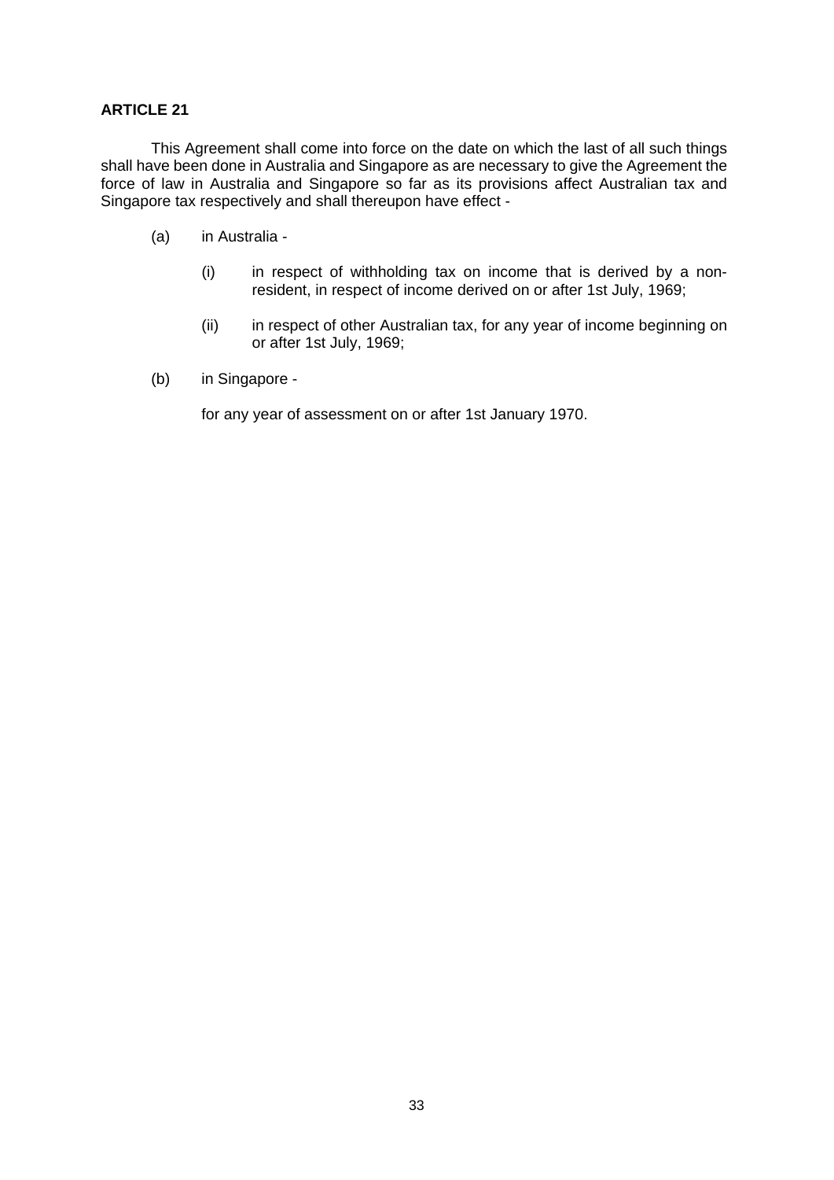**ARTICLE 21**

This Agreement shall come into force on the date on which the last of all such things shall have been done in Australia and Singapore as are necessary to give the Agreement the force of law in Australia and Singapore so far as its provisions affect Australian tax and Singapore tax respectively and shall thereupon have effect -

(a) in Australia -

  (i) in respect of withholding tax on income that is derived by a non-resident, in respect of income derived on or after 1st July, 1969;

  (ii) in respect of other Australian tax, for any year of income beginning on or after 1st July, 1969;

(b) in Singapore -

  for any year of assessment on or after 1st January 1970.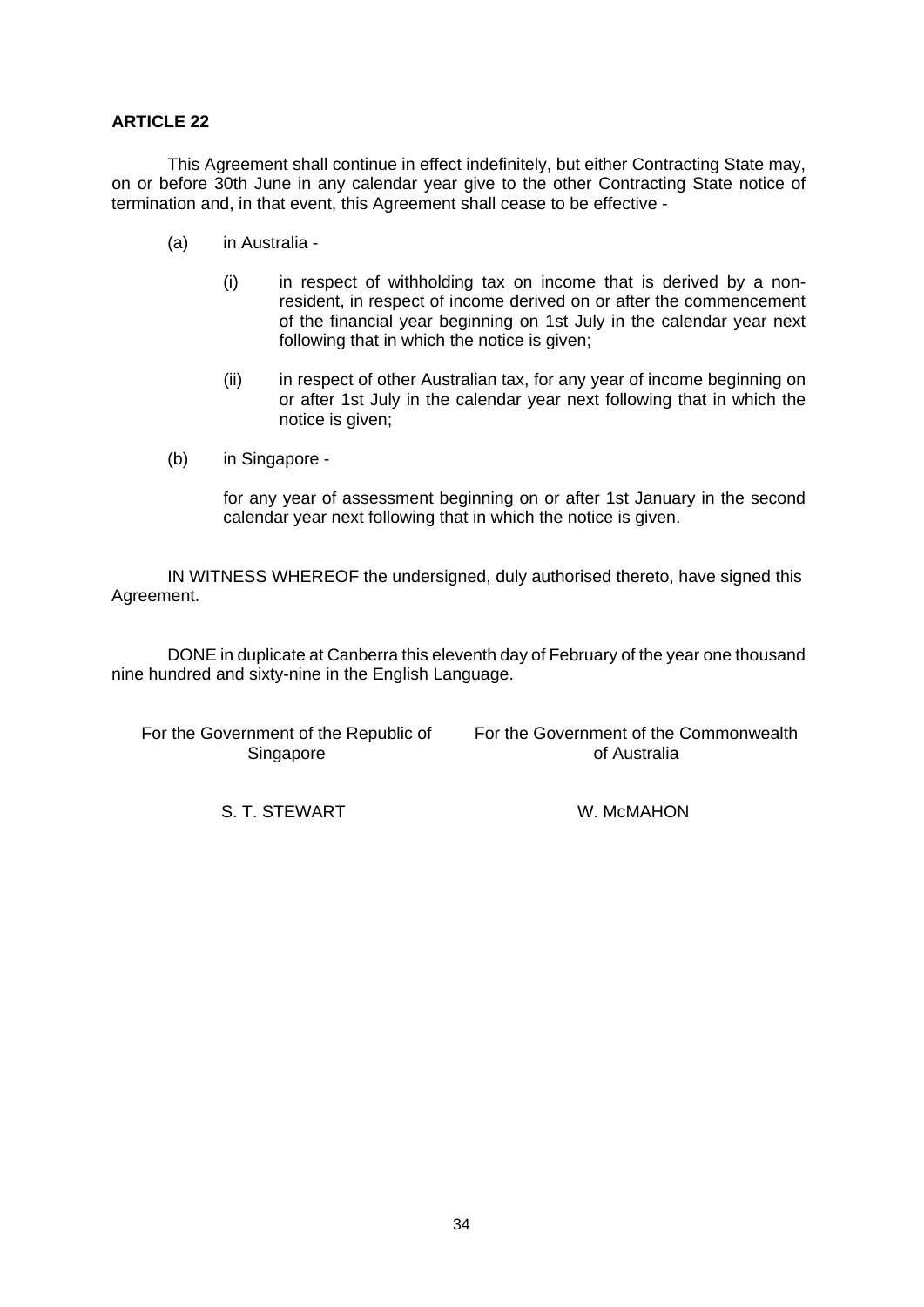**ARTICLE 22**

This Agreement shall continue in effect indefinitely, but either Contracting State may, on or before 30th June in any calendar year give to the other Contracting State notice of termination and, in that event, this Agreement shall cease to be effective -

(a) in Australia -

 (i) in respect of withholding tax on income that is derived by a non-resident, in respect of income derived on or after the commencement of the financial year beginning on 1st July in the calendar year next following that in which the notice is given;

 (ii) in respect of other Australian tax, for any year of income beginning on or after 1st July in the calendar year next following that in which the notice is given;

(b) in Singapore -

 for any year of assessment beginning on or after 1st January in the second calendar year next following that in which the notice is given.

IN WITNESS WHEREOF the undersigned, duly authorised thereto, have signed this Agreement.

DONE in duplicate at Canberra this eleventh day of February of the year one thousand nine hundred and sixty-nine in the English Language.

| For the Government of the Republic of Singapore | For the Government of the Commonwealth of Australia |
| --- | --- |
| S. T. STEWART | W. McMAHON |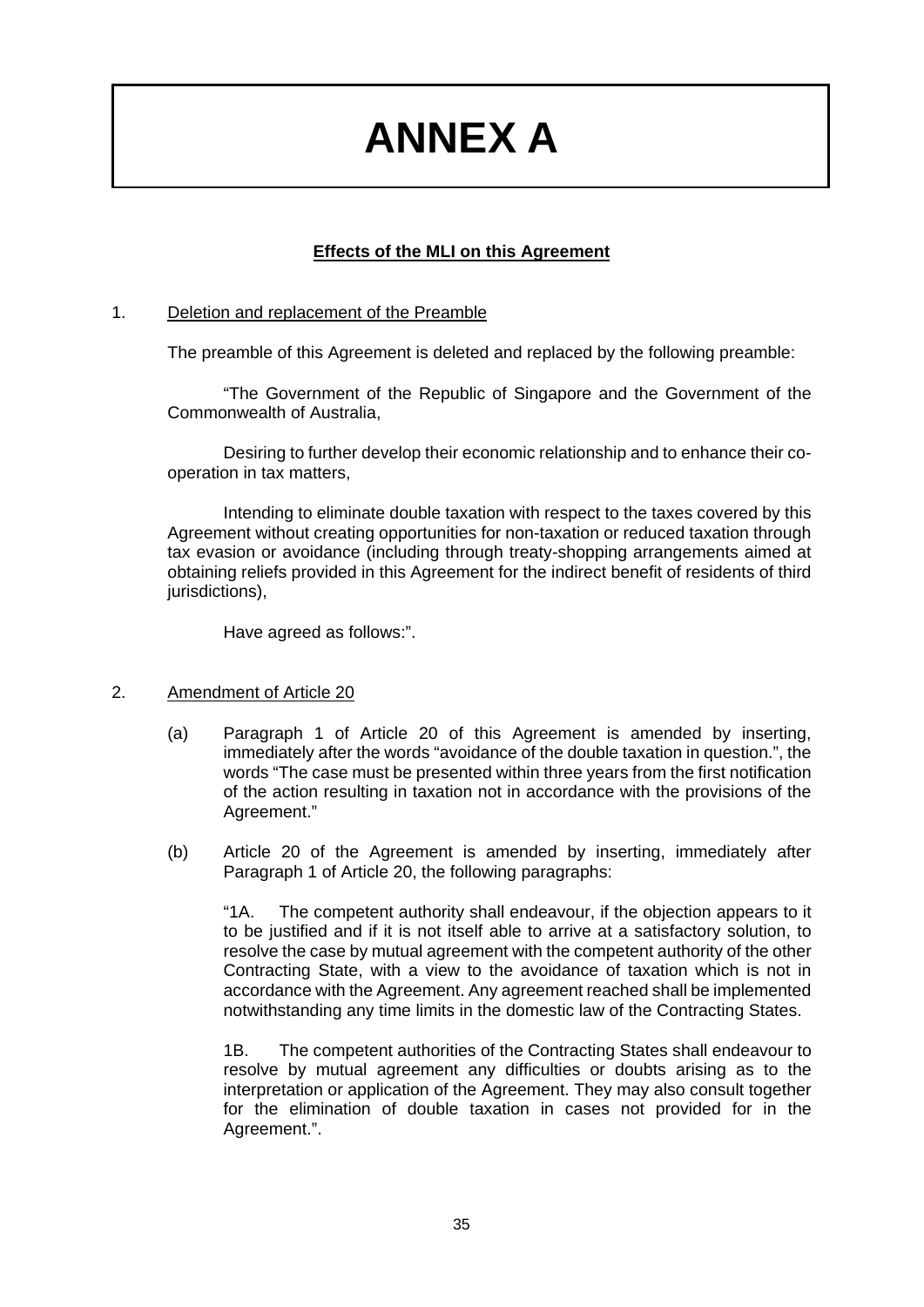# ANNEX A

**Effects of the MLI on this Agreement**

1. Deletion and replacement of the Preamble

The preamble of this Agreement is deleted and replaced by the following preamble:

"The Government of the Republic of Singapore and the Government of the Commonwealth of Australia,

Desiring to further develop their economic relationship and to enhance their co-operation in tax matters,

Intending to eliminate double taxation with respect to the taxes covered by this Agreement without creating opportunities for non-taxation or reduced taxation through tax evasion or avoidance (including through treaty-shopping arrangements aimed at obtaining reliefs provided in this Agreement for the indirect benefit of residents of third jurisdictions),

Have agreed as follows:".

2. Amendment of Article 20

(a) Paragraph 1 of Article 20 of this Agreement is amended by inserting, immediately after the words "avoidance of the double taxation in question.", the words "The case must be presented within three years from the first notification of the action resulting in taxation not in accordance with the provisions of the Agreement."

(b) Article 20 of the Agreement is amended by inserting, immediately after Paragraph 1 of Article 20, the following paragraphs:

"1A. The competent authority shall endeavour, if the objection appears to it to be justified and if it is not itself able to arrive at a satisfactory solution, to resolve the case by mutual agreement with the competent authority of the other Contracting State, with a view to the avoidance of taxation which is not in accordance with the Agreement. Any agreement reached shall be implemented notwithstanding any time limits in the domestic law of the Contracting States.

1B. The competent authorities of the Contracting States shall endeavour to resolve by mutual agreement any difficulties or doubts arising as to the interpretation or application of the Agreement. They may also consult together for the elimination of double taxation in cases not provided for in the Agreement.".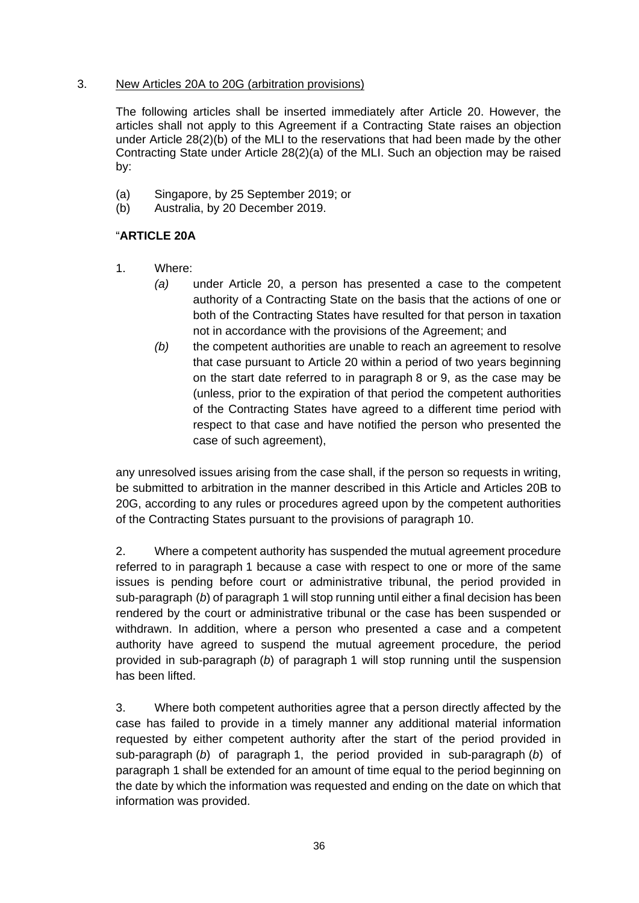3. <u>New Articles 20A to 20G (arbitration provisions)</u>

The following articles shall be inserted immediately after Article 20. However, the articles shall not apply to this Agreement if a Contracting State raises an objection under Article 28(2)(b) of the MLI to the reservations that had been made by the other Contracting State under Article 28(2)(a) of the MLI. Such an objection may be raised by:

(a) Singapore, by 25 September 2019; or
(b) Australia, by 20 December 2019.

"**ARTICLE 20A**

1. Where:

*(a)* under Article 20, a person has presented a case to the competent authority of a Contracting State on the basis that the actions of one or both of the Contracting States have resulted for that person in taxation not in accordance with the provisions of the Agreement; and

*(b)* the competent authorities are unable to reach an agreement to resolve that case pursuant to Article 20 within a period of two years beginning on the start date referred to in paragraph 8 or 9, as the case may be (unless, prior to the expiration of that period the competent authorities of the Contracting States have agreed to a different time period with respect to that case and have notified the person who presented the case of such agreement),

any unresolved issues arising from the case shall, if the person so requests in writing, be submitted to arbitration in the manner described in this Article and Articles 20B to 20G, according to any rules or procedures agreed upon by the competent authorities of the Contracting States pursuant to the provisions of paragraph 10.

2. Where a competent authority has suspended the mutual agreement procedure referred to in paragraph 1 because a case with respect to one or more of the same issues is pending before court or administrative tribunal, the period provided in sub-paragraph (*b*) of paragraph 1 will stop running until either a final decision has been rendered by the court or administrative tribunal or the case has been suspended or withdrawn. In addition, where a person who presented a case and a competent authority have agreed to suspend the mutual agreement procedure, the period provided in sub-paragraph (*b*) of paragraph 1 will stop running until the suspension has been lifted.

3. Where both competent authorities agree that a person directly affected by the case has failed to provide in a timely manner any additional material information requested by either competent authority after the start of the period provided in sub-paragraph (*b*) of paragraph 1, the period provided in sub-paragraph (*b*) of paragraph 1 shall be extended for an amount of time equal to the period beginning on the date by which the information was requested and ending on the date on which that information was provided.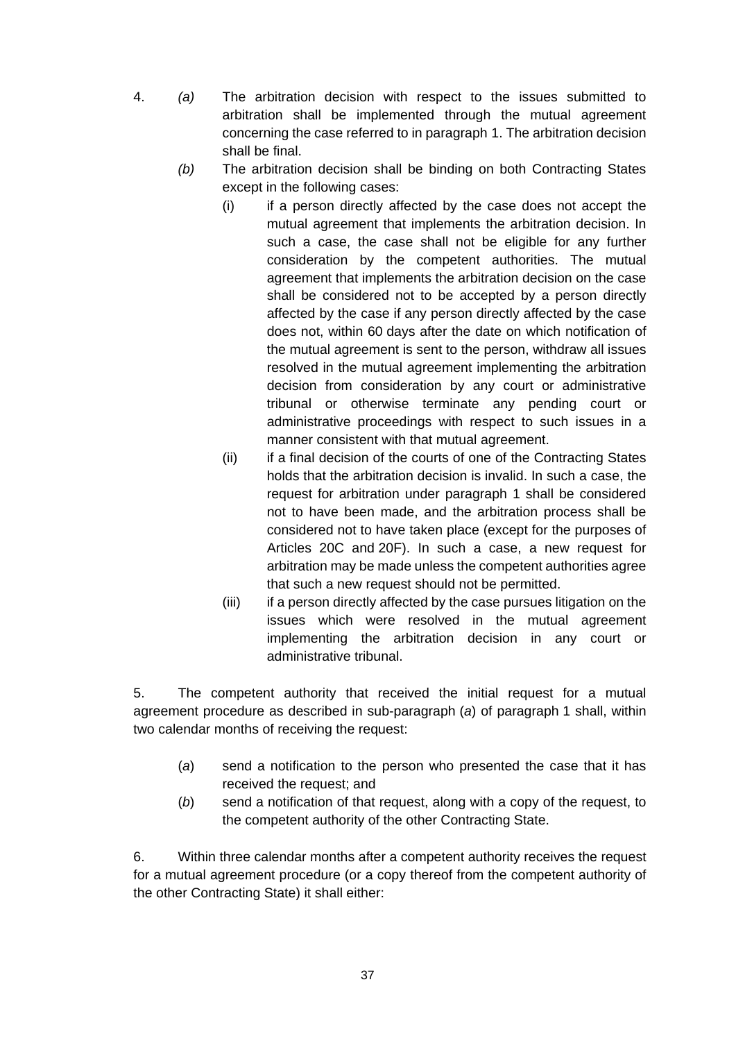4. *(a)* The arbitration decision with respect to the issues submitted to arbitration shall be implemented through the mutual agreement concerning the case referred to in paragraph 1. The arbitration decision shall be final.

   *(b)* The arbitration decision shall be binding on both Contracting States except in the following cases:

   (i) if a person directly affected by the case does not accept the mutual agreement that implements the arbitration decision. In such a case, the case shall not be eligible for any further consideration by the competent authorities. The mutual agreement that implements the arbitration decision on the case shall be considered not to be accepted by a person directly affected by the case if any person directly affected by the case does not, within 60 days after the date on which notification of the mutual agreement is sent to the person, withdraw all issues resolved in the mutual agreement implementing the arbitration decision from consideration by any court or administrative tribunal or otherwise terminate any pending court or administrative proceedings with respect to such issues in a manner consistent with that mutual agreement.

   (ii) if a final decision of the courts of one of the Contracting States holds that the arbitration decision is invalid. In such a case, the request for arbitration under paragraph 1 shall be considered not to have been made, and the arbitration process shall be considered not to have taken place (except for the purposes of Articles 20C and 20F). In such a case, a new request for arbitration may be made unless the competent authorities agree that such a new request should not be permitted.

   (iii) if a person directly affected by the case pursues litigation on the issues which were resolved in the mutual agreement implementing the arbitration decision in any court or administrative tribunal.

5. The competent authority that received the initial request for a mutual agreement procedure as described in sub-paragraph (*a*) of paragraph 1 shall, within two calendar months of receiving the request:

   (*a*) send a notification to the person who presented the case that it has received the request; and

   (*b*) send a notification of that request, along with a copy of the request, to the competent authority of the other Contracting State.

6. Within three calendar months after a competent authority receives the request for a mutual agreement procedure (or a copy thereof from the competent authority of the other Contracting State) it shall either: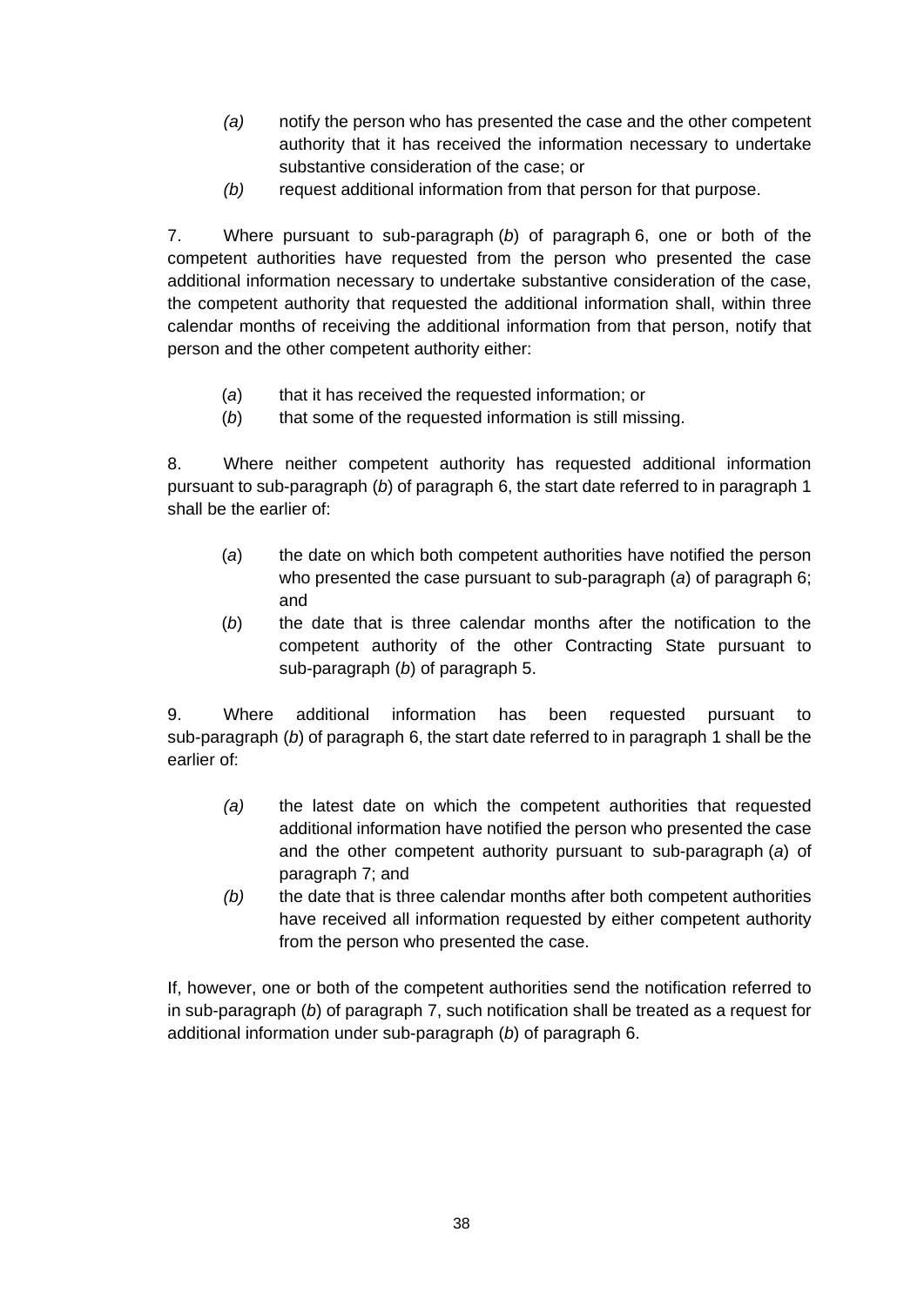*(a)* notify the person who has presented the case and the other competent authority that it has received the information necessary to undertake substantive consideration of the case; or

*(b)* request additional information from that person for that purpose.

7. Where pursuant to sub-paragraph (*b*) of paragraph 6, one or both of the competent authorities have requested from the person who presented the case additional information necessary to undertake substantive consideration of the case, the competent authority that requested the additional information shall, within three calendar months of receiving the additional information from that person, notify that person and the other competent authority either:

(*a*) that it has received the requested information; or

(*b*) that some of the requested information is still missing.

8. Where neither competent authority has requested additional information pursuant to sub-paragraph (*b*) of paragraph 6, the start date referred to in paragraph 1 shall be the earlier of:

(*a*) the date on which both competent authorities have notified the person who presented the case pursuant to sub-paragraph (*a*) of paragraph 6; and

(*b*) the date that is three calendar months after the notification to the competent authority of the other Contracting State pursuant to sub-paragraph (*b*) of paragraph 5.

9. Where additional information has been requested pursuant to sub-paragraph (*b*) of paragraph 6, the start date referred to in paragraph 1 shall be the earlier of:

*(a)* the latest date on which the competent authorities that requested additional information have notified the person who presented the case and the other competent authority pursuant to sub-paragraph (*a*) of paragraph 7; and

*(b)* the date that is three calendar months after both competent authorities have received all information requested by either competent authority from the person who presented the case.

If, however, one or both of the competent authorities send the notification referred to in sub-paragraph (*b*) of paragraph 7, such notification shall be treated as a request for additional information under sub-paragraph (*b*) of paragraph 6.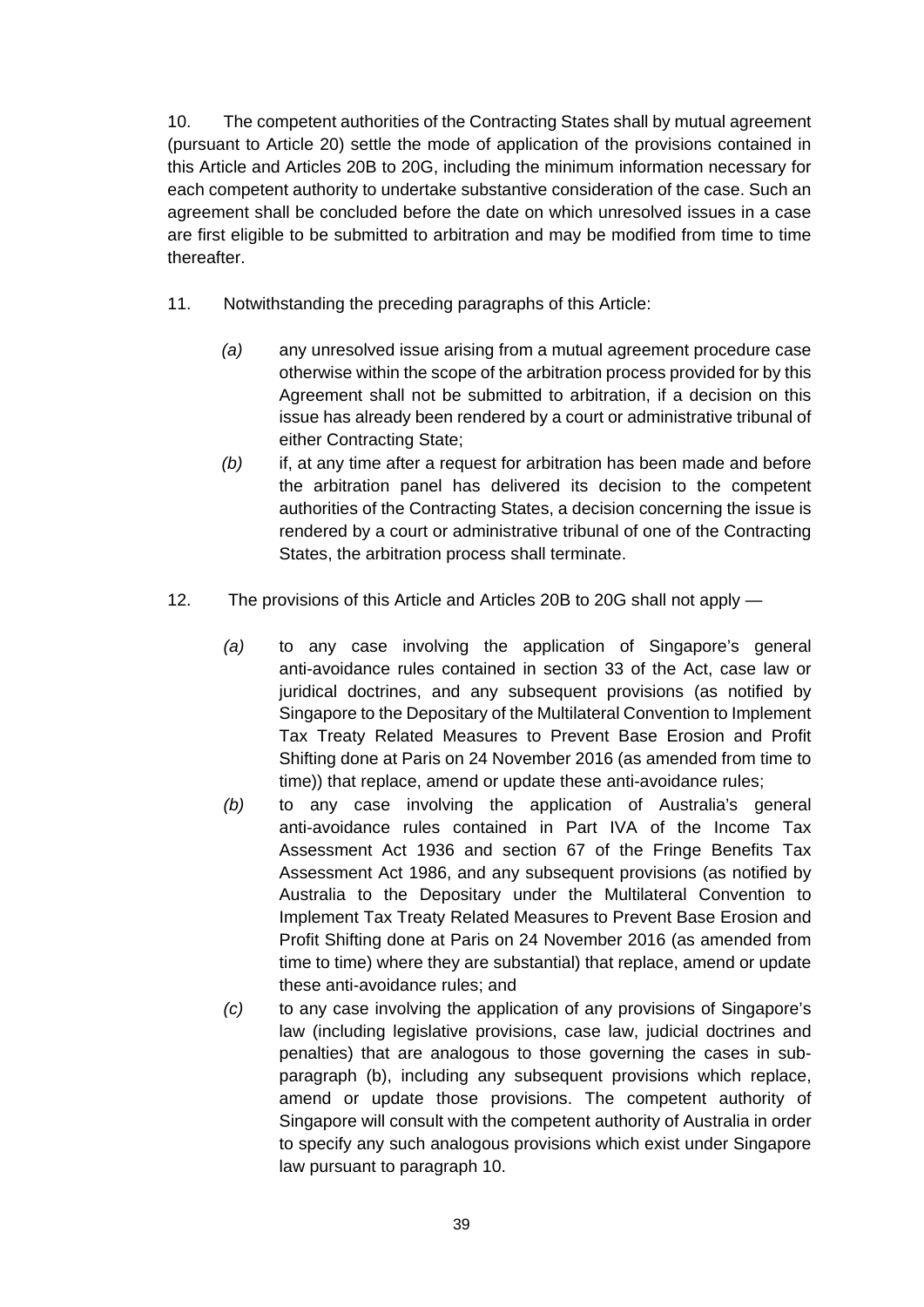10. The competent authorities of the Contracting States shall by mutual agreement (pursuant to Article 20) settle the mode of application of the provisions contained in this Article and Articles 20B to 20G, including the minimum information necessary for each competent authority to undertake substantive consideration of the case. Such an agreement shall be concluded before the date on which unresolved issues in a case are first eligible to be submitted to arbitration and may be modified from time to time thereafter.

11. Notwithstanding the preceding paragraphs of this Article:

*(a)* any unresolved issue arising from a mutual agreement procedure case otherwise within the scope of the arbitration process provided for by this Agreement shall not be submitted to arbitration, if a decision on this issue has already been rendered by a court or administrative tribunal of either Contracting State;

*(b)* if, at any time after a request for arbitration has been made and before the arbitration panel has delivered its decision to the competent authorities of the Contracting States, a decision concerning the issue is rendered by a court or administrative tribunal of one of the Contracting States, the arbitration process shall terminate.

12. The provisions of this Article and Articles 20B to 20G shall not apply —

*(a)* to any case involving the application of Singapore's general anti-avoidance rules contained in section 33 of the Act, case law or juridical doctrines, and any subsequent provisions (as notified by Singapore to the Depositary of the Multilateral Convention to Implement Tax Treaty Related Measures to Prevent Base Erosion and Profit Shifting done at Paris on 24 November 2016 (as amended from time to time)) that replace, amend or update these anti-avoidance rules;

*(b)* to any case involving the application of Australia's general anti-avoidance rules contained in Part IVA of the Income Tax Assessment Act 1936 and section 67 of the Fringe Benefits Tax Assessment Act 1986, and any subsequent provisions (as notified by Australia to the Depositary under the Multilateral Convention to Implement Tax Treaty Related Measures to Prevent Base Erosion and Profit Shifting done at Paris on 24 November 2016 (as amended from time to time) where they are substantial) that replace, amend or update these anti-avoidance rules; and

*(c)* to any case involving the application of any provisions of Singapore's law (including legislative provisions, case law, judicial doctrines and penalties) that are analogous to those governing the cases in sub-paragraph (b), including any subsequent provisions which replace, amend or update those provisions. The competent authority of Singapore will consult with the competent authority of Australia in order to specify any such analogous provisions which exist under Singapore law pursuant to paragraph 10.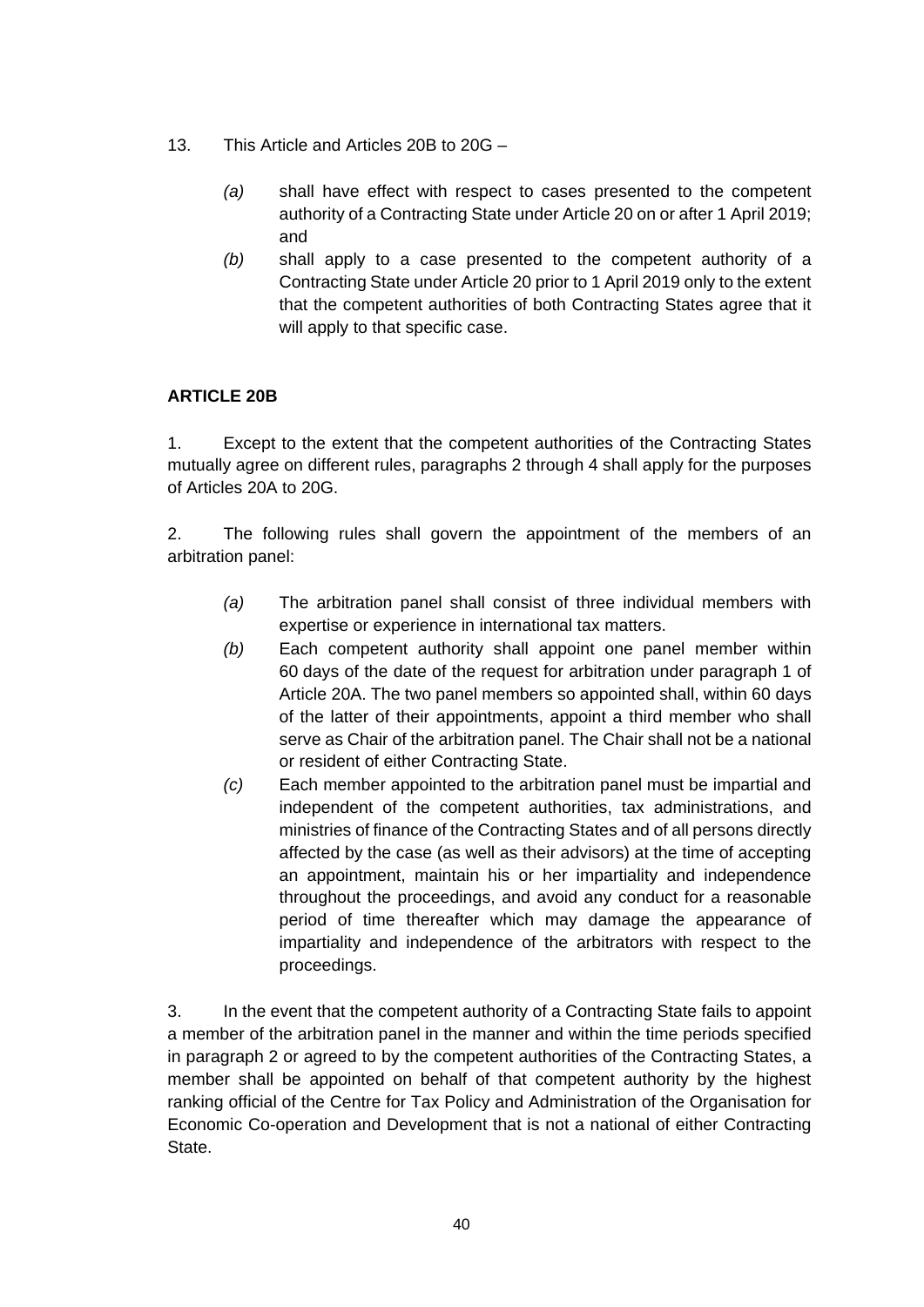13. This Article and Articles 20B to 20G –

   *(a)* shall have effect with respect to cases presented to the competent authority of a Contracting State under Article 20 on or after 1 April 2019; and

   *(b)* shall apply to a case presented to the competent authority of a Contracting State under Article 20 prior to 1 April 2019 only to the extent that the competent authorities of both Contracting States agree that it will apply to that specific case.

**ARTICLE 20B**

1. Except to the extent that the competent authorities of the Contracting States mutually agree on different rules, paragraphs 2 through 4 shall apply for the purposes of Articles 20A to 20G.

2. The following rules shall govern the appointment of the members of an arbitration panel:

   *(a)* The arbitration panel shall consist of three individual members with expertise or experience in international tax matters.

   *(b)* Each competent authority shall appoint one panel member within 60 days of the date of the request for arbitration under paragraph 1 of Article 20A. The two panel members so appointed shall, within 60 days of the latter of their appointments, appoint a third member who shall serve as Chair of the arbitration panel. The Chair shall not be a national or resident of either Contracting State.

   *(c)* Each member appointed to the arbitration panel must be impartial and independent of the competent authorities, tax administrations, and ministries of finance of the Contracting States and of all persons directly affected by the case (as well as their advisors) at the time of accepting an appointment, maintain his or her impartiality and independence throughout the proceedings, and avoid any conduct for a reasonable period of time thereafter which may damage the appearance of impartiality and independence of the arbitrators with respect to the proceedings.

3. In the event that the competent authority of a Contracting State fails to appoint a member of the arbitration panel in the manner and within the time periods specified in paragraph 2 or agreed to by the competent authorities of the Contracting States, a member shall be appointed on behalf of that competent authority by the highest ranking official of the Centre for Tax Policy and Administration of the Organisation for Economic Co-operation and Development that is not a national of either Contracting State.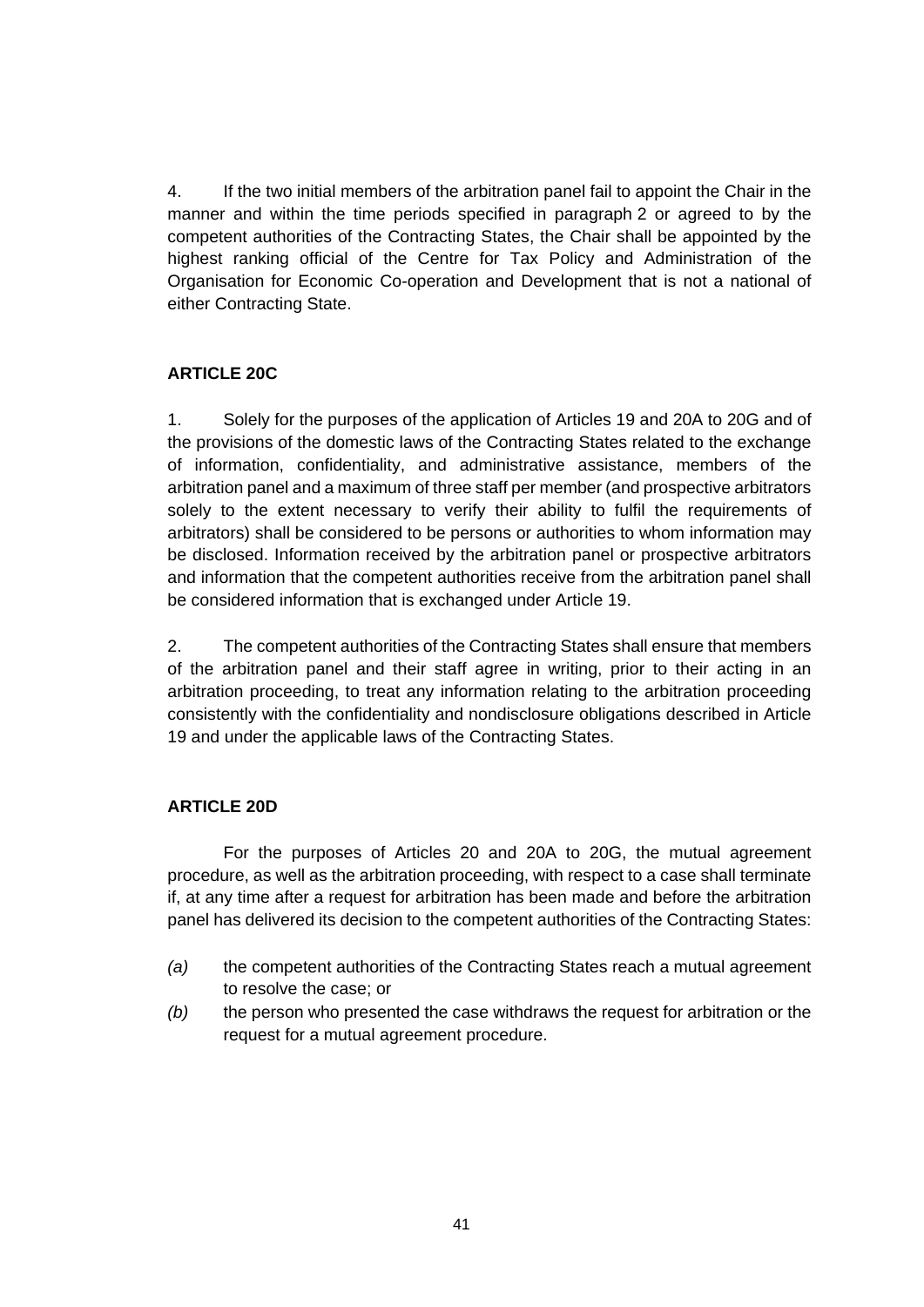4. If the two initial members of the arbitration panel fail to appoint the Chair in the manner and within the time periods specified in paragraph 2 or agreed to by the competent authorities of the Contracting States, the Chair shall be appointed by the highest ranking official of the Centre for Tax Policy and Administration of the Organisation for Economic Co-operation and Development that is not a national of either Contracting State.

**ARTICLE 20C**

1. Solely for the purposes of the application of Articles 19 and 20A to 20G and of the provisions of the domestic laws of the Contracting States related to the exchange of information, confidentiality, and administrative assistance, members of the arbitration panel and a maximum of three staff per member (and prospective arbitrators solely to the extent necessary to verify their ability to fulfil the requirements of arbitrators) shall be considered to be persons or authorities to whom information may be disclosed. Information received by the arbitration panel or prospective arbitrators and information that the competent authorities receive from the arbitration panel shall be considered information that is exchanged under Article 19.

2. The competent authorities of the Contracting States shall ensure that members of the arbitration panel and their staff agree in writing, prior to their acting in an arbitration proceeding, to treat any information relating to the arbitration proceeding consistently with the confidentiality and nondisclosure obligations described in Article 19 and under the applicable laws of the Contracting States.

**ARTICLE 20D**

For the purposes of Articles 20 and 20A to 20G, the mutual agreement procedure, as well as the arbitration proceeding, with respect to a case shall terminate if, at any time after a request for arbitration has been made and before the arbitration panel has delivered its decision to the competent authorities of the Contracting States:

*(a)* the competent authorities of the Contracting States reach a mutual agreement to resolve the case; or

*(b)* the person who presented the case withdraws the request for arbitration or the request for a mutual agreement procedure.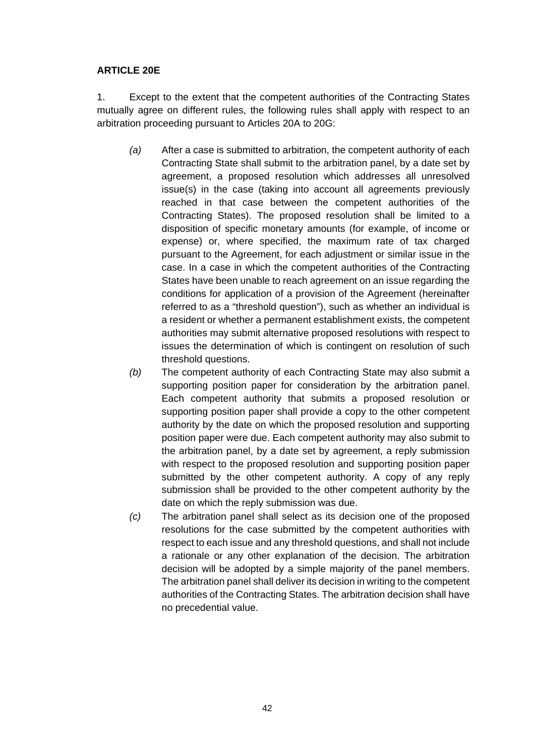**ARTICLE 20E**

1. Except to the extent that the competent authorities of the Contracting States mutually agree on different rules, the following rules shall apply with respect to an arbitration proceeding pursuant to Articles 20A to 20G:

*(a)* After a case is submitted to arbitration, the competent authority of each Contracting State shall submit to the arbitration panel, by a date set by agreement, a proposed resolution which addresses all unresolved issue(s) in the case (taking into account all agreements previously reached in that case between the competent authorities of the Contracting States). The proposed resolution shall be limited to a disposition of specific monetary amounts (for example, of income or expense) or, where specified, the maximum rate of tax charged pursuant to the Agreement, for each adjustment or similar issue in the case. In a case in which the competent authorities of the Contracting States have been unable to reach agreement on an issue regarding the conditions for application of a provision of the Agreement (hereinafter referred to as a "threshold question"), such as whether an individual is a resident or whether a permanent establishment exists, the competent authorities may submit alternative proposed resolutions with respect to issues the determination of which is contingent on resolution of such threshold questions.

*(b)* The competent authority of each Contracting State may also submit a supporting position paper for consideration by the arbitration panel. Each competent authority that submits a proposed resolution or supporting position paper shall provide a copy to the other competent authority by the date on which the proposed resolution and supporting position paper were due. Each competent authority may also submit to the arbitration panel, by a date set by agreement, a reply submission with respect to the proposed resolution and supporting position paper submitted by the other competent authority. A copy of any reply submission shall be provided to the other competent authority by the date on which the reply submission was due.

*(c)* The arbitration panel shall select as its decision one of the proposed resolutions for the case submitted by the competent authorities with respect to each issue and any threshold questions, and shall not include a rationale or any other explanation of the decision. The arbitration decision will be adopted by a simple majority of the panel members. The arbitration panel shall deliver its decision in writing to the competent authorities of the Contracting States. The arbitration decision shall have no precedential value.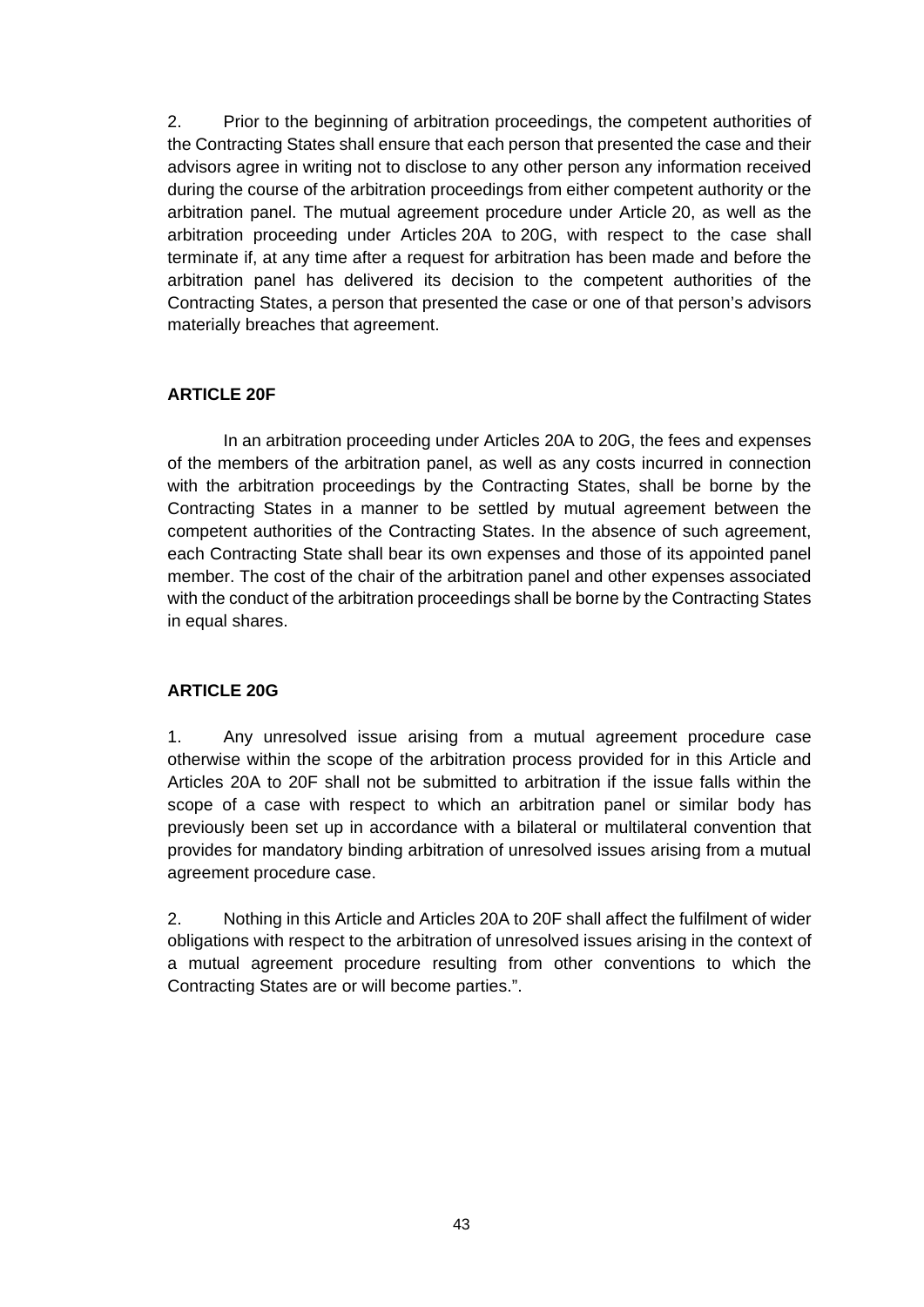2. Prior to the beginning of arbitration proceedings, the competent authorities of the Contracting States shall ensure that each person that presented the case and their advisors agree in writing not to disclose to any other person any information received during the course of the arbitration proceedings from either competent authority or the arbitration panel. The mutual agreement procedure under Article 20, as well as the arbitration proceeding under Articles 20A to 20G, with respect to the case shall terminate if, at any time after a request for arbitration has been made and before the arbitration panel has delivered its decision to the competent authorities of the Contracting States, a person that presented the case or one of that person's advisors materially breaches that agreement.

**ARTICLE 20F**

In an arbitration proceeding under Articles 20A to 20G, the fees and expenses of the members of the arbitration panel, as well as any costs incurred in connection with the arbitration proceedings by the Contracting States, shall be borne by the Contracting States in a manner to be settled by mutual agreement between the competent authorities of the Contracting States. In the absence of such agreement, each Contracting State shall bear its own expenses and those of its appointed panel member. The cost of the chair of the arbitration panel and other expenses associated with the conduct of the arbitration proceedings shall be borne by the Contracting States in equal shares.

**ARTICLE 20G**

1. Any unresolved issue arising from a mutual agreement procedure case otherwise within the scope of the arbitration process provided for in this Article and Articles 20A to 20F shall not be submitted to arbitration if the issue falls within the scope of a case with respect to which an arbitration panel or similar body has previously been set up in accordance with a bilateral or multilateral convention that provides for mandatory binding arbitration of unresolved issues arising from a mutual agreement procedure case.

2. Nothing in this Article and Articles 20A to 20F shall affect the fulfilment of wider obligations with respect to the arbitration of unresolved issues arising in the context of a mutual agreement procedure resulting from other conventions to which the Contracting States are or will become parties.".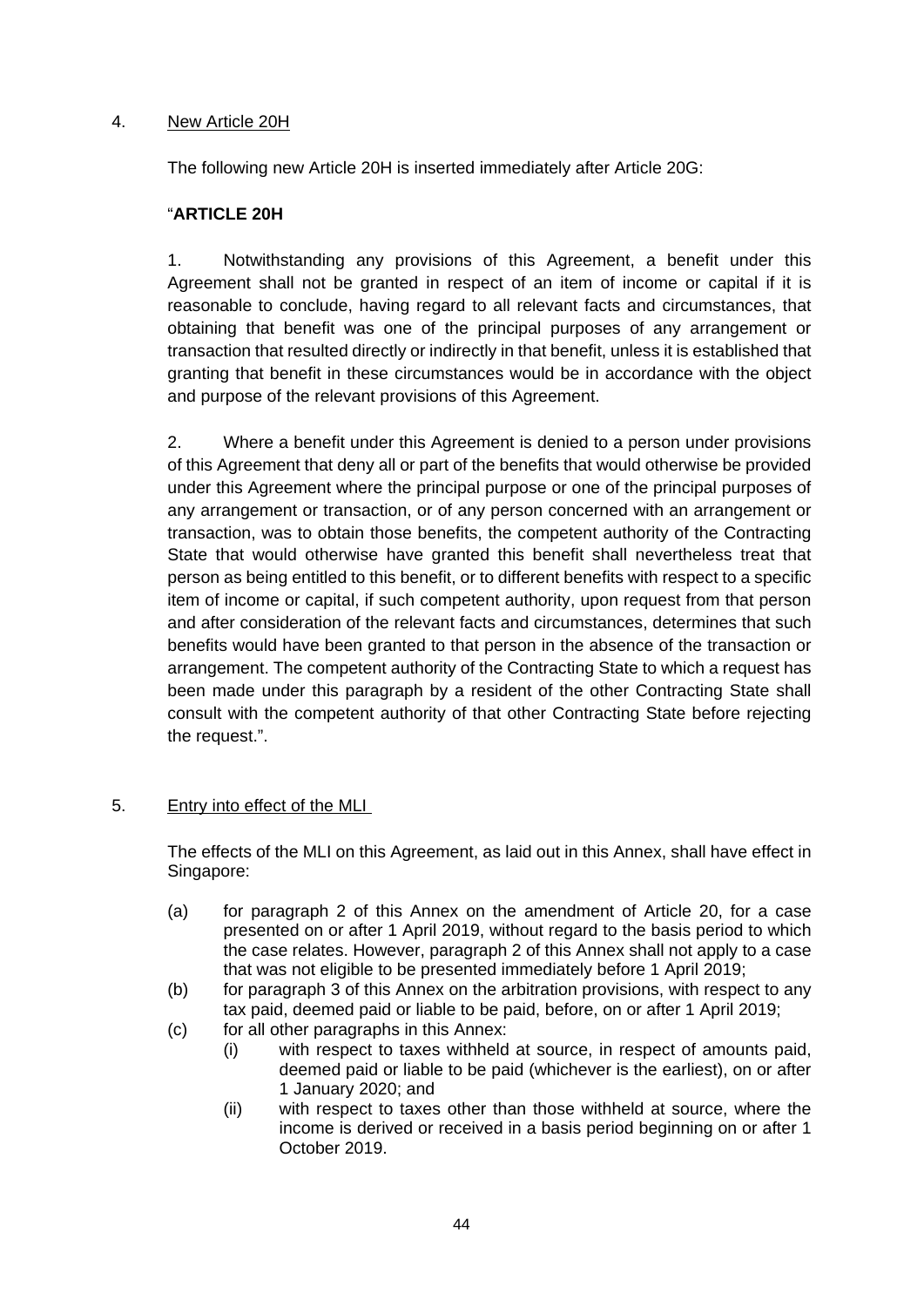4. New Article 20H

The following new Article 20H is inserted immediately after Article 20G:

"**ARTICLE 20H**

1. Notwithstanding any provisions of this Agreement, a benefit under this Agreement shall not be granted in respect of an item of income or capital if it is reasonable to conclude, having regard to all relevant facts and circumstances, that obtaining that benefit was one of the principal purposes of any arrangement or transaction that resulted directly or indirectly in that benefit, unless it is established that granting that benefit in these circumstances would be in accordance with the object and purpose of the relevant provisions of this Agreement.

2. Where a benefit under this Agreement is denied to a person under provisions of this Agreement that deny all or part of the benefits that would otherwise be provided under this Agreement where the principal purpose or one of the principal purposes of any arrangement or transaction, or of any person concerned with an arrangement or transaction, was to obtain those benefits, the competent authority of the Contracting State that would otherwise have granted this benefit shall nevertheless treat that person as being entitled to this benefit, or to different benefits with respect to a specific item of income or capital, if such competent authority, upon request from that person and after consideration of the relevant facts and circumstances, determines that such benefits would have been granted to that person in the absence of the transaction or arrangement. The competent authority of the Contracting State to which a request has been made under this paragraph by a resident of the other Contracting State shall consult with the competent authority of that other Contracting State before rejecting the request.".

5. Entry into effect of the MLI

The effects of the MLI on this Agreement, as laid out in this Annex, shall have effect in Singapore:

(a) for paragraph 2 of this Annex on the amendment of Article 20, for a case presented on or after 1 April 2019, without regard to the basis period to which the case relates. However, paragraph 2 of this Annex shall not apply to a case that was not eligible to be presented immediately before 1 April 2019;

(b) for paragraph 3 of this Annex on the arbitration provisions, with respect to any tax paid, deemed paid or liable to be paid, before, on or after 1 April 2019;

(c) for all other paragraphs in this Annex:

  (i) with respect to taxes withheld at source, in respect of amounts paid, deemed paid or liable to be paid (whichever is the earliest), on or after 1 January 2020; and

  (ii) with respect to taxes other than those withheld at source, where the income is derived or received in a basis period beginning on or after 1 October 2019.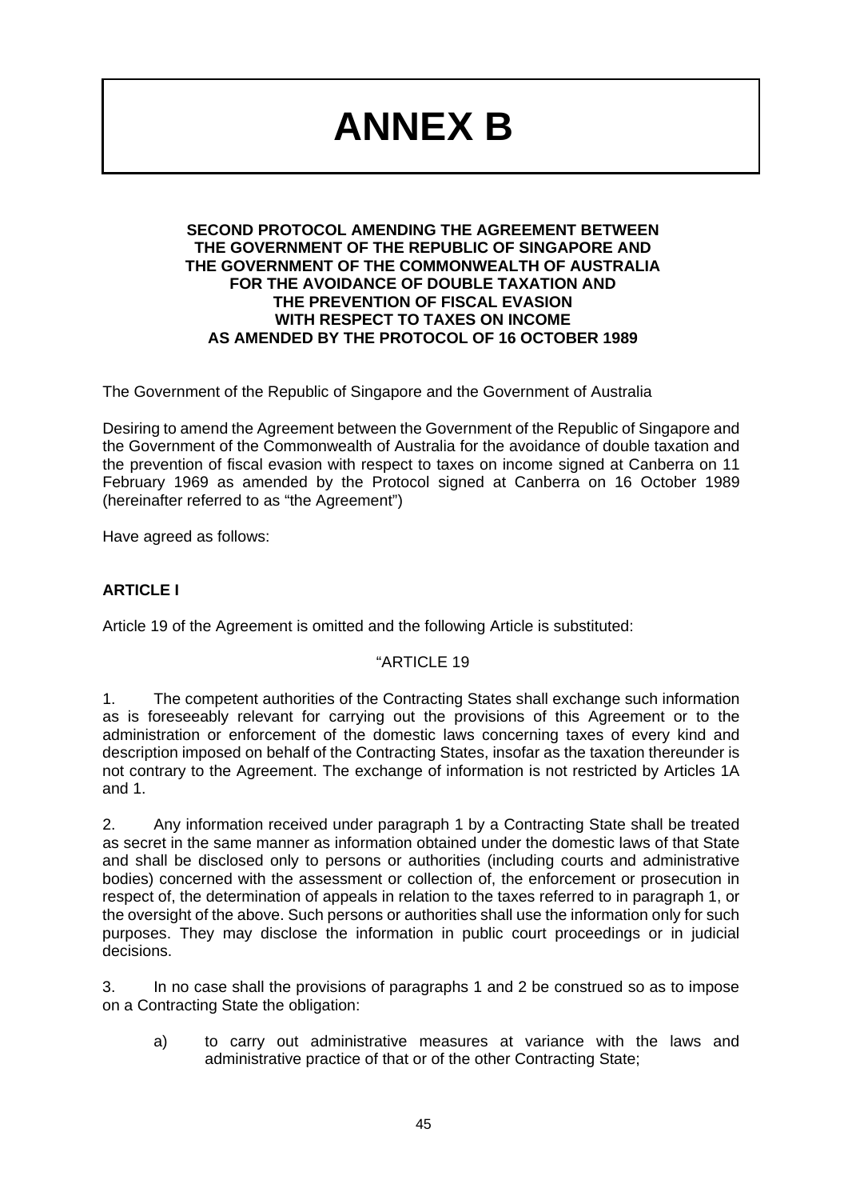# ANNEX B

**SECOND PROTOCOL AMENDING THE AGREEMENT BETWEEN THE GOVERNMENT OF THE REPUBLIC OF SINGAPORE AND THE GOVERNMENT OF THE COMMONWEALTH OF AUSTRALIA FOR THE AVOIDANCE OF DOUBLE TAXATION AND THE PREVENTION OF FISCAL EVASION WITH RESPECT TO TAXES ON INCOME AS AMENDED BY THE PROTOCOL OF 16 OCTOBER 1989**

The Government of the Republic of Singapore and the Government of Australia

Desiring to amend the Agreement between the Government of the Republic of Singapore and the Government of the Commonwealth of Australia for the avoidance of double taxation and the prevention of fiscal evasion with respect to taxes on income signed at Canberra on 11 February 1969 as amended by the Protocol signed at Canberra on 16 October 1989 (hereinafter referred to as "the Agreement")

Have agreed as follows:

**ARTICLE I**

Article 19 of the Agreement is omitted and the following Article is substituted:

"ARTICLE 19

1. The competent authorities of the Contracting States shall exchange such information as is foreseeably relevant for carrying out the provisions of this Agreement or to the administration or enforcement of the domestic laws concerning taxes of every kind and description imposed on behalf of the Contracting States, insofar as the taxation thereunder is not contrary to the Agreement. The exchange of information is not restricted by Articles 1A and 1.

2. Any information received under paragraph 1 by a Contracting State shall be treated as secret in the same manner as information obtained under the domestic laws of that State and shall be disclosed only to persons or authorities (including courts and administrative bodies) concerned with the assessment or collection of, the enforcement or prosecution in respect of, the determination of appeals in relation to the taxes referred to in paragraph 1, or the oversight of the above. Such persons or authorities shall use the information only for such purposes. They may disclose the information in public court proceedings or in judicial decisions.

3. In no case shall the provisions of paragraphs 1 and 2 be construed so as to impose on a Contracting State the obligation:

a) to carry out administrative measures at variance with the laws and administrative practice of that or of the other Contracting State;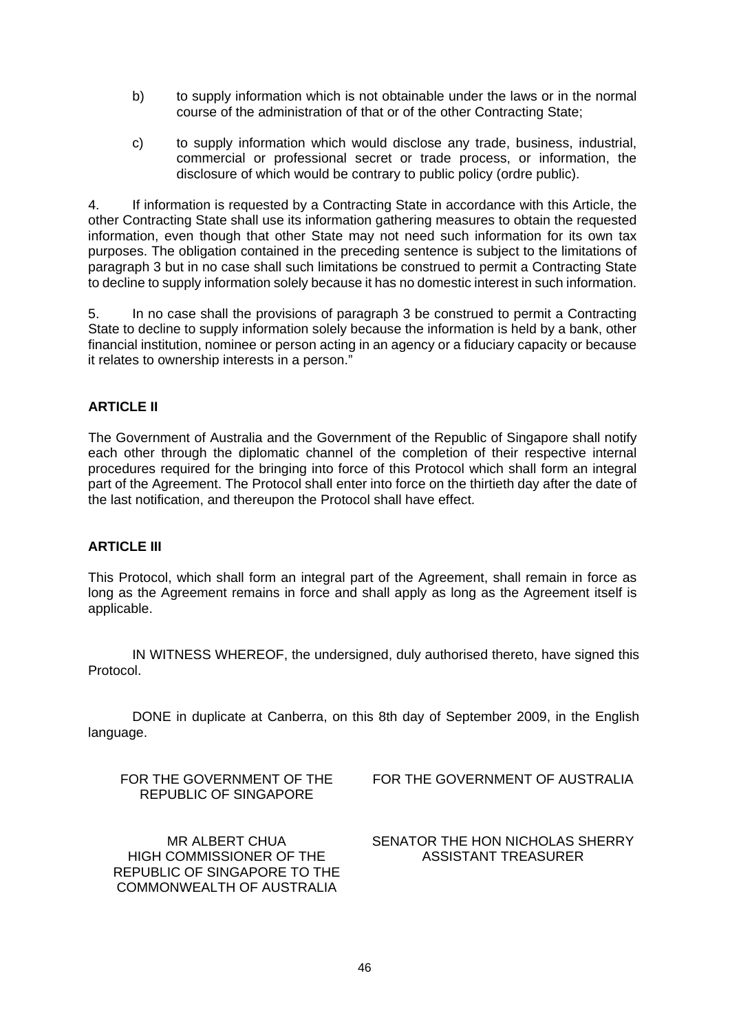b) to supply information which is not obtainable under the laws or in the normal course of the administration of that or of the other Contracting State;

c) to supply information which would disclose any trade, business, industrial, commercial or professional secret or trade process, or information, the disclosure of which would be contrary to public policy (ordre public).

4. If information is requested by a Contracting State in accordance with this Article, the other Contracting State shall use its information gathering measures to obtain the requested information, even though that other State may not need such information for its own tax purposes. The obligation contained in the preceding sentence is subject to the limitations of paragraph 3 but in no case shall such limitations be construed to permit a Contracting State to decline to supply information solely because it has no domestic interest in such information.

5. In no case shall the provisions of paragraph 3 be construed to permit a Contracting State to decline to supply information solely because the information is held by a bank, other financial institution, nominee or person acting in an agency or a fiduciary capacity or because it relates to ownership interests in a person."

**ARTICLE II**

The Government of Australia and the Government of the Republic of Singapore shall notify each other through the diplomatic channel of the completion of their respective internal procedures required for the bringing into force of this Protocol which shall form an integral part of the Agreement. The Protocol shall enter into force on the thirtieth day after the date of the last notification, and thereupon the Protocol shall have effect.

**ARTICLE III**

This Protocol, which shall form an integral part of the Agreement, shall remain in force as long as the Agreement remains in force and shall apply as long as the Agreement itself is applicable.

IN WITNESS WHEREOF, the undersigned, duly authorised thereto, have signed this Protocol.

DONE in duplicate at Canberra, on this 8th day of September 2009, in the English language.

FOR THE GOVERNMENT OF THE REPUBLIC OF SINGAPORE

MR ALBERT CHUA
HIGH COMMISSIONER OF THE REPUBLIC OF SINGAPORE TO THE COMMONWEALTH OF AUSTRALIA

FOR THE GOVERNMENT OF AUSTRALIA

SENATOR THE HON NICHOLAS SHERRY
ASSISTANT TREASURER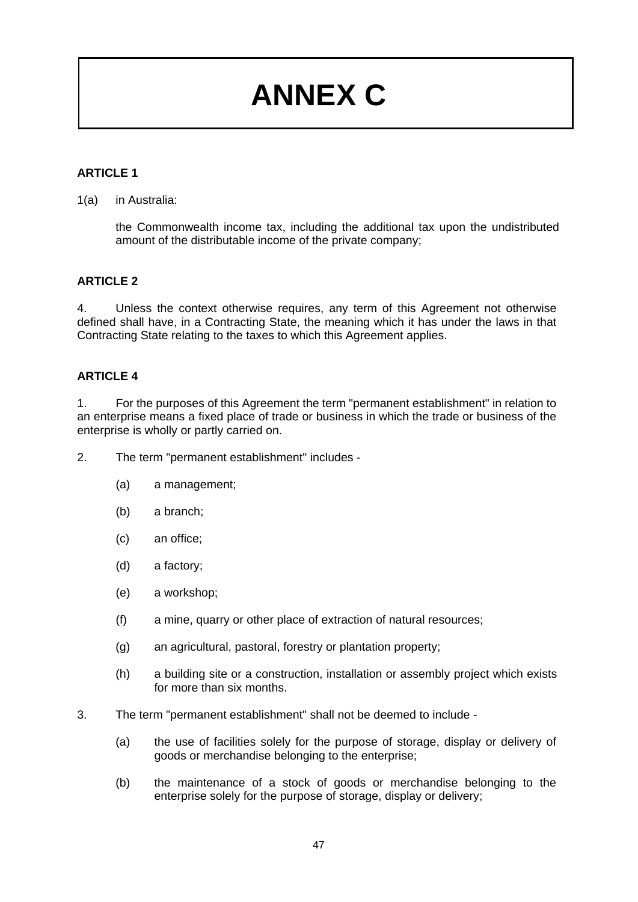# ANNEX C

**ARTICLE 1**

1(a) in Australia:

the Commonwealth income tax, including the additional tax upon the undistributed amount of the distributable income of the private company;

**ARTICLE 2**

4. Unless the context otherwise requires, any term of this Agreement not otherwise defined shall have, in a Contracting State, the meaning which it has under the laws in that Contracting State relating to the taxes to which this Agreement applies.

**ARTICLE 4**

1. For the purposes of this Agreement the term "permanent establishment" in relation to an enterprise means a fixed place of trade or business in which the trade or business of the enterprise is wholly or partly carried on.

2. The term "permanent establishment" includes -

   (a) a management;

   (b) a branch;

   (c) an office;

   (d) a factory;

   (e) a workshop;

   (f) a mine, quarry or other place of extraction of natural resources;

   (g) an agricultural, pastoral, forestry or plantation property;

   (h) a building site or a construction, installation or assembly project which exists for more than six months.

3. The term "permanent establishment" shall not be deemed to include -

   (a) the use of facilities solely for the purpose of storage, display or delivery of goods or merchandise belonging to the enterprise;

   (b) the maintenance of a stock of goods or merchandise belonging to the enterprise solely for the purpose of storage, display or delivery;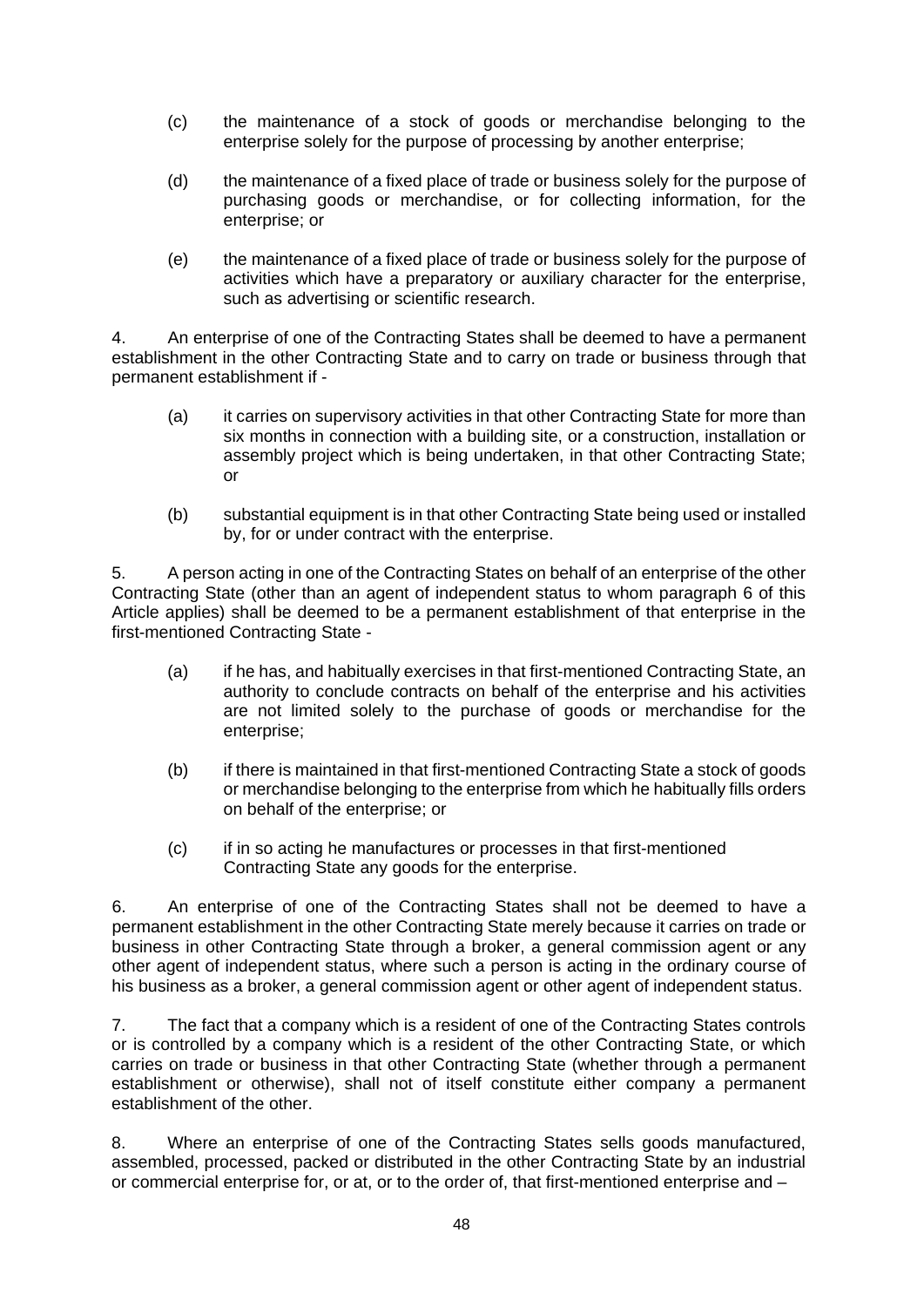(c) the maintenance of a stock of goods or merchandise belonging to the enterprise solely for the purpose of processing by another enterprise;

(d) the maintenance of a fixed place of trade or business solely for the purpose of purchasing goods or merchandise, or for collecting information, for the enterprise; or

(e) the maintenance of a fixed place of trade or business solely for the purpose of activities which have a preparatory or auxiliary character for the enterprise, such as advertising or scientific research.

4. An enterprise of one of the Contracting States shall be deemed to have a permanent establishment in the other Contracting State and to carry on trade or business through that permanent establishment if -

(a) it carries on supervisory activities in that other Contracting State for more than six months in connection with a building site, or a construction, installation or assembly project which is being undertaken, in that other Contracting State; or

(b) substantial equipment is in that other Contracting State being used or installed by, for or under contract with the enterprise.

5. A person acting in one of the Contracting States on behalf of an enterprise of the other Contracting State (other than an agent of independent status to whom paragraph 6 of this Article applies) shall be deemed to be a permanent establishment of that enterprise in the first-mentioned Contracting State -

(a) if he has, and habitually exercises in that first-mentioned Contracting State, an authority to conclude contracts on behalf of the enterprise and his activities are not limited solely to the purchase of goods or merchandise for the enterprise;

(b) if there is maintained in that first-mentioned Contracting State a stock of goods or merchandise belonging to the enterprise from which he habitually fills orders on behalf of the enterprise; or

(c) if in so acting he manufactures or processes in that first-mentioned Contracting State any goods for the enterprise.

6. An enterprise of one of the Contracting States shall not be deemed to have a permanent establishment in the other Contracting State merely because it carries on trade or business in other Contracting State through a broker, a general commission agent or any other agent of independent status, where such a person is acting in the ordinary course of his business as a broker, a general commission agent or other agent of independent status.

7. The fact that a company which is a resident of one of the Contracting States controls or is controlled by a company which is a resident of the other Contracting State, or which carries on trade or business in that other Contracting State (whether through a permanent establishment or otherwise), shall not of itself constitute either company a permanent establishment of the other.

8. Where an enterprise of one of the Contracting States sells goods manufactured, assembled, processed, packed or distributed in the other Contracting State by an industrial or commercial enterprise for, or at, or to the order of, that first-mentioned enterprise and –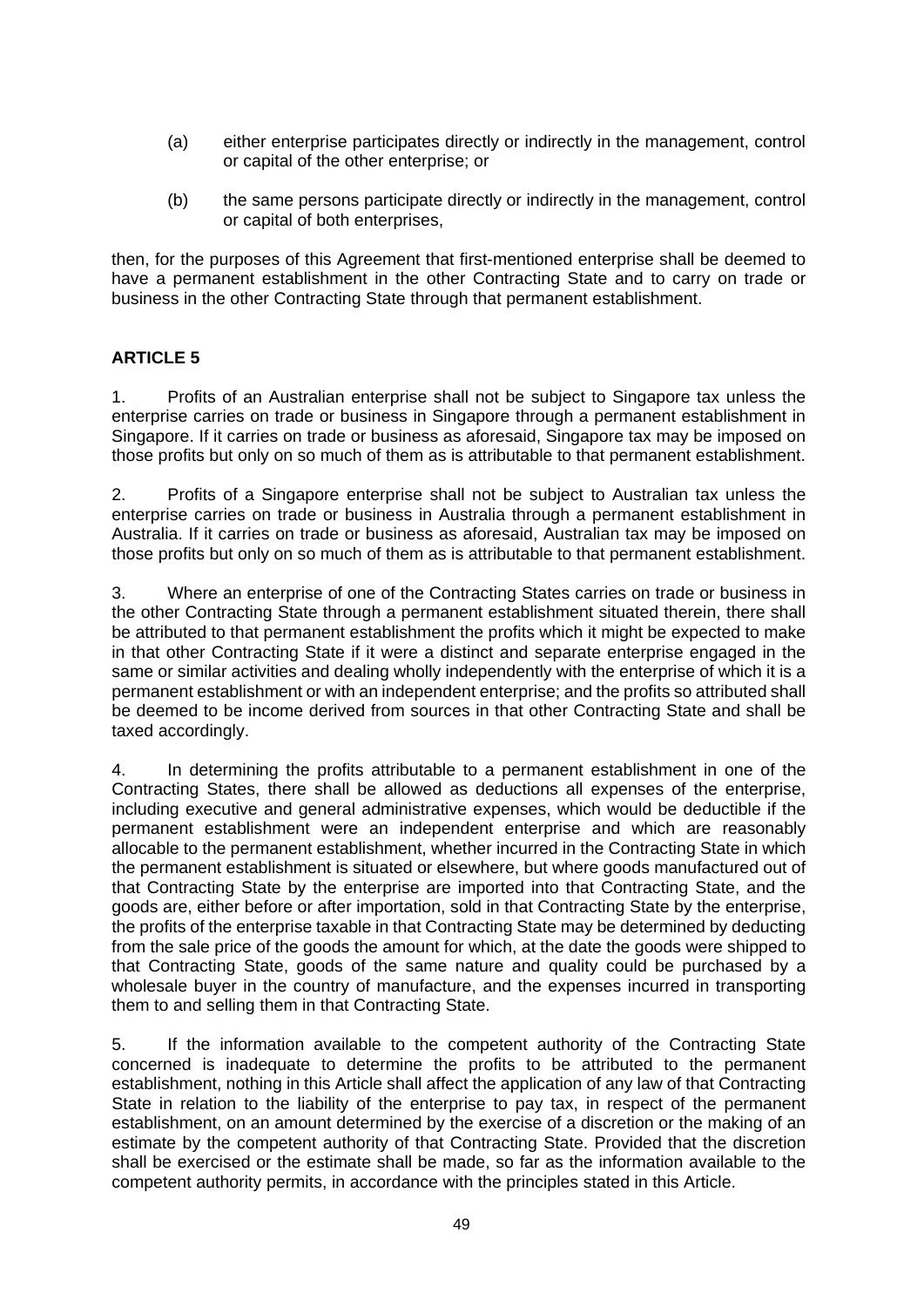(a) either enterprise participates directly or indirectly in the management, control or capital of the other enterprise; or

(b) the same persons participate directly or indirectly in the management, control or capital of both enterprises,

then, for the purposes of this Agreement that first-mentioned enterprise shall be deemed to have a permanent establishment in the other Contracting State and to carry on trade or business in the other Contracting State through that permanent establishment.

**ARTICLE 5**

1. Profits of an Australian enterprise shall not be subject to Singapore tax unless the enterprise carries on trade or business in Singapore through a permanent establishment in Singapore. If it carries on trade or business as aforesaid, Singapore tax may be imposed on those profits but only on so much of them as is attributable to that permanent establishment.

2. Profits of a Singapore enterprise shall not be subject to Australian tax unless the enterprise carries on trade or business in Australia through a permanent establishment in Australia. If it carries on trade or business as aforesaid, Australian tax may be imposed on those profits but only on so much of them as is attributable to that permanent establishment.

3. Where an enterprise of one of the Contracting States carries on trade or business in the other Contracting State through a permanent establishment situated therein, there shall be attributed to that permanent establishment the profits which it might be expected to make in that other Contracting State if it were a distinct and separate enterprise engaged in the same or similar activities and dealing wholly independently with the enterprise of which it is a permanent establishment or with an independent enterprise; and the profits so attributed shall be deemed to be income derived from sources in that other Contracting State and shall be taxed accordingly.

4. In determining the profits attributable to a permanent establishment in one of the Contracting States, there shall be allowed as deductions all expenses of the enterprise, including executive and general administrative expenses, which would be deductible if the permanent establishment were an independent enterprise and which are reasonably allocable to the permanent establishment, whether incurred in the Contracting State in which the permanent establishment is situated or elsewhere, but where goods manufactured out of that Contracting State by the enterprise are imported into that Contracting State, and the goods are, either before or after importation, sold in that Contracting State by the enterprise, the profits of the enterprise taxable in that Contracting State may be determined by deducting from the sale price of the goods the amount for which, at the date the goods were shipped to that Contracting State, goods of the same nature and quality could be purchased by a wholesale buyer in the country of manufacture, and the expenses incurred in transporting them to and selling them in that Contracting State.

5. If the information available to the competent authority of the Contracting State concerned is inadequate to determine the profits to be attributed to the permanent establishment, nothing in this Article shall affect the application of any law of that Contracting State in relation to the liability of the enterprise to pay tax, in respect of the permanent establishment, on an amount determined by the exercise of a discretion or the making of an estimate by the competent authority of that Contracting State. Provided that the discretion shall be exercised or the estimate shall be made, so far as the information available to the competent authority permits, in accordance with the principles stated in this Article.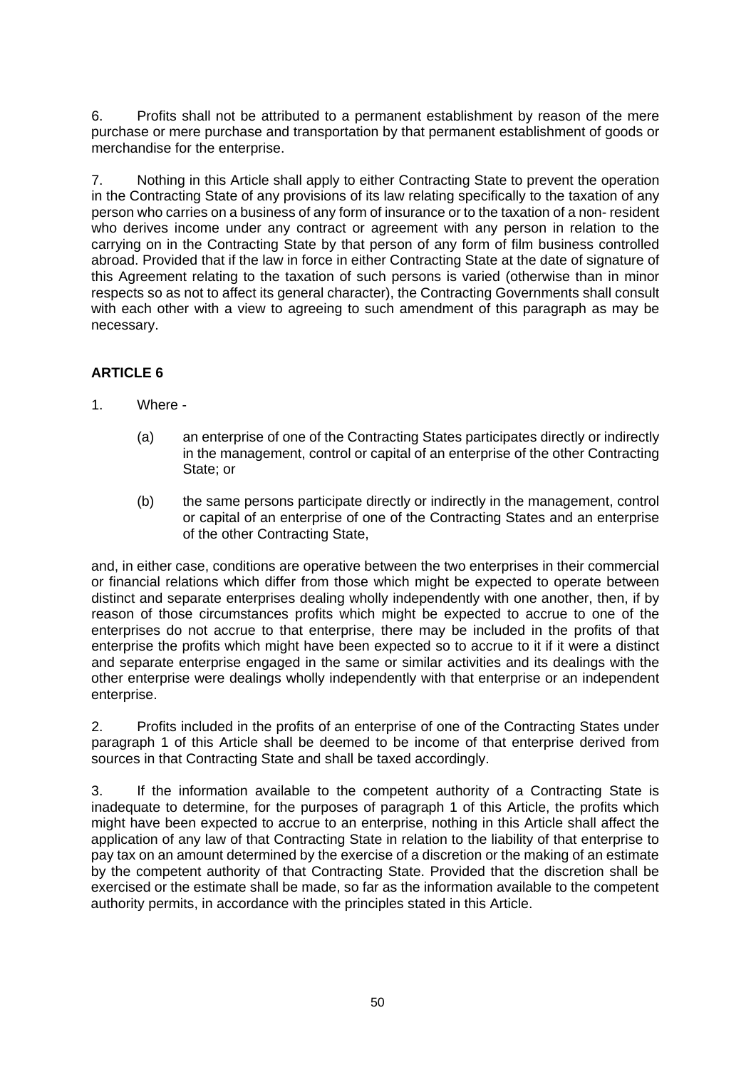6. Profits shall not be attributed to a permanent establishment by reason of the mere purchase or mere purchase and transportation by that permanent establishment of goods or merchandise for the enterprise.

7. Nothing in this Article shall apply to either Contracting State to prevent the operation in the Contracting State of any provisions of its law relating specifically to the taxation of any person who carries on a business of any form of insurance or to the taxation of a non- resident who derives income under any contract or agreement with any person in relation to the carrying on in the Contracting State by that person of any form of film business controlled abroad. Provided that if the law in force in either Contracting State at the date of signature of this Agreement relating to the taxation of such persons is varied (otherwise than in minor respects so as not to affect its general character), the Contracting Governments shall consult with each other with a view to agreeing to such amendment of this paragraph as may be necessary.

**ARTICLE 6**

1. Where -

   (a) an enterprise of one of the Contracting States participates directly or indirectly in the management, control or capital of an enterprise of the other Contracting State; or

   (b) the same persons participate directly or indirectly in the management, control or capital of an enterprise of one of the Contracting States and an enterprise of the other Contracting State,

and, in either case, conditions are operative between the two enterprises in their commercial or financial relations which differ from those which might be expected to operate between distinct and separate enterprises dealing wholly independently with one another, then, if by reason of those circumstances profits which might be expected to accrue to one of the enterprises do not accrue to that enterprise, there may be included in the profits of that enterprise the profits which might have been expected so to accrue to it if it were a distinct and separate enterprise engaged in the same or similar activities and its dealings with the other enterprise were dealings wholly independently with that enterprise or an independent enterprise.

2. Profits included in the profits of an enterprise of one of the Contracting States under paragraph 1 of this Article shall be deemed to be income of that enterprise derived from sources in that Contracting State and shall be taxed accordingly.

3. If the information available to the competent authority of a Contracting State is inadequate to determine, for the purposes of paragraph 1 of this Article, the profits which might have been expected to accrue to an enterprise, nothing in this Article shall affect the application of any law of that Contracting State in relation to the liability of that enterprise to pay tax on an amount determined by the exercise of a discretion or the making of an estimate by the competent authority of that Contracting State. Provided that the discretion shall be exercised or the estimate shall be made, so far as the information available to the competent authority permits, in accordance with the principles stated in this Article.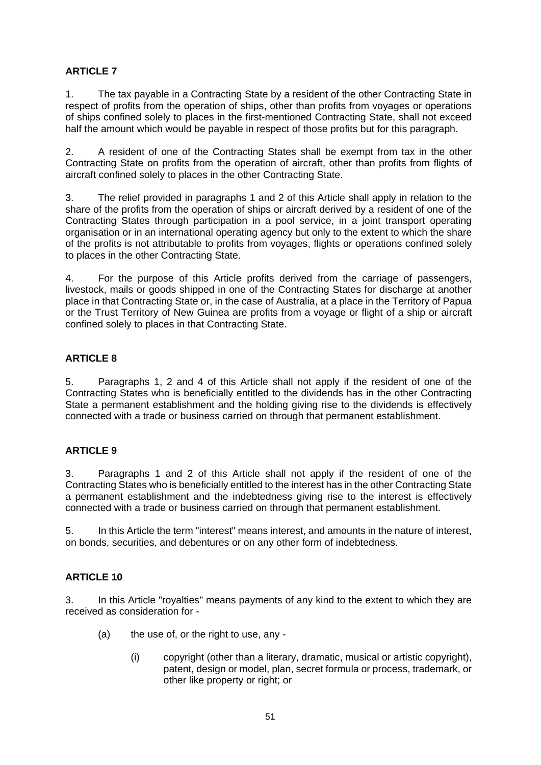**ARTICLE 7**

1. The tax payable in a Contracting State by a resident of the other Contracting State in respect of profits from the operation of ships, other than profits from voyages or operations of ships confined solely to places in the first-mentioned Contracting State, shall not exceed half the amount which would be payable in respect of those profits but for this paragraph.

2. A resident of one of the Contracting States shall be exempt from tax in the other Contracting State on profits from the operation of aircraft, other than profits from flights of aircraft confined solely to places in the other Contracting State.

3. The relief provided in paragraphs 1 and 2 of this Article shall apply in relation to the share of the profits from the operation of ships or aircraft derived by a resident of one of the Contracting States through participation in a pool service, in a joint transport operating organisation or in an international operating agency but only to the extent to which the share of the profits is not attributable to profits from voyages, flights or operations confined solely to places in the other Contracting State.

4. For the purpose of this Article profits derived from the carriage of passengers, livestock, mails or goods shipped in one of the Contracting States for discharge at another place in that Contracting State or, in the case of Australia, at a place in the Territory of Papua or the Trust Territory of New Guinea are profits from a voyage or flight of a ship or aircraft confined solely to places in that Contracting State.

**ARTICLE 8**

5. Paragraphs 1, 2 and 4 of this Article shall not apply if the resident of one of the Contracting States who is beneficially entitled to the dividends has in the other Contracting State a permanent establishment and the holding giving rise to the dividends is effectively connected with a trade or business carried on through that permanent establishment.

**ARTICLE 9**

3. Paragraphs 1 and 2 of this Article shall not apply if the resident of one of the Contracting States who is beneficially entitled to the interest has in the other Contracting State a permanent establishment and the indebtedness giving rise to the interest is effectively connected with a trade or business carried on through that permanent establishment.

5. In this Article the term "interest" means interest, and amounts in the nature of interest, on bonds, securities, and debentures or on any other form of indebtedness.

**ARTICLE 10**

3. In this Article "royalties" means payments of any kind to the extent to which they are received as consideration for -

- (a) the use of, or the right to use, any -
  - (i) copyright (other than a literary, dramatic, musical or artistic copyright), patent, design or model, plan, secret formula or process, trademark, or other like property or right; or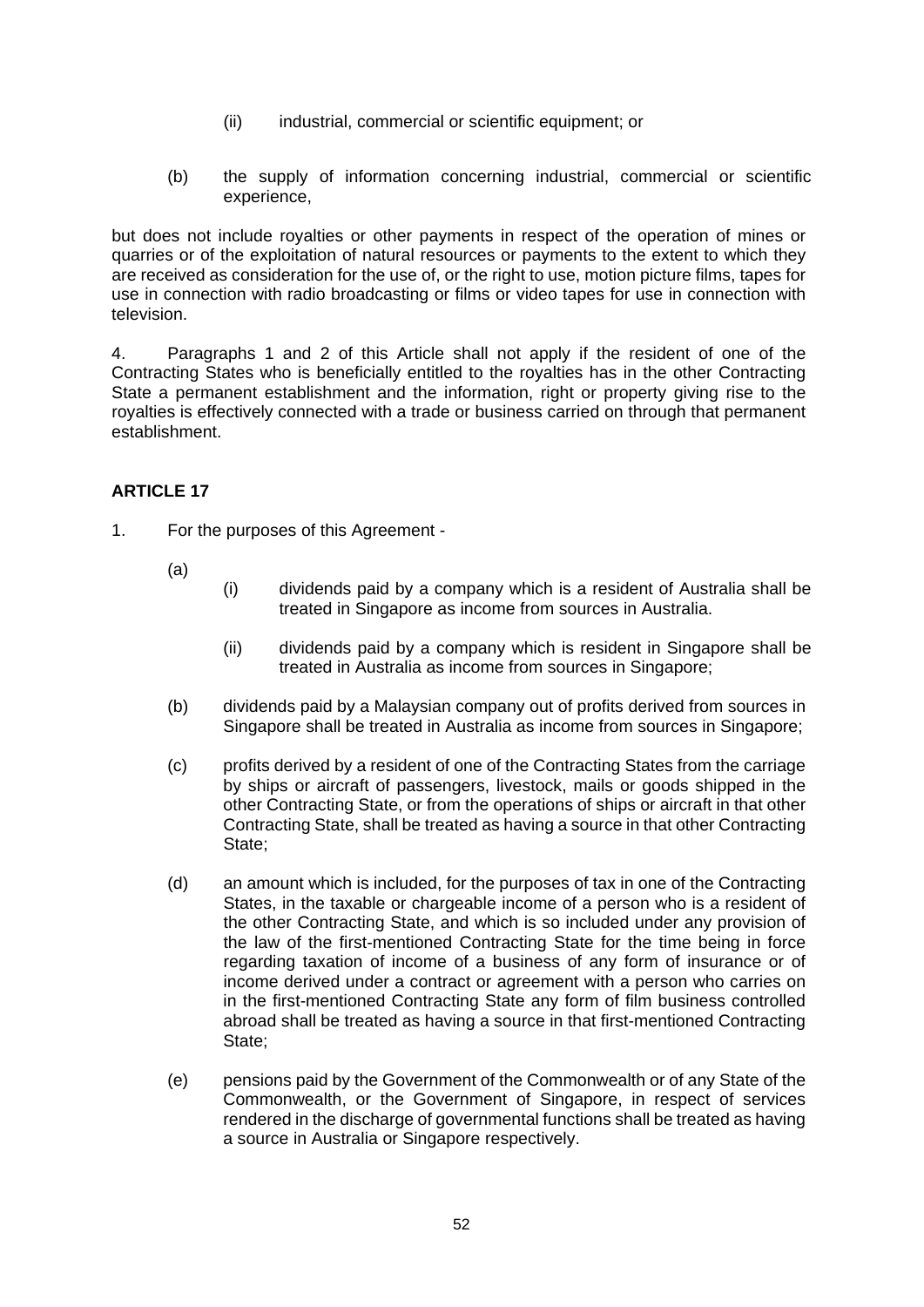(ii) industrial, commercial or scientific equipment; or

(b) the supply of information concerning industrial, commercial or scientific experience,

but does not include royalties or other payments in respect of the operation of mines or quarries or of the exploitation of natural resources or payments to the extent to which they are received as consideration for the use of, or the right to use, motion picture films, tapes for use in connection with radio broadcasting or films or video tapes for use in connection with television.

4. Paragraphs 1 and 2 of this Article shall not apply if the resident of one of the Contracting States who is beneficially entitled to the royalties has in the other Contracting State a permanent establishment and the information, right or property giving rise to the royalties is effectively connected with a trade or business carried on through that permanent establishment.

**ARTICLE 17**

1. For the purposes of this Agreement -

(a)

(i) dividends paid by a company which is a resident of Australia shall be treated in Singapore as income from sources in Australia.

(ii) dividends paid by a company which is resident in Singapore shall be treated in Australia as income from sources in Singapore;

(b) dividends paid by a Malaysian company out of profits derived from sources in Singapore shall be treated in Australia as income from sources in Singapore;

(c) profits derived by a resident of one of the Contracting States from the carriage by ships or aircraft of passengers, livestock, mails or goods shipped in the other Contracting State, or from the operations of ships or aircraft in that other Contracting State, shall be treated as having a source in that other Contracting State;

(d) an amount which is included, for the purposes of tax in one of the Contracting States, in the taxable or chargeable income of a person who is a resident of the other Contracting State, and which is so included under any provision of the law of the first-mentioned Contracting State for the time being in force regarding taxation of income of a business of any form of insurance or of income derived under a contract or agreement with a person who carries on in the first-mentioned Contracting State any form of film business controlled abroad shall be treated as having a source in that first-mentioned Contracting State;

(e) pensions paid by the Government of the Commonwealth or of any State of the Commonwealth, or the Government of Singapore, in respect of services rendered in the discharge of governmental functions shall be treated as having a source in Australia or Singapore respectively.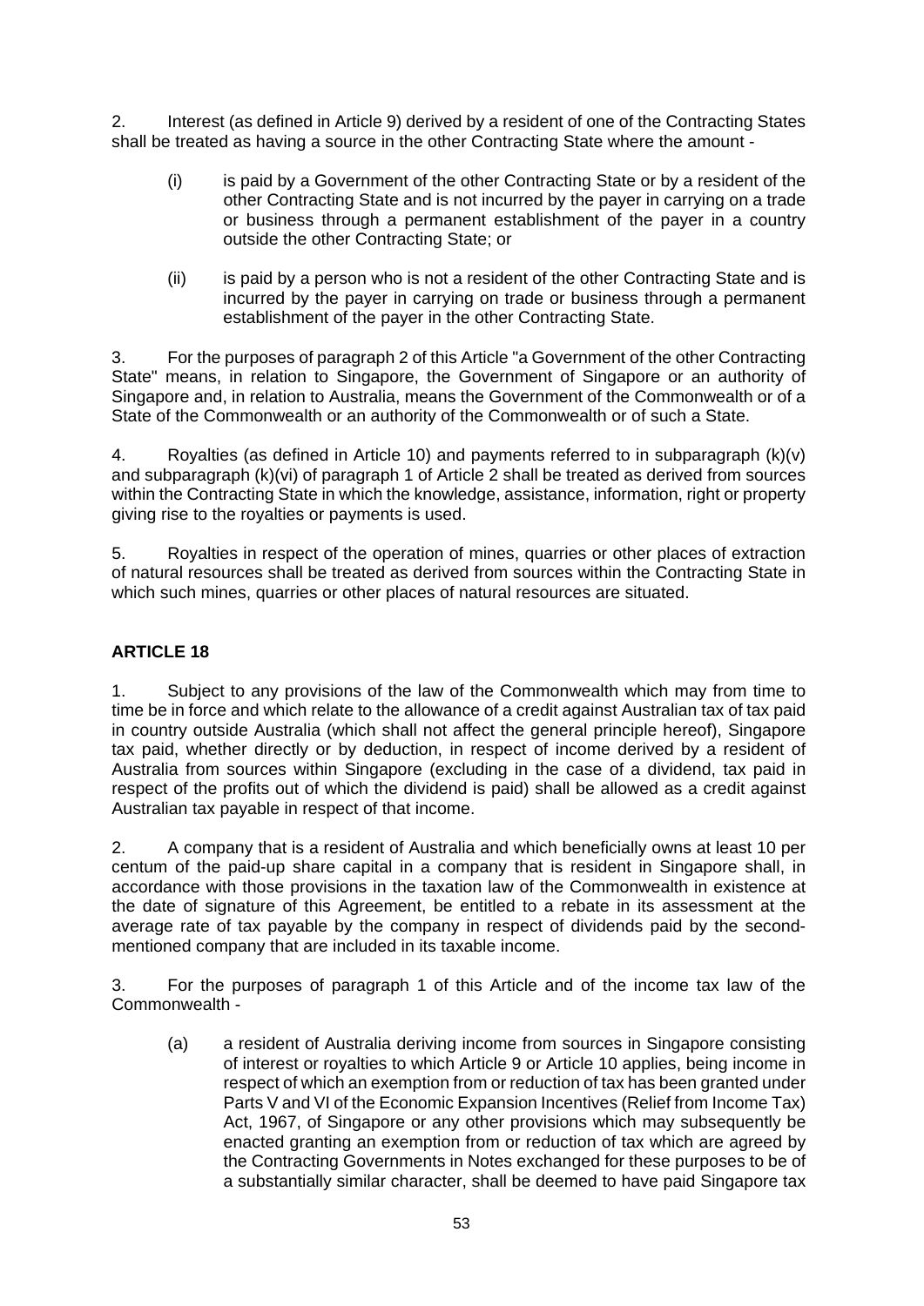2. Interest (as defined in Article 9) derived by a resident of one of the Contracting States shall be treated as having a source in the other Contracting State where the amount -

(i) is paid by a Government of the other Contracting State or by a resident of the other Contracting State and is not incurred by the payer in carrying on a trade or business through a permanent establishment of the payer in a country outside the other Contracting State; or

(ii) is paid by a person who is not a resident of the other Contracting State and is incurred by the payer in carrying on trade or business through a permanent establishment of the payer in the other Contracting State.

3. For the purposes of paragraph 2 of this Article "a Government of the other Contracting State" means, in relation to Singapore, the Government of Singapore or an authority of Singapore and, in relation to Australia, means the Government of the Commonwealth or of a State of the Commonwealth or an authority of the Commonwealth or of such a State.

4. Royalties (as defined in Article 10) and payments referred to in subparagraph (k)(v) and subparagraph (k)(vi) of paragraph 1 of Article 2 shall be treated as derived from sources within the Contracting State in which the knowledge, assistance, information, right or property giving rise to the royalties or payments is used.

5. Royalties in respect of the operation of mines, quarries or other places of extraction of natural resources shall be treated as derived from sources within the Contracting State in which such mines, quarries or other places of natural resources are situated.

**ARTICLE 18**

1. Subject to any provisions of the law of the Commonwealth which may from time to time be in force and which relate to the allowance of a credit against Australian tax of tax paid in country outside Australia (which shall not affect the general principle hereof), Singapore tax paid, whether directly or by deduction, in respect of income derived by a resident of Australia from sources within Singapore (excluding in the case of a dividend, tax paid in respect of the profits out of which the dividend is paid) shall be allowed as a credit against Australian tax payable in respect of that income.

2. A company that is a resident of Australia and which beneficially owns at least 10 per centum of the paid-up share capital in a company that is resident in Singapore shall, in accordance with those provisions in the taxation law of the Commonwealth in existence at the date of signature of this Agreement, be entitled to a rebate in its assessment at the average rate of tax payable by the company in respect of dividends paid by the second-mentioned company that are included in its taxable income.

3. For the purposes of paragraph 1 of this Article and of the income tax law of the Commonwealth -

(a) a resident of Australia deriving income from sources in Singapore consisting of interest or royalties to which Article 9 or Article 10 applies, being income in respect of which an exemption from or reduction of tax has been granted under Parts V and VI of the Economic Expansion Incentives (Relief from Income Tax) Act, 1967, of Singapore or any other provisions which may subsequently be enacted granting an exemption from or reduction of tax which are agreed by the Contracting Governments in Notes exchanged for these purposes to be of a substantially similar character, shall be deemed to have paid Singapore tax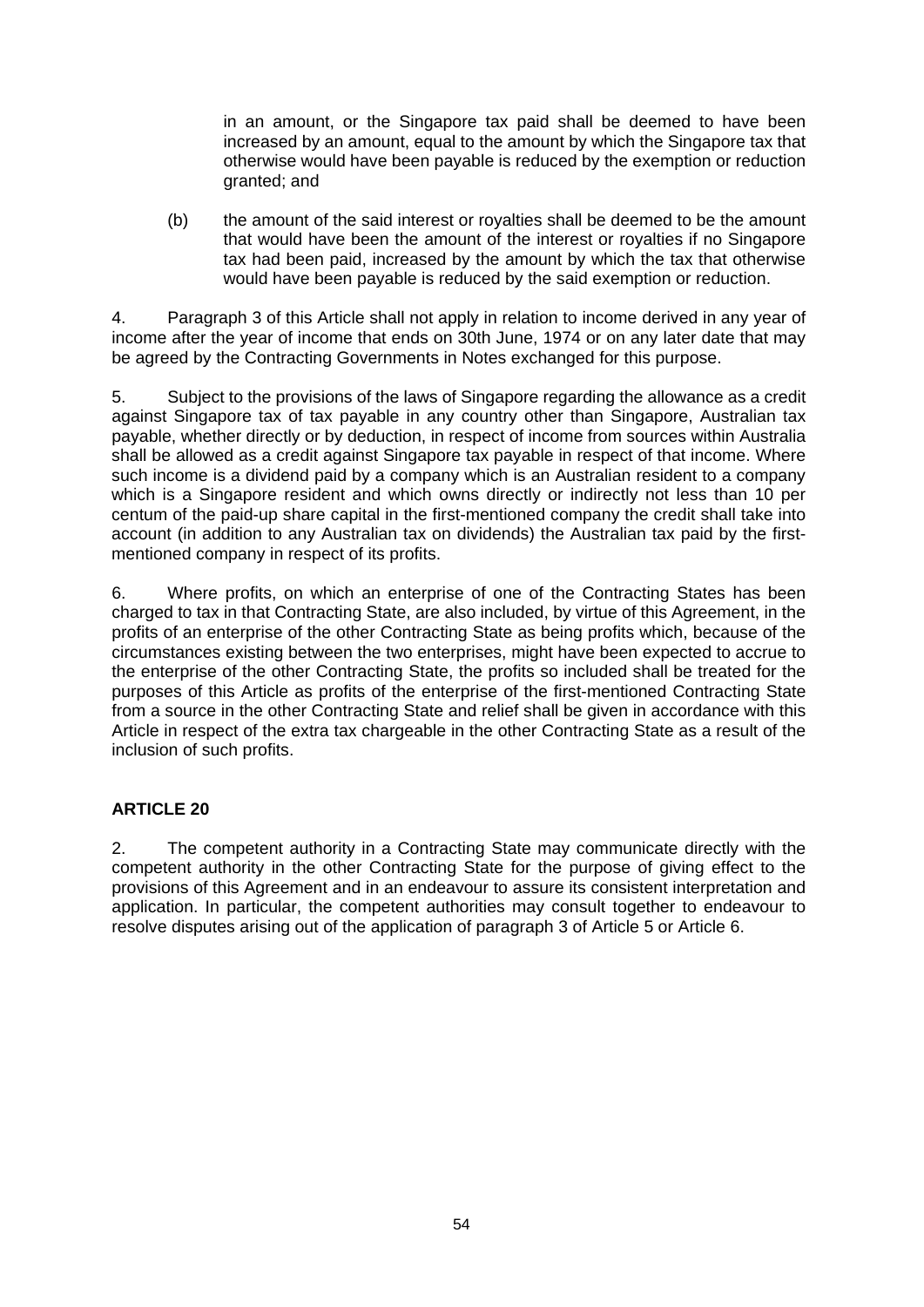in an amount, or the Singapore tax paid shall be deemed to have been increased by an amount, equal to the amount by which the Singapore tax that otherwise would have been payable is reduced by the exemption or reduction granted; and

(b) the amount of the said interest or royalties shall be deemed to be the amount that would have been the amount of the interest or royalties if no Singapore tax had been paid, increased by the amount by which the tax that otherwise would have been payable is reduced by the said exemption or reduction.

4. Paragraph 3 of this Article shall not apply in relation to income derived in any year of income after the year of income that ends on 30th June, 1974 or on any later date that may be agreed by the Contracting Governments in Notes exchanged for this purpose.

5. Subject to the provisions of the laws of Singapore regarding the allowance as a credit against Singapore tax of tax payable in any country other than Singapore, Australian tax payable, whether directly or by deduction, in respect of income from sources within Australia shall be allowed as a credit against Singapore tax payable in respect of that income. Where such income is a dividend paid by a company which is an Australian resident to a company which is a Singapore resident and which owns directly or indirectly not less than 10 per centum of the paid-up share capital in the first-mentioned company the credit shall take into account (in addition to any Australian tax on dividends) the Australian tax paid by the first-mentioned company in respect of its profits.

6. Where profits, on which an enterprise of one of the Contracting States has been charged to tax in that Contracting State, are also included, by virtue of this Agreement, in the profits of an enterprise of the other Contracting State as being profits which, because of the circumstances existing between the two enterprises, might have been expected to accrue to the enterprise of the other Contracting State, the profits so included shall be treated for the purposes of this Article as profits of the enterprise of the first-mentioned Contracting State from a source in the other Contracting State and relief shall be given in accordance with this Article in respect of the extra tax chargeable in the other Contracting State as a result of the inclusion of such profits.

**ARTICLE 20**

2. The competent authority in a Contracting State may communicate directly with the competent authority in the other Contracting State for the purpose of giving effect to the provisions of this Agreement and in an endeavour to assure its consistent interpretation and application. In particular, the competent authorities may consult together to endeavour to resolve disputes arising out of the application of paragraph 3 of Article 5 or Article 6.